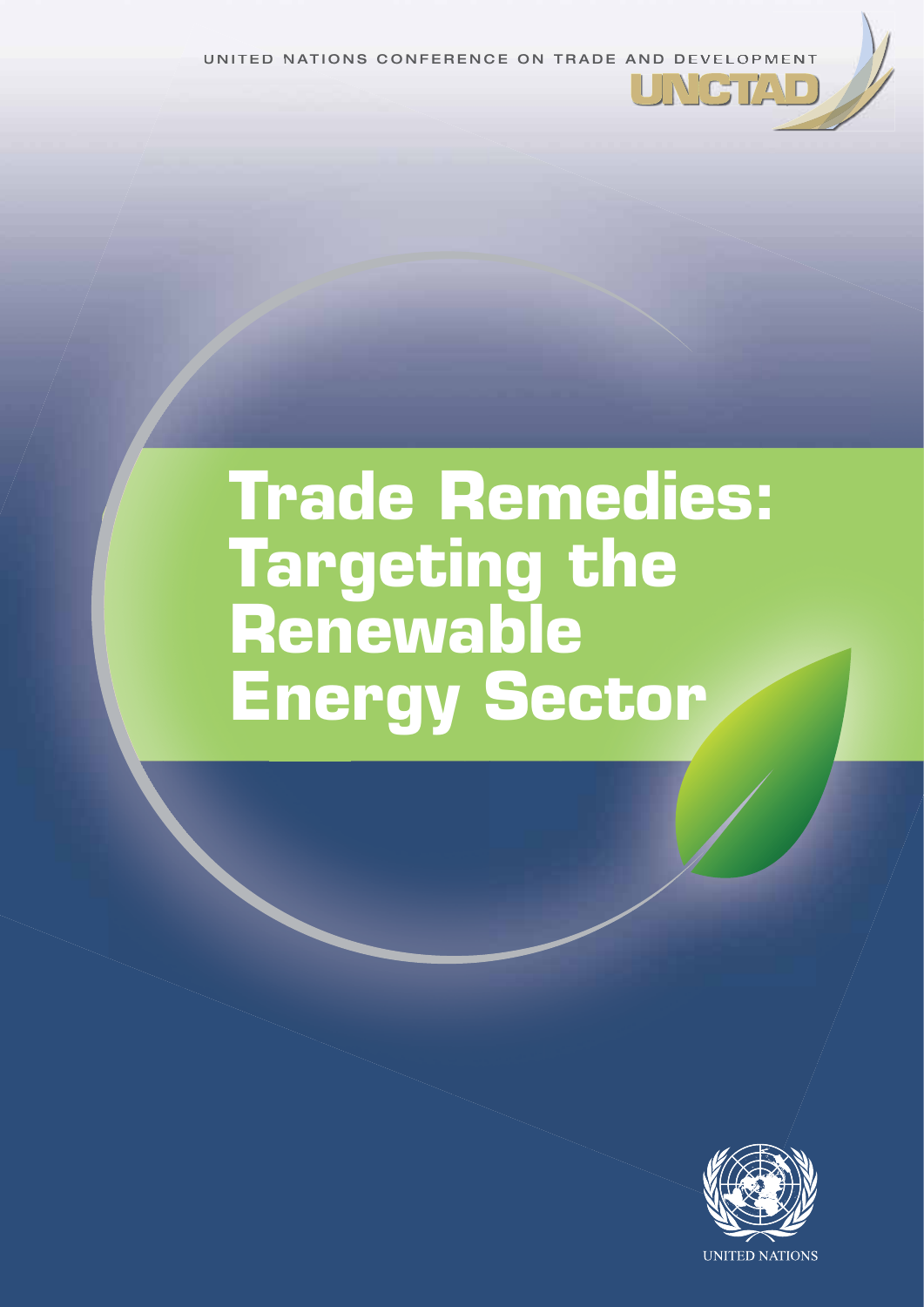UNITED NATIONS CONFERENCE ON TRADE AND DEVELOPMENT

UNCTAD

# Trade Remedies: Targeting the Renewable Energy Sector

UNITED NATIONS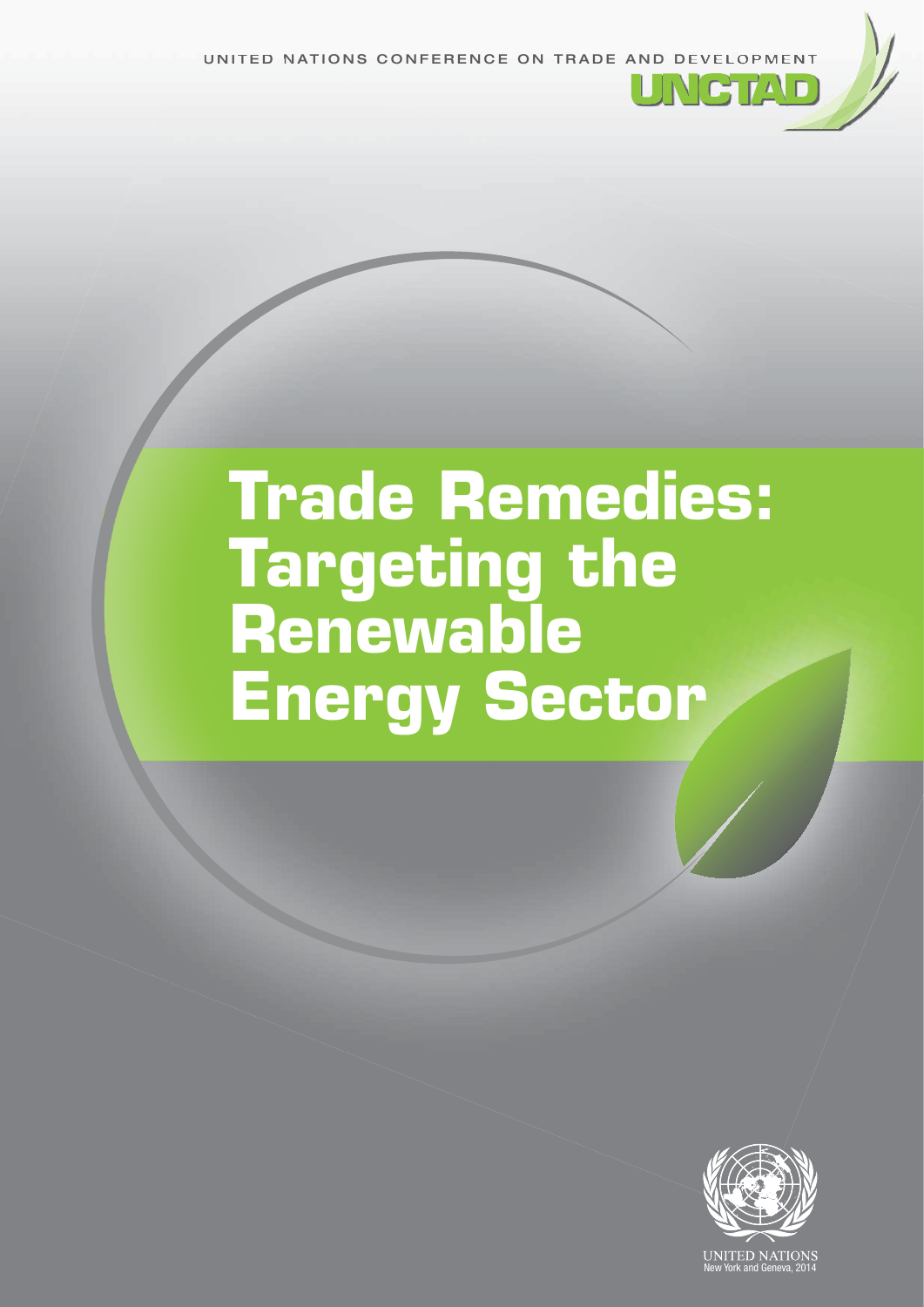UNITED NATIONS CONFERENCE ON TRADE AND DEVELOPMENT

UNCTAD

# Trade Remedies: Targeting the Renewable Energy Sector

UNITED NATIONS
New York and Geneva, 2014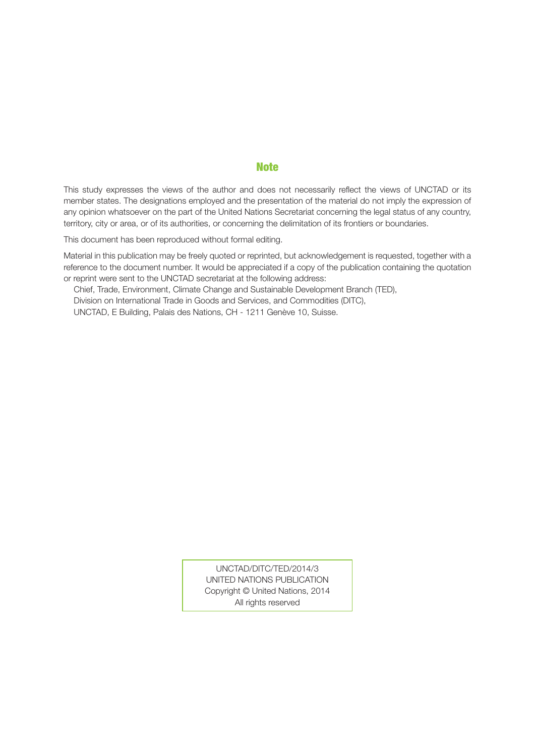## Note

This study expresses the views of the author and does not necessarily reflect the views of UNCTAD or its member states. The designations employed and the presentation of the material do not imply the expression of any opinion whatsoever on the part of the United Nations Secretariat concerning the legal status of any country, territory, city or area, or of its authorities, or concerning the delimitation of its frontiers or boundaries.

This document has been reproduced without formal editing.

Material in this publication may be freely quoted or reprinted, but acknowledgement is requested, together with a reference to the document number. It would be appreciated if a copy of the publication containing the quotation or reprint were sent to the UNCTAD secretariat at the following address:

Chief, Trade, Environment, Climate Change and Sustainable Development Branch (TED),
Division on International Trade in Goods and Services, and Commodities (DITC),
UNCTAD, E Building, Palais des Nations, CH - 1211 Genève 10, Suisse.

UNCTAD/DITC/TED/2014/3
UNITED NATIONS PUBLICATION
Copyright © United Nations, 2014
All rights reserved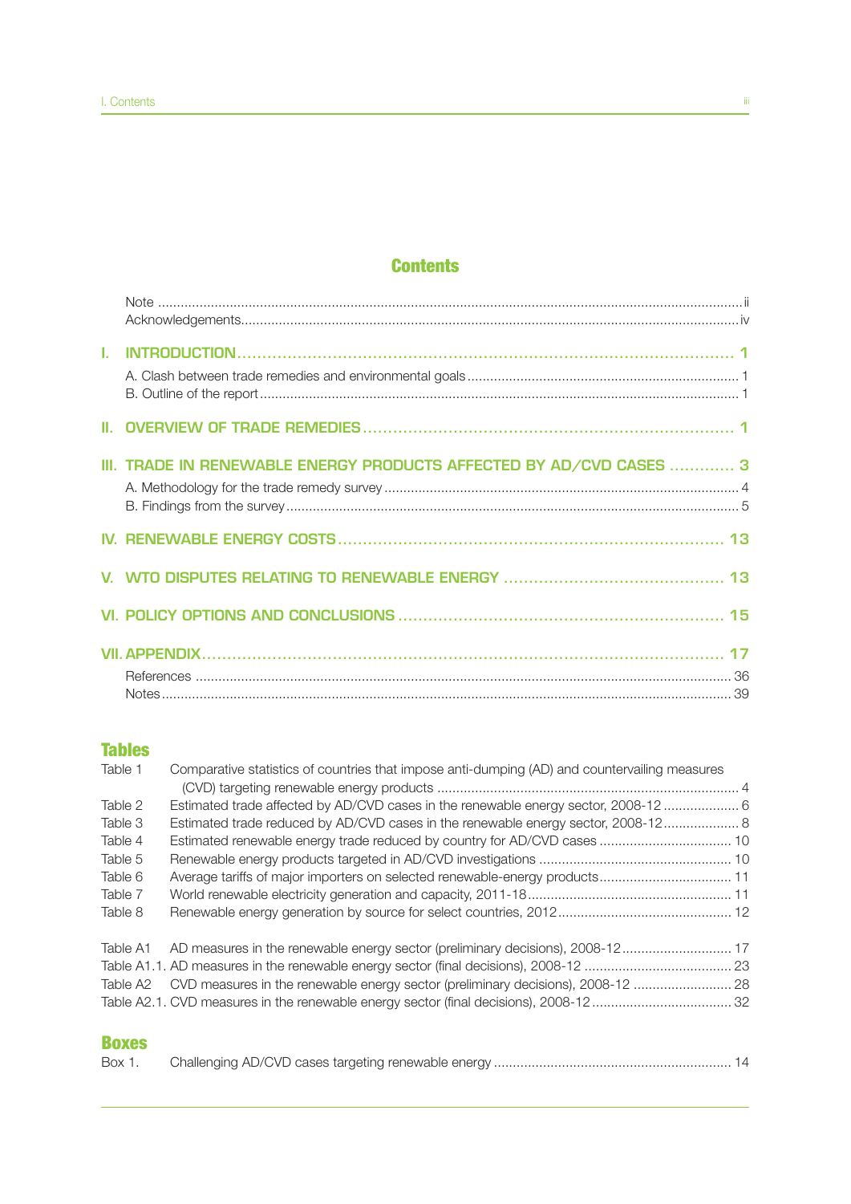# Contents

Note ... ii
Acknowledgements ... iv

**I. INTRODUCTION ... 1**

A. Clash between trade remedies and environmental goals ... 1
B. Outline of the report ... 1

**II. OVERVIEW OF TRADE REMEDIES ... 1**

**III. TRADE IN RENEWABLE ENERGY PRODUCTS AFFECTED BY AD/CVD CASES ... 3**

A. Methodology for the trade remedy survey ... 4
B. Findings from the survey ... 5

**IV. RENEWABLE ENERGY COSTS ... 13**

**V. WTO DISPUTES RELATING TO RENEWABLE ENERGY ... 13**

**VI. POLICY OPTIONS AND CONCLUSIONS ... 15**

**VII. APPENDIX ... 17**

References ... 36
Notes ... 39

## Tables

Table 1 Comparative statistics of countries that impose anti-dumping (AD) and countervailing measures (CVD) targeting renewable energy products ... 4
Table 2 Estimated trade affected by AD/CVD cases in the renewable energy sector, 2008-12 ... 6
Table 3 Estimated trade reduced by AD/CVD cases in the renewable energy sector, 2008-12 ... 8
Table 4 Estimated renewable energy trade reduced by country for AD/CVD cases ... 10
Table 5 Renewable energy products targeted in AD/CVD investigations ... 10
Table 6 Average tariffs of major importers on selected renewable-energy products ... 11
Table 7 World renewable electricity generation and capacity, 2011-18 ... 11
Table 8 Renewable energy generation by source for select countries, 2012 ... 12

Table A1 AD measures in the renewable energy sector (preliminary decisions), 2008-12 ... 17
Table A1.1. AD measures in the renewable energy sector (final decisions), 2008-12 ... 23
Table A2 CVD measures in the renewable energy sector (preliminary decisions), 2008-12 ... 28
Table A2.1. CVD measures in the renewable energy sector (final decisions), 2008-12 ... 32

## Boxes

Box 1. Challenging AD/CVD cases targeting renewable energy ... 14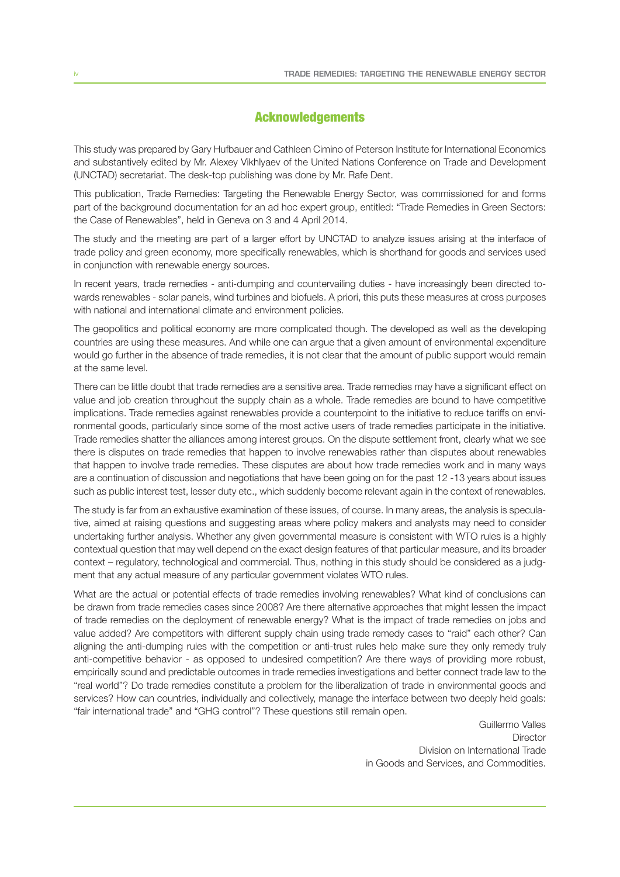## Acknowledgements

This study was prepared by Gary Hufbauer and Cathleen Cimino of Peterson Institute for International Economics and substantively edited by Mr. Alexey Vikhlyaev of the United Nations Conference on Trade and Development (UNCTAD) secretariat. The desk-top publishing was done by Mr. Rafe Dent.

This publication, Trade Remedies: Targeting the Renewable Energy Sector, was commissioned for and forms part of the background documentation for an ad hoc expert group, entitled: "Trade Remedies in Green Sectors: the Case of Renewables", held in Geneva on 3 and 4 April 2014.

The study and the meeting are part of a larger effort by UNCTAD to analyze issues arising at the interface of trade policy and green economy, more specifically renewables, which is shorthand for goods and services used in conjunction with renewable energy sources.

In recent years, trade remedies - anti-dumping and countervailing duties - have increasingly been directed towards renewables - solar panels, wind turbines and biofuels. A priori, this puts these measures at cross purposes with national and international climate and environment policies.

The geopolitics and political economy are more complicated though. The developed as well as the developing countries are using these measures. And while one can argue that a given amount of environmental expenditure would go further in the absence of trade remedies, it is not clear that the amount of public support would remain at the same level.

There can be little doubt that trade remedies are a sensitive area. Trade remedies may have a significant effect on value and job creation throughout the supply chain as a whole. Trade remedies are bound to have competitive implications. Trade remedies against renewables provide a counterpoint to the initiative to reduce tariffs on environmental goods, particularly since some of the most active users of trade remedies participate in the initiative. Trade remedies shatter the alliances among interest groups. On the dispute settlement front, clearly what we see there is disputes on trade remedies that happen to involve renewables rather than disputes about renewables that happen to involve trade remedies. These disputes are about how trade remedies work and in many ways are a continuation of discussion and negotiations that have been going on for the past 12 -13 years about issues such as public interest test, lesser duty etc., which suddenly become relevant again in the context of renewables.

The study is far from an exhaustive examination of these issues, of course. In many areas, the analysis is speculative, aimed at raising questions and suggesting areas where policy makers and analysts may need to consider undertaking further analysis. Whether any given governmental measure is consistent with WTO rules is a highly contextual question that may well depend on the exact design features of that particular measure, and its broader context – regulatory, technological and commercial. Thus, nothing in this study should be considered as a judgment that any actual measure of any particular government violates WTO rules.

What are the actual or potential effects of trade remedies involving renewables? What kind of conclusions can be drawn from trade remedies cases since 2008? Are there alternative approaches that might lessen the impact of trade remedies on the deployment of renewable energy? What is the impact of trade remedies on jobs and value added? Are competitors with different supply chain using trade remedy cases to "raid" each other? Can aligning the anti-dumping rules with the competition or anti-trust rules help make sure they only remedy truly anti-competitive behavior - as opposed to undesired competition? Are there ways of providing more robust, empirically sound and predictable outcomes in trade remedies investigations and better connect trade law to the "real world"? Do trade remedies constitute a problem for the liberalization of trade in environmental goods and services? How can countries, individually and collectively, manage the interface between two deeply held goals: "fair international trade" and "GHG control"? These questions still remain open.

Guillermo Valles
Director
Division on International Trade
in Goods and Services, and Commodities.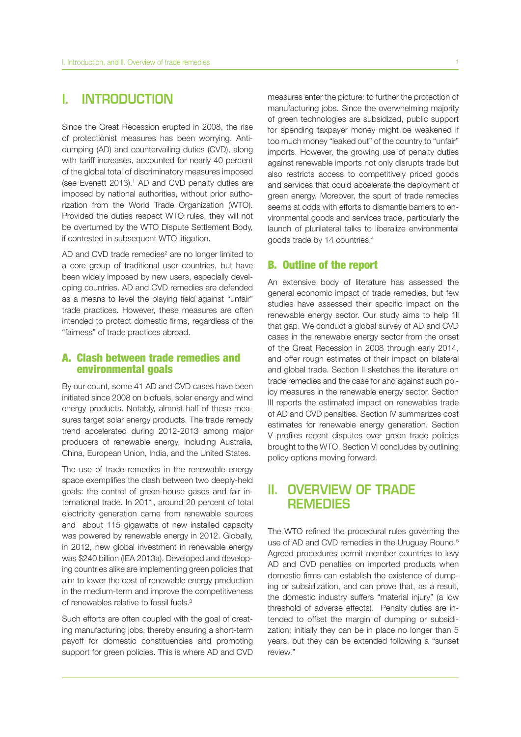# I. INTRODUCTION

Since the Great Recession erupted in 2008, the rise of protectionist measures has been worrying. Anti-dumping (AD) and countervailing duties (CVD), along with tariff increases, accounted for nearly 40 percent of the global total of discriminatory measures imposed (see Evenett 2013).[1] AD and CVD penalty duties are imposed by national authorities, without prior authorization from the World Trade Organization (WTO). Provided the duties respect WTO rules, they will not be overturned by the WTO Dispute Settlement Body, if contested in subsequent WTO litigation.

AD and CVD trade remedies[2] are no longer limited to a core group of traditional user countries, but have been widely imposed by new users, especially developing countries. AD and CVD remedies are defended as a means to level the playing field against "unfair" trade practices. However, these measures are often intended to protect domestic firms, regardless of the "fairness" of trade practices abroad.

## A. Clash between trade remedies and environmental goals

By our count, some 41 AD and CVD cases have been initiated since 2008 on biofuels, solar energy and wind energy products. Notably, almost half of these measures target solar energy products. The trade remedy trend accelerated during 2012-2013 among major producers of renewable energy, including Australia, China, European Union, India, and the United States.

The use of trade remedies in the renewable energy space exemplifies the clash between two deeply-held goals: the control of green-house gases and fair international trade. In 2011, around 20 percent of total electricity generation came from renewable sources and about 115 gigawatts of new installed capacity was powered by renewable energy in 2012. Globally, in 2012, new global investment in renewable energy was $240 billion (IEA 2013a). Developed and developing countries alike are implementing green policies that aim to lower the cost of renewable energy production in the medium-term and improve the competitiveness of renewables relative to fossil fuels.[3]

Such efforts are often coupled with the goal of creating manufacturing jobs, thereby ensuring a short-term payoff for domestic constituencies and promoting support for green policies. This is where AD and CVD measures enter the picture: to further the protection of manufacturing jobs. Since the overwhelming majority of green technologies are subsidized, public support for spending taxpayer money might be weakened if too much money "leaked out" of the country to "unfair" imports. However, the growing use of penalty duties against renewable imports not only disrupts trade but also restricts access to competitively priced goods and services that could accelerate the deployment of green energy. Moreover, the spurt of trade remedies seems at odds with efforts to dismantle barriers to environmental goods and services trade, particularly the launch of plurilateral talks to liberalize environmental goods trade by 14 countries.[4]

## B. Outline of the report

An extensive body of literature has assessed the general economic impact of trade remedies, but few studies have assessed their specific impact on the renewable energy sector. Our study aims to help fill that gap. We conduct a global survey of AD and CVD cases in the renewable energy sector from the onset of the Great Recession in 2008 through early 2014, and offer rough estimates of their impact on bilateral and global trade. Section II sketches the literature on trade remedies and the case for and against such policy measures in the renewable energy sector. Section III reports the estimated impact on renewables trade of AD and CVD penalties. Section IV summarizes cost estimates for renewable energy generation. Section V profiles recent disputes over green trade policies brought to the WTO. Section VI concludes by outlining policy options moving forward.

# II. OVERVIEW OF TRADE REMEDIES

The WTO refined the procedural rules governing the use of AD and CVD remedies in the Uruguay Round.[5] Agreed procedures permit member countries to levy AD and CVD penalties on imported products when domestic firms can establish the existence of dumping or subsidization, and can prove that, as a result, the domestic industry suffers "material injury" (a low threshold of adverse effects). Penalty duties are intended to offset the margin of dumping or subsidization; initially they can be in place no longer than 5 years, but they can be extended following a "sunset review."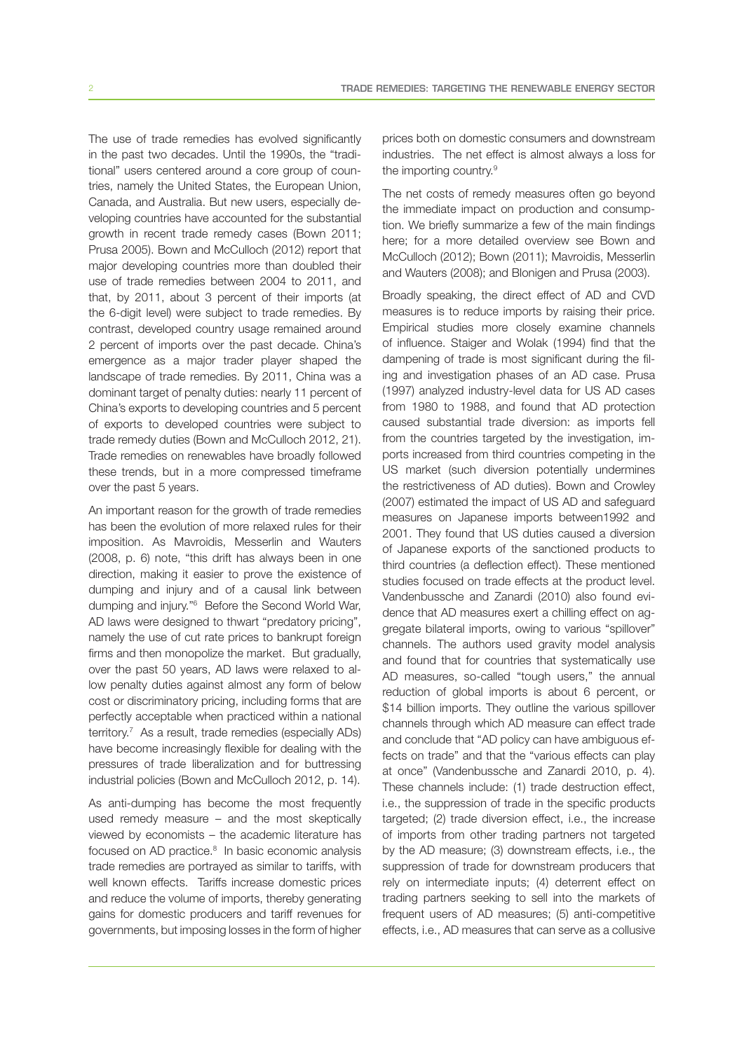The use of trade remedies has evolved significantly in the past two decades. Until the 1990s, the "traditional" users centered around a core group of countries, namely the United States, the European Union, Canada, and Australia. But new users, especially developing countries have accounted for the substantial growth in recent trade remedy cases (Bown 2011; Prusa 2005). Bown and McCulloch (2012) report that major developing countries more than doubled their use of trade remedies between 2004 to 2011, and that, by 2011, about 3 percent of their imports (at the 6-digit level) were subject to trade remedies. By contrast, developed country usage remained around 2 percent of imports over the past decade. China's emergence as a major trader player shaped the landscape of trade remedies. By 2011, China was a dominant target of penalty duties: nearly 11 percent of China's exports to developing countries and 5 percent of exports to developed countries were subject to trade remedy duties (Bown and McCulloch 2012, 21). Trade remedies on renewables have broadly followed these trends, but in a more compressed timeframe over the past 5 years.

An important reason for the growth of trade remedies has been the evolution of more relaxed rules for their imposition. As Mavroidis, Messerlin and Wauters (2008, p. 6) note, "this drift has always been in one direction, making it easier to prove the existence of dumping and injury and of a causal link between dumping and injury."[6] Before the Second World War, AD laws were designed to thwart "predatory pricing", namely the use of cut rate prices to bankrupt foreign firms and then monopolize the market. But gradually, over the past 50 years, AD laws were relaxed to allow penalty duties against almost any form of below cost or discriminatory pricing, including forms that are perfectly acceptable when practiced within a national territory.[7] As a result, trade remedies (especially ADs) have become increasingly flexible for dealing with the pressures of trade liberalization and for buttressing industrial policies (Bown and McCulloch 2012, p. 14).

As anti-dumping has become the most frequently used remedy measure – and the most skeptically viewed by economists – the academic literature has focused on AD practice.[8] In basic economic analysis trade remedies are portrayed as similar to tariffs, with well known effects. Tariffs increase domestic prices and reduce the volume of imports, thereby generating gains for domestic producers and tariff revenues for governments, but imposing losses in the form of higher prices both on domestic consumers and downstream industries. The net effect is almost always a loss for the importing country.[9]

The net costs of remedy measures often go beyond the immediate impact on production and consumption. We briefly summarize a few of the main findings here; for a more detailed overview see Bown and McCulloch (2012); Bown (2011); Mavroidis, Messerlin and Wauters (2008); and Blonigen and Prusa (2003).

Broadly speaking, the direct effect of AD and CVD measures is to reduce imports by raising their price. Empirical studies more closely examine channels of influence. Staiger and Wolak (1994) find that the dampening of trade is most significant during the filing and investigation phases of an AD case. Prusa (1997) analyzed industry-level data for US AD cases from 1980 to 1988, and found that AD protection caused substantial trade diversion: as imports fell from the countries targeted by the investigation, imports increased from third countries competing in the US market (such diversion potentially undermines the restrictiveness of AD duties). Bown and Crowley (2007) estimated the impact of US AD and safeguard measures on Japanese imports between1992 and 2001. They found that US duties caused a diversion of Japanese exports of the sanctioned products to third countries (a deflection effect). These mentioned studies focused on trade effects at the product level. Vandenbussche and Zanardi (2010) also found evidence that AD measures exert a chilling effect on aggregate bilateral imports, owing to various "spillover" channels. The authors used gravity model analysis and found that for countries that systematically use AD measures, so-called "tough users," the annual reduction of global imports is about 6 percent, or $14 billion imports. They outline the various spillover channels through which AD measure can effect trade and conclude that "AD policy can have ambiguous effects on trade" and that the "various effects can play at once" (Vandenbussche and Zanardi 2010, p. 4). These channels include: (1) trade destruction effect, i.e., the suppression of trade in the specific products targeted; (2) trade diversion effect, i.e., the increase of imports from other trading partners not targeted by the AD measure; (3) downstream effects, i.e., the suppression of trade for downstream producers that rely on intermediate inputs; (4) deterrent effect on trading partners seeking to sell into the markets of frequent users of AD measures; (5) anti-competitive effects, i.e., AD measures that can serve as a collusive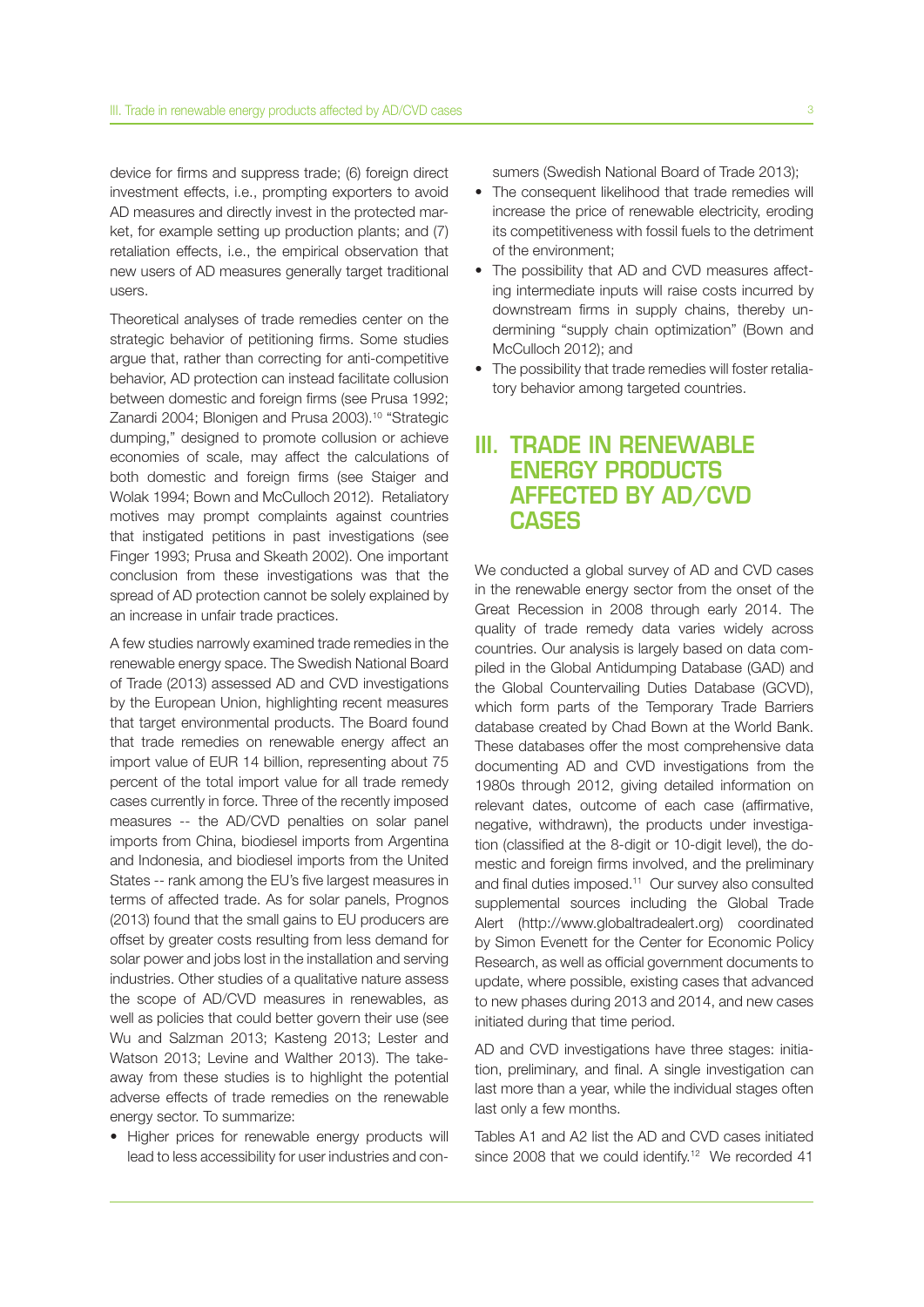device for firms and suppress trade; (6) foreign direct investment effects, i.e., prompting exporters to avoid AD measures and directly invest in the protected market, for example setting up production plants; and (7) retaliation effects, i.e., the empirical observation that new users of AD measures generally target traditional users.

Theoretical analyses of trade remedies center on the strategic behavior of petitioning firms. Some studies argue that, rather than correcting for anti-competitive behavior, AD protection can instead facilitate collusion between domestic and foreign firms (see Prusa 1992; Zanardi 2004; Blonigen and Prusa 2003).[10] "Strategic dumping," designed to promote collusion or achieve economies of scale, may affect the calculations of both domestic and foreign firms (see Staiger and Wolak 1994; Bown and McCulloch 2012). Retaliatory motives may prompt complaints against countries that instigated petitions in past investigations (see Finger 1993; Prusa and Skeath 2002). One important conclusion from these investigations was that the spread of AD protection cannot be solely explained by an increase in unfair trade practices.

A few studies narrowly examined trade remedies in the renewable energy space. The Swedish National Board of Trade (2013) assessed AD and CVD investigations by the European Union, highlighting recent measures that target environmental products. The Board found that trade remedies on renewable energy affect an import value of EUR 14 billion, representing about 75 percent of the total import value for all trade remedy cases currently in force. Three of the recently imposed measures -- the AD/CVD penalties on solar panel imports from China, biodiesel imports from Argentina and Indonesia, and biodiesel imports from the United States -- rank among the EU's five largest measures in terms of affected trade. As for solar panels, Prognos (2013) found that the small gains to EU producers are offset by greater costs resulting from less demand for solar power and jobs lost in the installation and serving industries. Other studies of a qualitative nature assess the scope of AD/CVD measures in renewables, as well as policies that could better govern their use (see Wu and Salzman 2013; Kasteng 2013; Lester and Watson 2013; Levine and Walther 2013). The takeaway from these studies is to highlight the potential adverse effects of trade remedies on the renewable energy sector. To summarize:

- Higher prices for renewable energy products will lead to less accessibility for user industries and consumers (Swedish National Board of Trade 2013);
- The consequent likelihood that trade remedies will increase the price of renewable electricity, eroding its competitiveness with fossil fuels to the detriment of the environment;
- The possibility that AD and CVD measures affecting intermediate inputs will raise costs incurred by downstream firms in supply chains, thereby undermining "supply chain optimization" (Bown and McCulloch 2012); and
- The possibility that trade remedies will foster retaliatory behavior among targeted countries.

# III. TRADE IN RENEWABLE ENERGY PRODUCTS AFFECTED BY AD/CVD CASES

We conducted a global survey of AD and CVD cases in the renewable energy sector from the onset of the Great Recession in 2008 through early 2014. The quality of trade remedy data varies widely across countries. Our analysis is largely based on data compiled in the Global Antidumping Database (GAD) and the Global Countervailing Duties Database (GCVD), which form parts of the Temporary Trade Barriers database created by Chad Bown at the World Bank. These databases offer the most comprehensive data documenting AD and CVD investigations from the 1980s through 2012, giving detailed information on relevant dates, outcome of each case (affirmative, negative, withdrawn), the products under investigation (classified at the 8-digit or 10-digit level), the domestic and foreign firms involved, and the preliminary and final duties imposed.[11] Our survey also consulted supplemental sources including the Global Trade Alert (http://www.globaltradealert.org) coordinated by Simon Evenett for the Center for Economic Policy Research, as well as official government documents to update, where possible, existing cases that advanced to new phases during 2013 and 2014, and new cases initiated during that time period.

AD and CVD investigations have three stages: initiation, preliminary, and final. A single investigation can last more than a year, while the individual stages often last only a few months.

Tables A1 and A2 list the AD and CVD cases initiated since 2008 that we could identify.[12] We recorded 41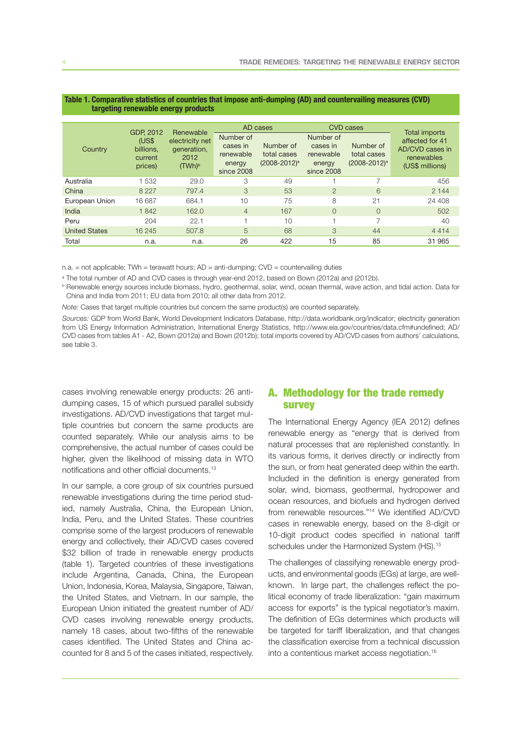**Table 1. Comparative statistics of countries that impose anti-dumping (AD) and countervailing measures (CVD) targeting renewable energy products**

| Country | GDP, 2012 (US$ billions, current prices) | Renewable electricity net generation, 2012 (TWh)[b] | AD cases | | CVD cases | | Total imports affected for 41 AD/CVD cases in renewables (US$ millions) |
|---|---|---|---|---|---|---|---|
| | | | Number of cases in renewable energy since 2008 | Number of total cases (2008-2012)[a] | Number of cases in renewable energy since 2008 | Number of total cases (2008-2012)[a] | |
| Australia | 1 532 | 29.0 | 3 | 49 | 1 | 7 | 456 |
| China | 8 227 | 797.4 | 3 | 53 | 2 | 6 | 2 144 |
| European Union | 16 687 | 684.1 | 10 | 75 | 8 | 21 | 24 408 |
| India | 1 842 | 162.0 | 4 | 167 | 0 | 0 | 502 |
| Peru | 204 | 22.1 | 1 | 10 | 1 | 7 | 40 |
| United States | 16 245 | 507.8 | 5 | 68 | 3 | 44 | 4 414 |
| Total | n.a. | n.a. | 26 | 422 | 15 | 85 | 31 965 |

n.a. = not applicable; TWh = terawatt hours; AD = anti-dumping; CVD = countervailing duties

[a] The total number of AD and CVD cases is through year-end 2012, based on Bown (2012a) and (2012b).

[b] Renewable energy sources include biomass, hydro, geothermal, solar, wind, ocean thermal, wave action, and tidal action. Data for China and India from 2011; EU data from 2010; all other data from 2012.

*Note:* Cases that target multiple countries but concern the same product(s) are counted separately.

*Sources:* GDP from World Bank, World Development Indicators Database, http://data.worldbank.org/indicator; electricity generation from US Energy Information Administration, International Energy Statistics, http://www.eia.gov/countries/data.cfm#undefined; AD/CVD cases from tables A1 - A2, Bown (2012a) and Bown (2012b); total imports covered by AD/CVD cases from authors' calculations, see table 3.

cases involving renewable energy products: 26 anti-dumping cases, 15 of which pursued parallel subsidy investigations. AD/CVD investigations that target multiple countries but concern the same products are counted separately. While our analysis aims to be comprehensive, the actual number of cases could be higher, given the likelihood of missing data in WTO notifications and other official documents.[13]

In our sample, a core group of six countries pursued renewable investigations during the time period studied, namely Australia, China, the European Union, India, Peru, and the United States. These countries comprise some of the largest producers of renewable energy and collectively, their AD/CVD cases covered $32 billion of trade in renewable energy products (table 1). Targeted countries of these investigations include Argentina, Canada, China, the European Union, Indonesia, Korea, Malaysia, Singapore, Taiwan, the United States, and Vietnam. In our sample, the European Union initiated the greatest number of AD/CVD cases involving renewable energy products, namely 18 cases, about two-fifths of the renewable cases identified. The United States and China accounted for 8 and 5 of the cases initiated, respectively.

## A. Methodology for the trade remedy survey

The International Energy Agency (IEA 2012) defines renewable energy as "energy that is derived from natural processes that are replenished constantly. In its various forms, it derives directly or indirectly from the sun, or from heat generated deep within the earth. Included in the definition is energy generated from solar, wind, biomass, geothermal, hydropower and ocean resources, and biofuels and hydrogen derived from renewable resources."[14] We identified AD/CVD cases in renewable energy, based on the 8-digit or 10-digit product codes specified in national tariff schedules under the Harmonized System (HS).[15]

The challenges of classifying renewable energy products, and environmental goods (EGs) at large, are well-known. In large part, the challenges reflect the political economy of trade liberalization: "gain maximum access for exports" is the typical negotiator's maxim. The definition of EGs determines which products will be targeted for tariff liberalization, and that changes the classification exercise from a technical discussion into a contentious market access negotiation.[16]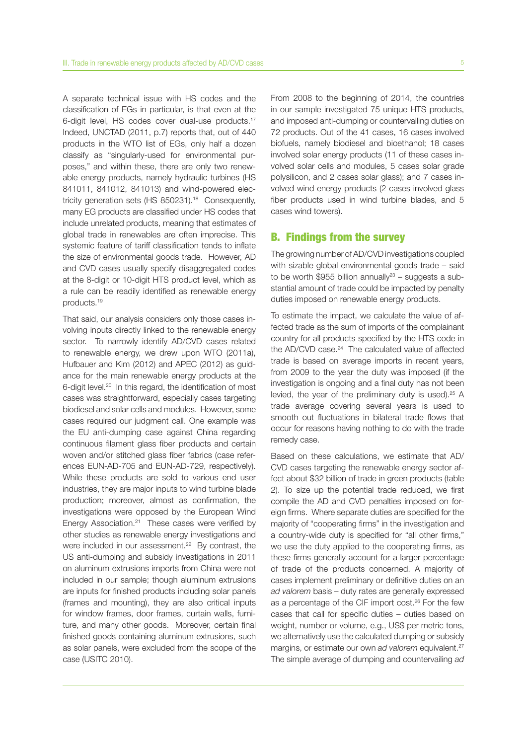A separate technical issue with HS codes and the classification of EGs in particular, is that even at the 6-digit level, HS codes cover dual-use products.[17] Indeed, UNCTAD (2011, p.7) reports that, out of 440 products in the WTO list of EGs, only half a dozen classify as "singularly-used for environmental purposes," and within these, there are only two renewable energy products, namely hydraulic turbines (HS 841011, 841012, 841013) and wind-powered electricity generation sets (HS 850231).[18] Consequently, many EG products are classified under HS codes that include unrelated products, meaning that estimates of global trade in renewables are often imprecise. This systemic feature of tariff classification tends to inflate the size of environmental goods trade. However, AD and CVD cases usually specify disaggregated codes at the 8-digit or 10-digit HTS product level, which as a rule can be readily identified as renewable energy products.[19]

That said, our analysis considers only those cases involving inputs directly linked to the renewable energy sector. To narrowly identify AD/CVD cases related to renewable energy, we drew upon WTO (2011a), Hufbauer and Kim (2012) and APEC (2012) as guidance for the main renewable energy products at the 6-digit level.[20] In this regard, the identification of most cases was straightforward, especially cases targeting biodiesel and solar cells and modules. However, some cases required our judgment call. One example was the EU anti-dumping case against China regarding continuous filament glass fiber products and certain woven and/or stitched glass fiber fabrics (case references EUN-AD-705 and EUN-AD-729, respectively). While these products are sold to various end user industries, they are major inputs to wind turbine blade production; moreover, almost as confirmation, the investigations were opposed by the European Wind Energy Association.[21] These cases were verified by other studies as renewable energy investigations and were included in our assessment.[22] By contrast, the US anti-dumping and subsidy investigations in 2011 on aluminum extrusions imports from China were not included in our sample; though aluminum extrusions are inputs for finished products including solar panels (frames and mounting), they are also critical inputs for window frames, door frames, curtain walls, furniture, and many other goods. Moreover, certain final finished goods containing aluminum extrusions, such as solar panels, were excluded from the scope of the case (USITC 2010).

From 2008 to the beginning of 2014, the countries in our sample investigated 75 unique HTS products, and imposed anti-dumping or countervailing duties on 72 products. Out of the 41 cases, 16 cases involved biofuels, namely biodiesel and bioethanol; 18 cases involved solar energy products (11 of these cases involved solar cells and modules, 5 cases solar grade polysilicon, and 2 cases solar glass); and 7 cases involved wind energy products (2 cases involved glass fiber products used in wind turbine blades, and 5 cases wind towers).

## B. Findings from the survey

The growing number of AD/CVD investigations coupled with sizable global environmental goods trade – said to be worth $955 billion annually[23] – suggests a substantial amount of trade could be impacted by penalty duties imposed on renewable energy products.

To estimate the impact, we calculate the value of affected trade as the sum of imports of the complainant country for all products specified by the HTS code in the AD/CVD case.[24] The calculated value of affected trade is based on average imports in recent years, from 2009 to the year the duty was imposed (if the investigation is ongoing and a final duty has not been levied, the year of the preliminary duty is used).[25] A trade average covering several years is used to smooth out fluctuations in bilateral trade flows that occur for reasons having nothing to do with the trade remedy case.

Based on these calculations, we estimate that AD/CVD cases targeting the renewable energy sector affect about $32 billion of trade in green products (table 2). To size up the potential trade reduced, we first compile the AD and CVD penalties imposed on foreign firms. Where separate duties are specified for the majority of "cooperating firms" in the investigation and a country-wide duty is specified for "all other firms," we use the duty applied to the cooperating firms, as these firms generally account for a larger percentage of trade of the products concerned. A majority of cases implement preliminary or definitive duties on an *ad valorem* basis – duty rates are generally expressed as a percentage of the CIF import cost.[26] For the few cases that call for specific duties – duties based on weight, number or volume, e.g., US$ per metric tons, we alternatively use the calculated dumping or subsidy margins, or estimate our own *ad valorem* equivalent.[27] The simple average of dumping and countervailing *ad*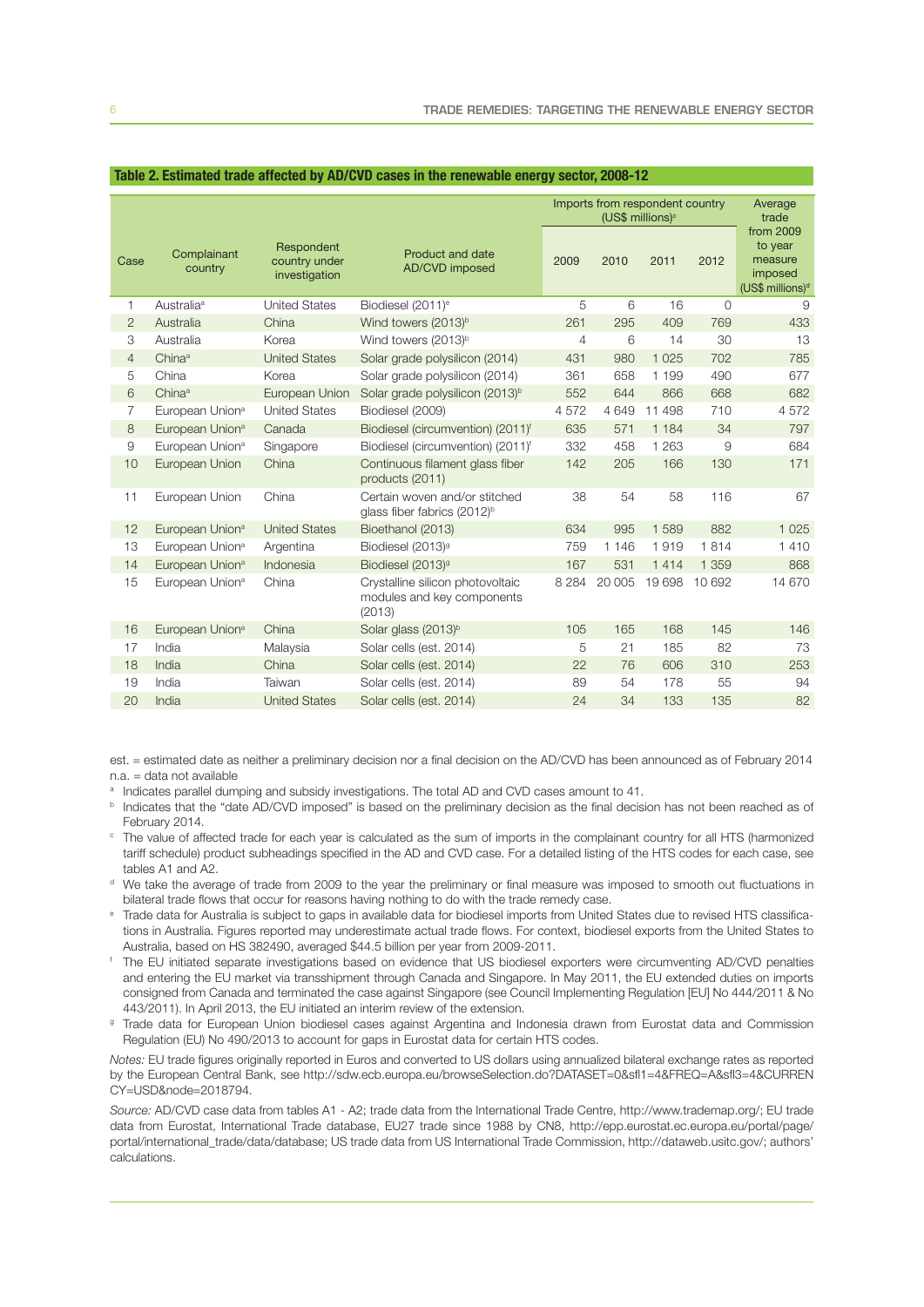**Table 2. Estimated trade affected by AD/CVD cases in the renewable energy sector, 2008-12**

| Case | Complainant country | Respondent country under investigation | Product and date AD/CVD imposed | Imports from respondent country (US$ millions)[c] | | | | Average trade from 2009 to year measure imposed (US$ millions)[d] |
|---|---|---|---|---|---|---|---|---|
| | | | | 2009 | 2010 | 2011 | 2012 | |
| 1 | Australia[a] | United States | Biodiesel (2011)[e] | 5 | 6 | 16 | 0 | 9 |
| 2 | Australia | China | Wind towers (2013)[b] | 261 | 295 | 409 | 769 | 433 |
| 3 | Australia | Korea | Wind towers (2013)[b] | 4 | 6 | 14 | 30 | 13 |
| 4 | China[a] | United States | Solar grade polysilicon (2014) | 431 | 980 | 1 025 | 702 | 785 |
| 5 | China | Korea | Solar grade polysilicon (2014) | 361 | 658 | 1 199 | 490 | 677 |
| 6 | China[a] | European Union | Solar grade polysilicon (2013)[b] | 552 | 644 | 866 | 668 | 682 |
| 7 | European Union[a] | United States | Biodiesel (2009) | 4 572 | 4 649 | 11 498 | 710 | 4 572 |
| 8 | European Union[a] | Canada | Biodiesel (circumvention) (2011)[f] | 635 | 571 | 1 184 | 34 | 797 |
| 9 | European Union[a] | Singapore | Biodiesel (circumvention) (2011)[f] | 332 | 458 | 1 263 | 9 | 684 |
| 10 | European Union | China | Continuous filament glass fiber products (2011) | 142 | 205 | 166 | 130 | 171 |
| 11 | European Union | China | Certain woven and/or stitched glass fiber fabrics (2012)[b] | 38 | 54 | 58 | 116 | 67 |
| 12 | European Union[a] | United States | Bioethanol (2013) | 634 | 995 | 1 589 | 882 | 1 025 |
| 13 | European Union[a] | Argentina | Biodiesel (2013)[g] | 759 | 1 146 | 1 919 | 1 814 | 1 410 |
| 14 | European Union[a] | Indonesia | Biodiesel (2013)[g] | 167 | 531 | 1 414 | 1 359 | 868 |
| 15 | European Union[a] | China | Crystalline silicon photovoltaic modules and key components (2013) | 8 284 | 20 005 | 19 698 | 10 692 | 14 670 |
| 16 | European Union[a] | China | Solar glass (2013)[b] | 105 | 165 | 168 | 145 | 146 |
| 17 | India | Malaysia | Solar cells (est. 2014) | 5 | 21 | 185 | 82 | 73 |
| 18 | India | China | Solar cells (est. 2014) | 22 | 76 | 606 | 310 | 253 |
| 19 | India | Taiwan | Solar cells (est. 2014) | 89 | 54 | 178 | 55 | 94 |
| 20 | India | United States | Solar cells (est. 2014) | 24 | 34 | 133 | 135 | 82 |

est. = estimated date as neither a preliminary decision nor a final decision on the AD/CVD has been announced as of February 2014
n.a. = data not available

[a] Indicates parallel dumping and subsidy investigations. The total AD and CVD cases amount to 41.

[b] Indicates that the "date AD/CVD imposed" is based on the preliminary decision as the final decision has not been reached as of February 2014.

[c] The value of affected trade for each year is calculated as the sum of imports in the complainant country for all HTS (harmonized tariff schedule) product subheadings specified in the AD and CVD case. For a detailed listing of the HTS codes for each case, see tables A1 and A2.

[d] We take the average of trade from 2009 to the year the preliminary or final measure was imposed to smooth out fluctuations in bilateral trade flows that occur for reasons having nothing to do with the trade remedy case.

[e] Trade data for Australia is subject to gaps in available data for biodiesel imports from United States due to revised HTS classifications in Australia. Figures reported may underestimate actual trade flows. For context, biodiesel exports from the United States to Australia, based on HS 382490, averaged $44.5 billion per year from 2009-2011.

[f] The EU initiated separate investigations based on evidence that US biodiesel exporters were circumventing AD/CVD penalties and entering the EU market via transshipment through Canada and Singapore. In May 2011, the EU extended duties on imports consigned from Canada and terminated the case against Singapore (see Council Implementing Regulation [EU] No 444/2011 & No 443/2011). In April 2013, the EU initiated an interim review of the extension.

[g] Trade data for European Union biodiesel cases against Argentina and Indonesia drawn from Eurostat data and Commission Regulation (EU) No 490/2013 to account for gaps in Eurostat data for certain HTS codes.

*Notes:* EU trade figures originally reported in Euros and converted to US dollars using annualized bilateral exchange rates as reported by the European Central Bank, see http://sdw.ecb.europa.eu/browseSelection.do?DATASET=0&sfl1=4&FREQ=A&sfl3=4&CURRENCY=USD&node=2018794.

*Source:* AD/CVD case data from tables A1 - A2; trade data from the International Trade Centre, http://www.trademap.org/; EU trade data from Eurostat, International Trade database, EU27 trade since 1988 by CN8, http://epp.eurostat.ec.europa.eu/portal/page/portal/international_trade/data/database; US trade data from US International Trade Commission, http://dataweb.usitc.gov/; authors' calculations.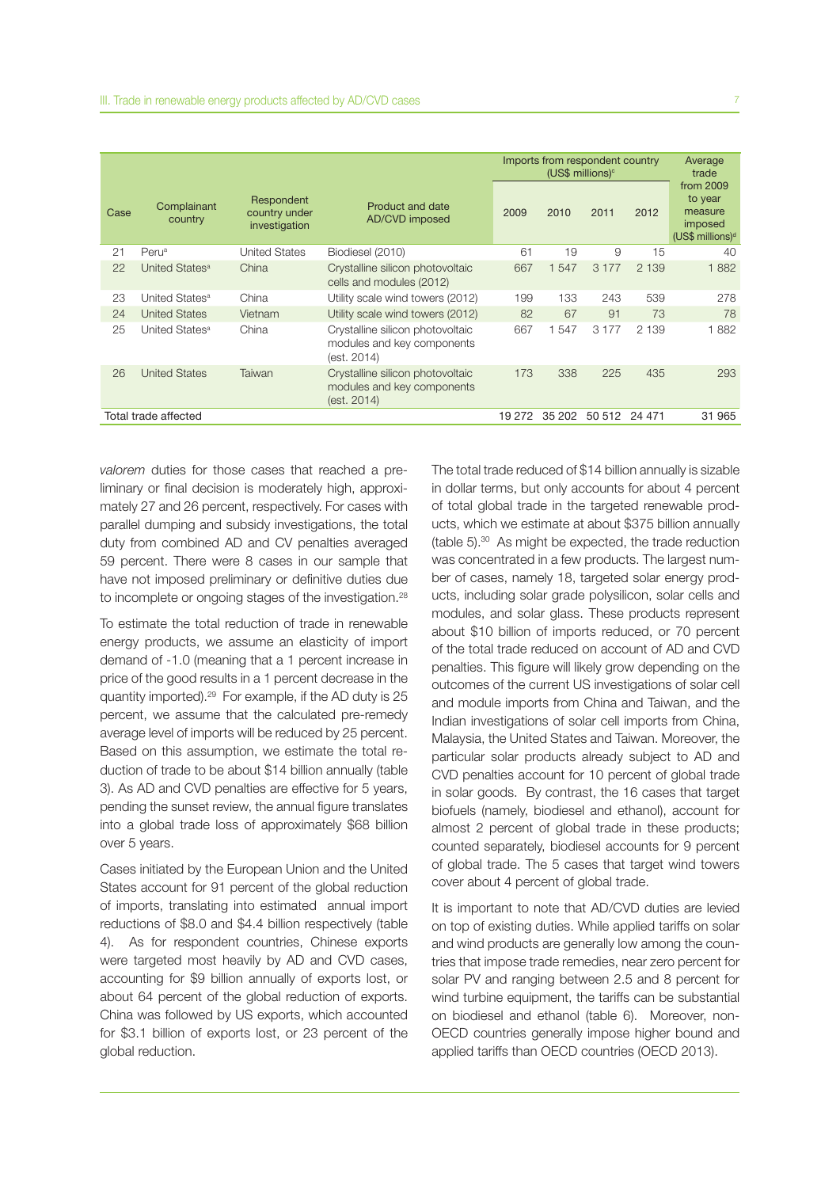| Case | Complainant country | Respondent country under investigation | Product and date AD/CVD imposed | Imports from respondent country (US$ millions)[c] | | | | Average trade from 2009 to year measure imposed (US$ millions)[d] |
|---|---|---|---|---|---|---|---|---|
| | | | | 2009 | 2010 | 2011 | 2012 | |
| 21 | Peru[a] | United States | Biodiesel (2010) | 61 | 19 | 9 | 15 | 40 |
| 22 | United States[a] | China | Crystalline silicon photovoltaic cells and modules (2012) | 667 | 1 547 | 3 177 | 2 139 | 1 882 |
| 23 | United States[a] | China | Utility scale wind towers (2012) | 199 | 133 | 243 | 539 | 278 |
| 24 | United States | Vietnam | Utility scale wind towers (2012) | 82 | 67 | 91 | 73 | 78 |
| 25 | United States[a] | China | Crystalline silicon photovoltaic modules and key components (est. 2014) | 667 | 1 547 | 3 177 | 2 139 | 1 882 |
| 26 | United States | Taiwan | Crystalline silicon photovoltaic modules and key components (est. 2014) | 173 | 338 | 225 | 435 | 293 |
| Total trade affected | | | | 19 272 | 35 202 | 50 512 | 24 471 | 31 965 |

*valorem* duties for those cases that reached a preliminary or final decision is moderately high, approximately 27 and 26 percent, respectively. For cases with parallel dumping and subsidy investigations, the total duty from combined AD and CV penalties averaged 59 percent. There were 8 cases in our sample that have not imposed preliminary or definitive duties due to incomplete or ongoing stages of the investigation.[28]

To estimate the total reduction of trade in renewable energy products, we assume an elasticity of import demand of -1.0 (meaning that a 1 percent increase in price of the good results in a 1 percent decrease in the quantity imported).[29] For example, if the AD duty is 25 percent, we assume that the calculated pre-remedy average level of imports will be reduced by 25 percent. Based on this assumption, we estimate the total reduction of trade to be about $14 billion annually (table 3). As AD and CVD penalties are effective for 5 years, pending the sunset review, the annual figure translates into a global trade loss of approximately $68 billion over 5 years.

Cases initiated by the European Union and the United States account for 91 percent of the global reduction of imports, translating into estimated annual import reductions of $8.0 and $4.4 billion respectively (table 4). As for respondent countries, Chinese exports were targeted most heavily by AD and CVD cases, accounting for $9 billion annually of exports lost, or about 64 percent of the global reduction of exports. China was followed by US exports, which accounted for $3.1 billion of exports lost, or 23 percent of the global reduction.

The total trade reduced of $14 billion annually is sizable in dollar terms, but only accounts for about 4 percent of total global trade in the targeted renewable products, which we estimate at about $375 billion annually (table 5).[30] As might be expected, the trade reduction was concentrated in a few products. The largest number of cases, namely 18, targeted solar energy products, including solar grade polysilicon, solar cells and modules, and solar glass. These products represent about $10 billion of imports reduced, or 70 percent of the total trade reduced on account of AD and CVD penalties. This figure will likely grow depending on the outcomes of the current US investigations of solar cell and module imports from China and Taiwan, and the Indian investigations of solar cell imports from China, Malaysia, the United States and Taiwan. Moreover, the particular solar products already subject to AD and CVD penalties account for 10 percent of global trade in solar goods. By contrast, the 16 cases that target biofuels (namely, biodiesel and ethanol), account for almost 2 percent of global trade in these products; counted separately, biodiesel accounts for 9 percent of global trade. The 5 cases that target wind towers cover about 4 percent of global trade.

It is important to note that AD/CVD duties are levied on top of existing duties. While applied tariffs on solar and wind products are generally low among the countries that impose trade remedies, near zero percent for solar PV and ranging between 2.5 and 8 percent for wind turbine equipment, the tariffs can be substantial on biodiesel and ethanol (table 6). Moreover, non-OECD countries generally impose higher bound and applied tariffs than OECD countries (OECD 2013).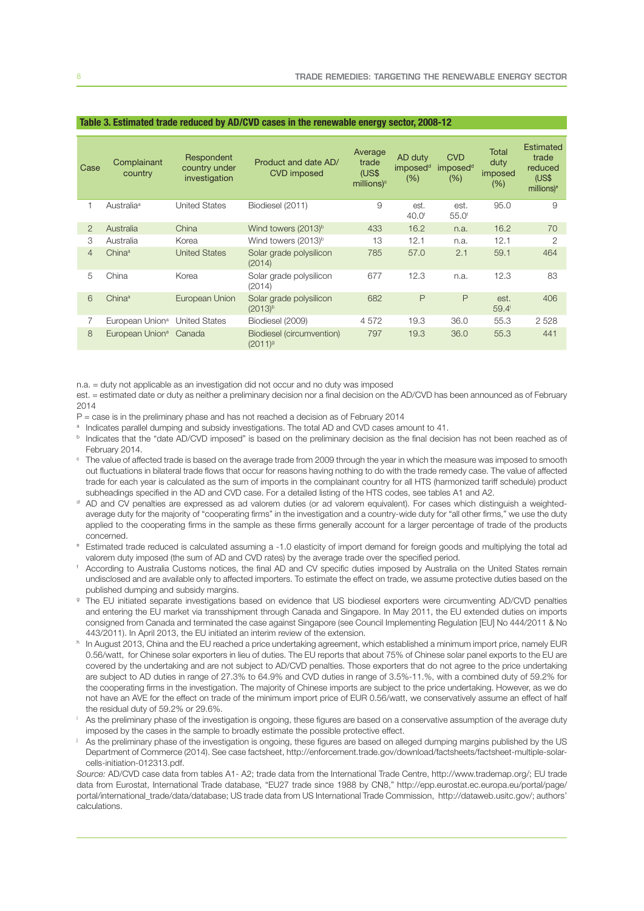**Table 3. Estimated trade reduced by AD/CVD cases in the renewable energy sector, 2008-12**

| Case | Complainant country | Respondent country under investigation | Product and date AD/CVD imposed | Average trade (US$ millions)[c] | AD duty imposed[d] (%) | CVD imposed[d] (%) | Total duty imposed (%) | Estimated trade reduced (US$ millions)[e] |
|---|---|---|---|---|---|---|---|---|
| 1 | Australia[a] | United States | Biodiesel (2011) | 9 | est. 40.0[f] | est. 55.0[f] | 95.0 | 9 |
| 2 | Australia | China | Wind towers (2013)[b] | 433 | 16.2 | n.a. | 16.2 | 70 |
| 3 | Australia | Korea | Wind towers (2013)[b] | 13 | 12.1 | n.a. | 12.1 | 2 |
| 4 | China[a] | United States | Solar grade polysilicon (2014) | 785 | 57.0 | 2.1 | 59.1 | 464 |
| 5 | China | Korea | Solar grade polysilicon (2014) | 677 | 12.3 | n.a. | 12.3 | 83 |
| 6 | China[a] | European Union | Solar grade polysilicon (2013)[b] | 682 | P | P | est. 59.4[i] | 406 |
| 7 | European Union[a] | United States | Biodiesel (2009) | 4 572 | 19.3 | 36.0 | 55.3 | 2 528 |
| 8 | European Union[a] | Canada | Biodiesel (circumvention) (2011)[g] | 797 | 19.3 | 36.0 | 55.3 | 441 |

n.a. = duty not applicable as an investigation did not occur and no duty was imposed

est. = estimated date or duty as neither a preliminary decision nor a final decision on the AD/CVD has been announced as of February 2014

P = case is in the preliminary phase and has not reached a decision as of February 2014

[a] Indicates parallel dumping and subsidy investigations. The total AD and CVD cases amount to 41.

[b] Indicates that the "date AD/CVD imposed" is based on the preliminary decision as the final decision has not been reached as of February 2014.

[c] The value of affected trade is based on the average trade from 2009 through the year in which the measure was imposed to smooth out fluctuations in bilateral trade flows that occur for reasons having nothing to do with the trade remedy case. The value of affected trade for each year is calculated as the sum of imports in the complainant country for all HTS (harmonized tariff schedule) product subheadings specified in the AD and CVD case. For a detailed listing of the HTS codes, see tables A1 and A2.

[d] AD and CV penalties are expressed as ad valorem duties (or ad valorem equivalent). For cases which distinguish a weighted-average duty for the majority of "cooperating firms" in the investigation and a country-wide duty for "all other firms," we use the duty applied to the cooperating firms in the sample as these firms generally account for a larger percentage of trade of the products concerned.

[e] Estimated trade reduced is calculated assuming a -1.0 elasticity of import demand for foreign goods and multiplying the total ad valorem duty imposed (the sum of AD and CVD rates) by the average trade over the specified period.

[f] According to Australia Customs notices, the final AD and CV specific duties imposed by Australia on the United States remain undisclosed and are available only to affected importers. To estimate the effect on trade, we assume protective duties based on the published dumping and subsidy margins.

[g] The EU initiated separate investigations based on evidence that US biodiesel exporters were circumventing AD/CVD penalties and entering the EU market via transshipment through Canada and Singapore. In May 2011, the EU extended duties on imports consigned from Canada and terminated the case against Singapore (see Council Implementing Regulation [EU] No 444/2011 & No 443/2011). In April 2013, the EU initiated an interim review of the extension.

[h] In August 2013, China and the EU reached a price undertaking agreement, which established a minimum import price, namely EUR 0.56/watt, for Chinese solar exporters in lieu of duties. The EU reports that about 75% of Chinese solar panel exports to the EU are covered by the undertaking and are not subject to AD/CVD penalties. Those exporters that do not agree to the price undertaking are subject to AD duties in range of 27.3% to 64.9% and CVD duties in range of 3.5%-11.%, with a combined duty of 59.2% for the cooperating firms in the investigation. The majority of Chinese imports are subject to the price undertaking. However, as we do not have an AVE for the effect on trade of the minimum import price of EUR 0.56/watt, we conservatively assume an effect of half the residual duty of 59.2% or 29.6%.

[i] As the preliminary phase of the investigation is ongoing, these figures are based on a conservative assumption of the average duty imposed by the cases in the sample to broadly estimate the possible protective effect.

[j] As the preliminary phase of the investigation is ongoing, these figures are based on alleged dumping margins published by the US Department of Commerce (2014). See case factsheet, http://enforcement.trade.gov/download/factsheets/factsheet-multiple-solar-cells-initiation-012313.pdf.

*Source:* AD/CVD case data from tables A1- A2; trade data from the International Trade Centre, http://www.trademap.org/; EU trade data from Eurostat, International Trade database, "EU27 trade since 1988 by CN8," http://epp.eurostat.ec.europa.eu/portal/page/portal/international_trade/data/database; US trade data from US International Trade Commission, http://dataweb.usitc.gov/; authors' calculations.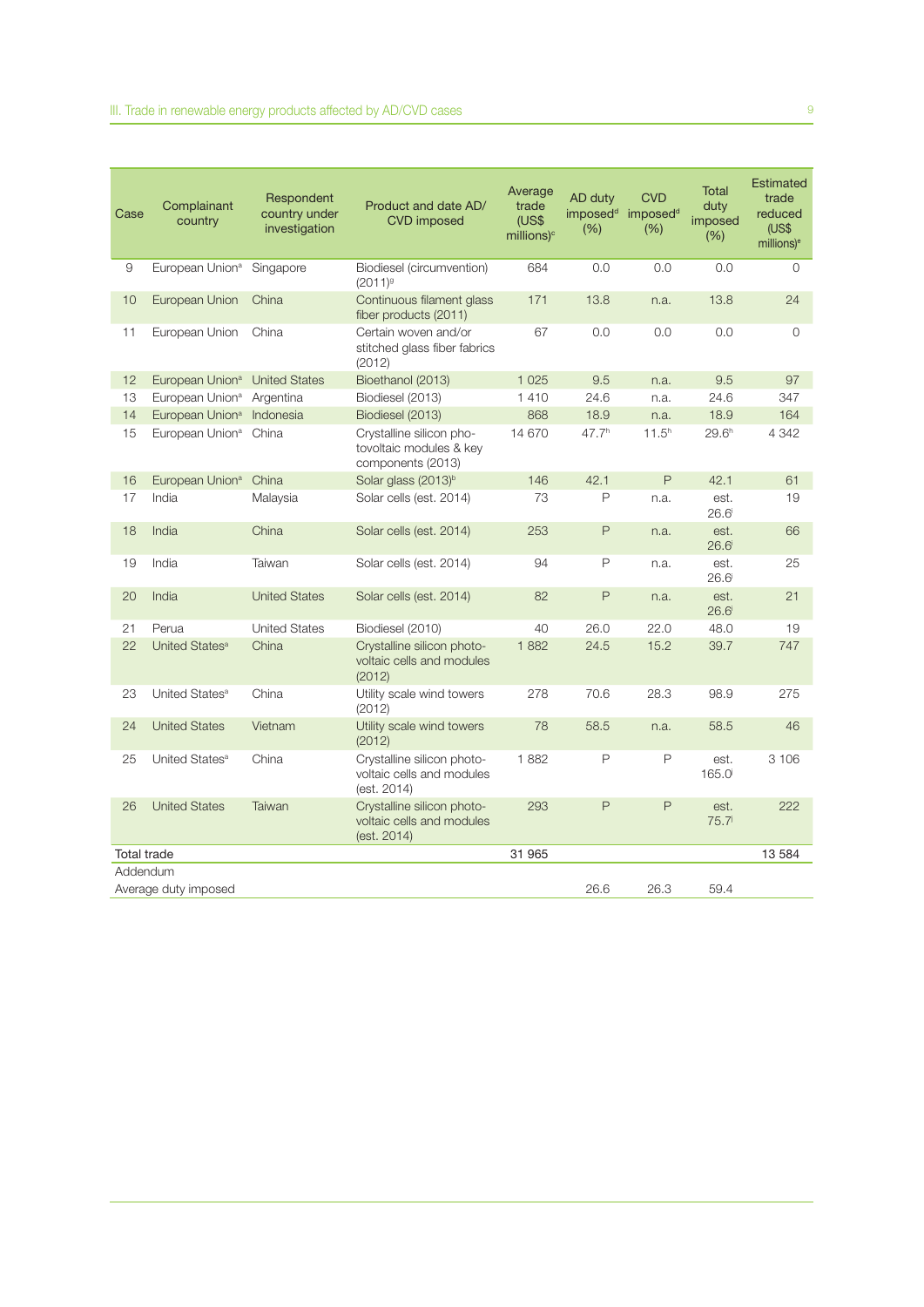| Case | Complainant country | Respondent country under investigation | Product and date AD/ CVD imposed | Average trade (US$ millions)[c] | AD duty imposed[d] (%) | CVD imposed[d] (%) | Total duty imposed (%) | Estimated trade reduced (US$ millions)[e] |
|---|---|---|---|---|---|---|---|---|
| 9 | European Union[a] | Singapore | Biodiesel (circumvention) (2011)[g] | 684 | 0.0 | 0.0 | 0.0 | 0 |
| 10 | European Union | China | Continuous filament glass fiber products (2011) | 171 | 13.8 | n.a. | 13.8 | 24 |
| 11 | European Union | China | Certain woven and/or stitched glass fiber fabrics (2012) | 67 | 0.0 | 0.0 | 0.0 | 0 |
| 12 | European Union[a] | United States | Bioethanol (2013) | 1 025 | 9.5 | n.a. | 9.5 | 97 |
| 13 | European Union[a] | Argentina | Biodiesel (2013) | 1 410 | 24.6 | n.a. | 24.6 | 347 |
| 14 | European Union[a] | Indonesia | Biodiesel (2013) | 868 | 18.9 | n.a. | 18.9 | 164 |
| 15 | European Union[a] | China | Crystalline silicon photovoltaic modules & key components (2013) | 14 670 | 47.7[h] | 11.5[h] | 29.6[h] | 4 342 |
| 16 | European Union[a] | China | Solar glass (2013)[b] | 146 | 42.1 | P | 42.1 | 61 |
| 17 | India | Malaysia | Solar cells (est. 2014) | 73 | P | n.a. | est. 26.6[i] | 19 |
| 18 | India | China | Solar cells (est. 2014) | 253 | P | n.a. | est. 26.6[i] | 66 |
| 19 | India | Taiwan | Solar cells (est. 2014) | 94 | P | n.a. | est. 26.6[i] | 25 |
| 20 | India | United States | Solar cells (est. 2014) | 82 | P | n.a. | est. 26.6[i] | 21 |
| 21 | Perua | United States | Biodiesel (2010) | 40 | 26.0 | 22.0 | 48.0 | 19 |
| 22 | United States[a] | China | Crystalline silicon photovoltaic cells and modules (2012) | 1 882 | 24.5 | 15.2 | 39.7 | 747 |
| 23 | United States[a] | China | Utility scale wind towers (2012) | 278 | 70.6 | 28.3 | 98.9 | 275 |
| 24 | United States | Vietnam | Utility scale wind towers (2012) | 78 | 58.5 | n.a. | 58.5 | 46 |
| 25 | United States[a] | China | Crystalline silicon photovoltaic cells and modules (est. 2014) | 1 882 | P | P | est. 165.0[j] | 3 106 |
| 26 | United States | Taiwan | Crystalline silicon photovoltaic cells and modules (est. 2014) | 293 | P | P | est. 75.7[j] | 222 |
| Total trade | | | | 31 965 | | | | 13 584 |
| Addendum | | | | | | | | |
| Average duty imposed | | | | | 26.6 | 26.3 | 59.4 | |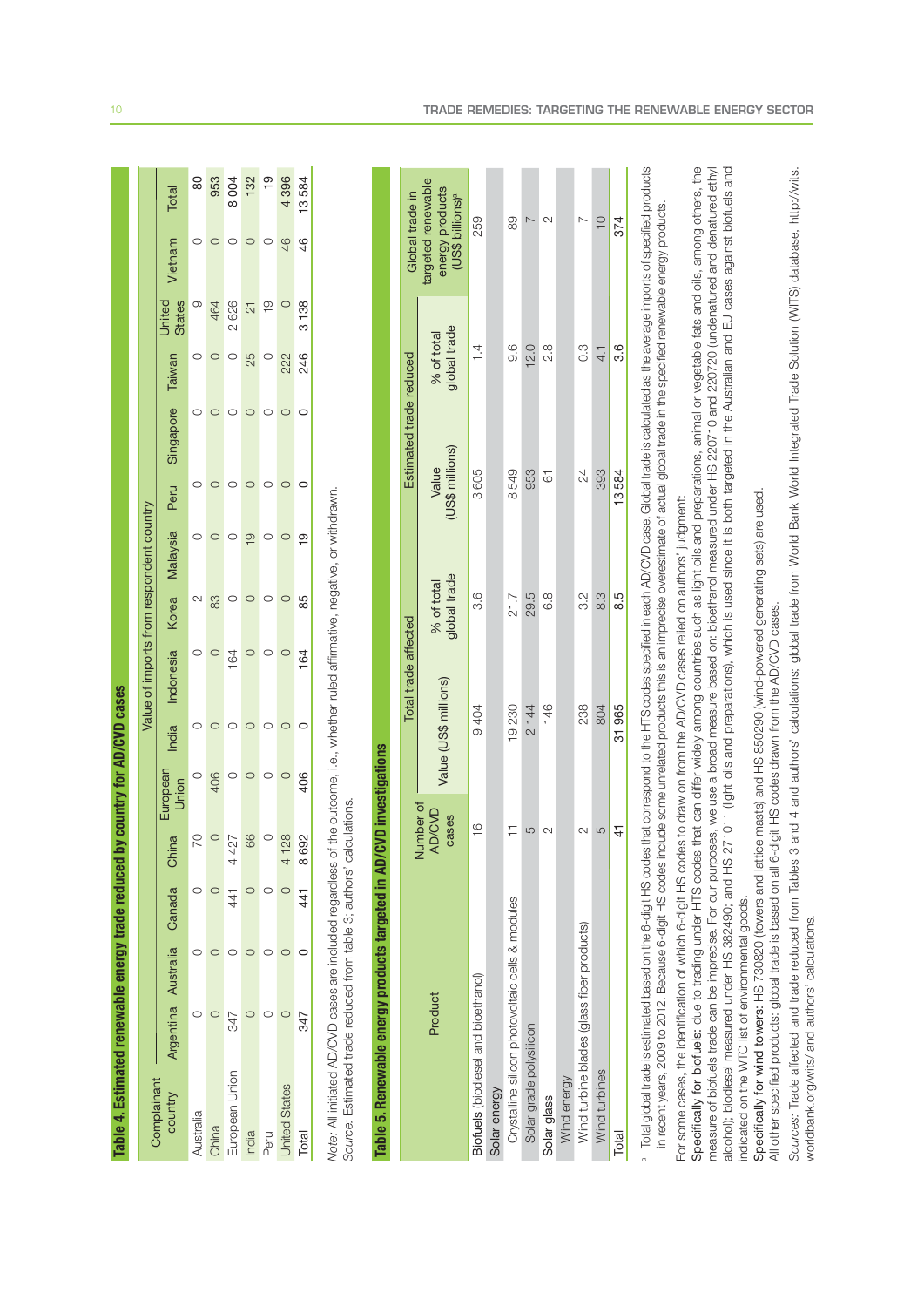## Table 4. Estimated renewable energy trade reduced by country for AD/CVD cases

| Complainant country | Value of imports from respondent country | | | | | | | | | | | | | | |
|---|---|---|---|---|---|---|---|---|---|---|---|---|---|---|---|
| | Argentina | Australia | Canada | China | European Union | India | Indonesia | Korea | Malaysia | Peru | Singapore | Taiwan | United States | Vietnam | Total |
| Australia | 0 | 0 | 0 | 70 | 0 | 0 | 0 | 2 | 0 | 0 | 0 | 0 | 9 | 0 | 80 |
| China | 0 | 0 | 0 | 0 | 406 | 0 | 0 | 83 | 0 | 0 | 0 | 0 | 464 | 0 | 953 |
| European Union | 347 | 0 | 441 | 4 427 | 0 | 0 | 164 | 0 | 0 | 0 | 0 | 0 | 2 626 | 0 | 8 004 |
| India | 0 | 0 | 0 | 66 | 0 | 0 | 0 | 0 | 19 | 0 | 0 | 25 | 21 | 0 | 132 |
| Peru | 0 | 0 | 0 | 0 | 0 | 0 | 0 | 0 | 0 | 0 | 0 | 0 | 19 | 0 | 19 |
| United States | 0 | 0 | 0 | 4 128 | 0 | 0 | 0 | 0 | 0 | 0 | 0 | 222 | 0 | 46 | 4 396 |
| **Total** | **347** | **0** | **441** | **8 692** | **406** | **0** | **164** | **85** | **19** | **0** | **0** | **246** | **3 138** | **46** | **13 584** |

*Note:* All initiated AD/CVD cases are included regardless of the outcome, i.e., whether ruled affirmative, negative, or withdrawn.
*Source:* Estimated trade reduced from table 3; authors' calculations.

## Table 5. Renewable energy products targeted in AD/CVD investigations

| Product | Number of AD/CVD cases | Total trade affected | | Estimated trade reduced | | Global trade in targeted renewable energy products (US$ billions)[a] |
|---|---|---|---|---|---|---|
| | | Value (US$ millions) | % of total global trade | Value (US$ millions) | % of total global trade | |
| Biofuels (biodiesel and bioethanol) | 16 | 9 404 | 3.6 | 3 605 | 1.4 | 259 |
| Solar energy | | | | | | |
| Crystalline silicon photovoltaic cells & modules | 11 | 19 230 | 21.7 | 8 549 | 9.6 | 89 |
| Solar grade polysilicon | 5 | 2 144 | 29.5 | 953 | 12.0 | 7 |
| Solar glass | 2 | 146 | 6.8 | 61 | 2.8 | 2 |
| Wind energy | | | | | | |
| Wind turbine blades (glass fiber products) | 2 | 238 | 3.2 | 24 | 0.3 | 7 |
| Wind turbines | 5 | 804 | 8.3 | 393 | 4.1 | 10 |
| **Total** | **41** | **31 965** | **8.5** | **13 584** | **3.6** | **374** |

[a] Total global trade is estimated based on the 6-digit HS codes that correspond to the HTS codes specified in each AD/CVD case. Global trade is calculated as the average imports of specified products in recent years, 2009 to 2012. Because 6-digit HS codes include some unrelated products this is an imprecise overestimate of actual global trade in the specified renewable energy products.

For some cases, the identification of which 6-digit HS codes to draw on from the AD/CVD cases relied on authors' judgment:

**Specifically for biofuels:** due to trading under HTS codes that can differ widely among countries such as light oils and preparations, animal or vegetable fats and oils, among others, the measure of biofuels trade can be imprecise. For our purposes, we use a broad measure based on: bioethanol measured under HS 220710 and 220720 (undenatured and denatured ethyl alcohol); biodiesel measured under HS 382490; and HS 271011 (light oils and preparations), which is used since it is both targeted in the Australian and EU cases against biofuels and indicated on the WTO list of environmental goods.

**Specifically for wind towers:** HS 730820 (towers and lattice masts) and HS 850290 (wind-powered generating sets) are used.

All other specified products: global trade is based on all 6-digit HS codes drawn from the AD/CVD cases.

*Sources:* Trade affected and trade reduced from Tables 3 and 4 and authors' calculations; global trade from World Bank World Integrated Trade Solution (WITS) database, http://wits.worldbank.org/wits/ and authors' calculations.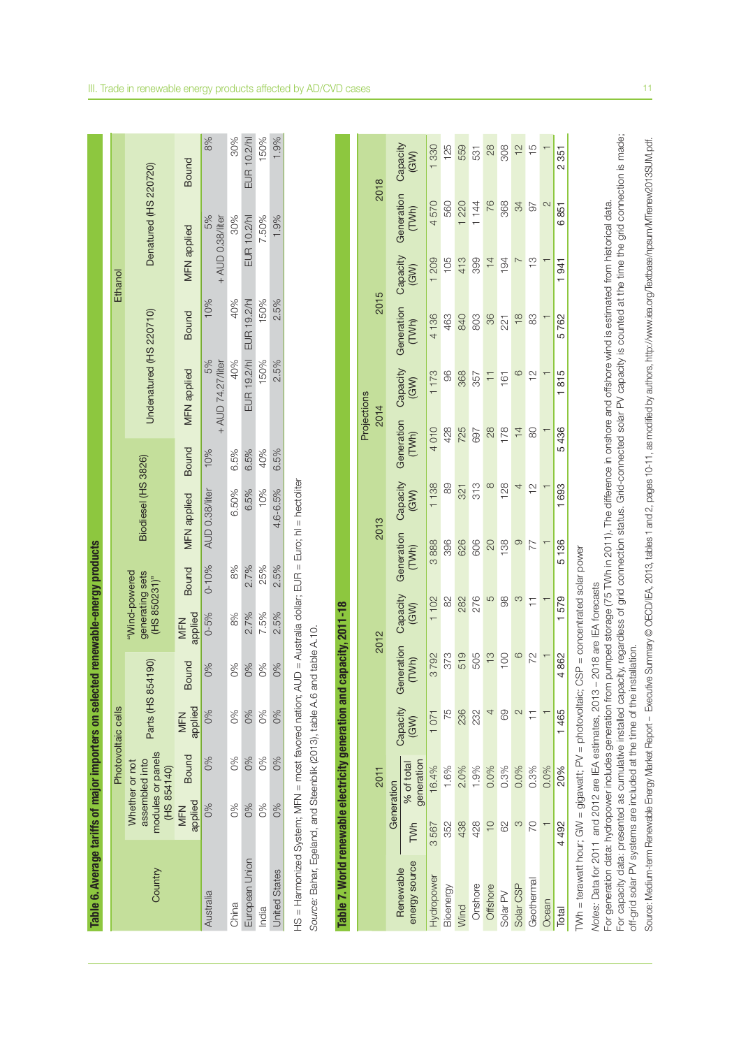**Table 6. Average tariffs of major importers on selected renewable-energy products**

| Country | Photovoltaic cells | | | | "Wind-powered generating sets (HS 850231)" | | Biodiesel (HS 3826) | | Ethanol | | | |
|---|---|---|---|---|---|---|---|---|---|---|---|---|
| | Whether or not assembled into modules or panels (HS 854140) | | Parts (HS 854190) | | | | | | Undenatured (HS 220710) | | Denatured (HS 220720) | |
| | MFN applied | Bound | MFN applied | Bound | MFN applied | Bound | MFN applied | Bound | MFN applied | Bound | MFN applied | Bound |
| Australia | 0% | 0% | 0% | 0% | 0-5% | 0-10% | AUD 0.38/liter | 10% | 5% + AUD 74.27/liter | 10% | 5% + AUD 0.38/liter | 8% |
| China | 0% | 0% | 0% | 0% | 8% | 8% | 6.50% | 6.5% | 40% | 40% | 30% | 30% |
| European Union | 0% | 0% | 0% | 0% | 2.7% | 2.7% | 6.5% | 6.5% | EUR 19.2/hl | EUR 19.2/hl | EUR 10.2/hl | EUR 10.2/hl |
| India | 0% | 0% | 0% | 0% | 7.5% | 25% | 10% | 40% | 150% | 150% | 7.50% | 150% |
| United States | 0% | 0% | 0% | 0% | 2.5% | 2.5% | 4.6-6.5% | 6.5% | 2.5% | 2.5% | 1.9% | 1.9% |

HS = Harmonized System; MFN = most favored nation; AUD = Australia dollar; EUR = Euro; hl = hectoliter

*Source:* Bahar, Egeland, and Steenblik (2013), table A.6 and table A.10.

**Table 7. World renewable electricity generation and capacity, 2011-18**

| Renewable energy source | 2011 | | | 2012 | | 2013 | | Projections 2014 | | 2015 | | 2018 | |
|---|---|---|---|---|---|---|---|---|---|---|---|---|---|
| | Generation | | Capacity (GW) | Generation (TWh) | Capacity (GW) | Generation (TWh) | Capacity (GW) | Generation (TWh) | Capacity (GW) | Generation (TWh) | Capacity (GW) | Generation (TWh) | Capacity (GW) |
| | TWh | % of total generation | | | | | | | | | | | |
| Hydropower | 3 567 | 16.4% | 1 071 | 3 792 | 1 102 | 3 888 | 1 138 | 4 010 | 1 173 | 4 136 | 1 209 | 4 570 | 1 330 |
| Bioenergy | 352 | 1.6% | 75 | 373 | 82 | 396 | 89 | 428 | 96 | 463 | 105 | 560 | 125 |
| Wind | 438 | 2.0% | 236 | 519 | 282 | 626 | 321 | 725 | 368 | 840 | 413 | 1 220 | 559 |
| Onshore | 428 | 1.9% | 232 | 505 | 276 | 606 | 313 | 697 | 357 | 803 | 399 | 1 144 | 531 |
| Offshore | 10 | 0.0% | 4 | 13 | 5 | 20 | 8 | 28 | 11 | 36 | 14 | 76 | 28 |
| Solar PV | 62 | 0.3% | 69 | 100 | 98 | 138 | 128 | 178 | 161 | 221 | 194 | 368 | 308 |
| Solar CSP | 3 | 0.0% | 2 | 6 | 3 | 9 | 4 | 14 | 6 | 18 | 7 | 34 | 12 |
| Geothermal | 70 | 0.3% | 11 | 72 | 11 | 77 | 12 | 80 | 12 | 83 | 13 | 97 | 15 |
| Ocean | 1 | 0.0% | 1 | 1 | 1 | 1 | 1 | 1 | 1 | 1 | 1 | 2 | 1 |
| Total | 4 492 | 20% | 1 465 | 4 862 | 1 579 | 5 136 | 1 693 | 5 436 | 1 815 | 5 762 | 1 941 | 6 851 | 2 351 |

TWh = terawatt hour; GW = gigawatt; PV = photovoltaic; CSP = concentrated solar power

*Notes:* Data for 2011 and 2012 are IEA estimates; 2013 – 2018 are IEA forecasts

For generation data: hydropower includes generation from pumped storage (75 TWh in 2011). The difference in onshore and offshore wind is estimated from historical data.

For capacity data: presented as cumulative installed capacity, regardless of grid connection status. Grid-connected solar PV capacity is counted at the time the grid connection is made; off-grid solar PV systems are included at the time of the installation.

Source: Medium-term Renewable Energy Market Report – Executive Summary © OECD/IEA, 2013, tables 1 and 2, pages 10-11, as modified by authors, http://www.iea.org/Textbase/npsum/MTrenew2013SUM.pdf.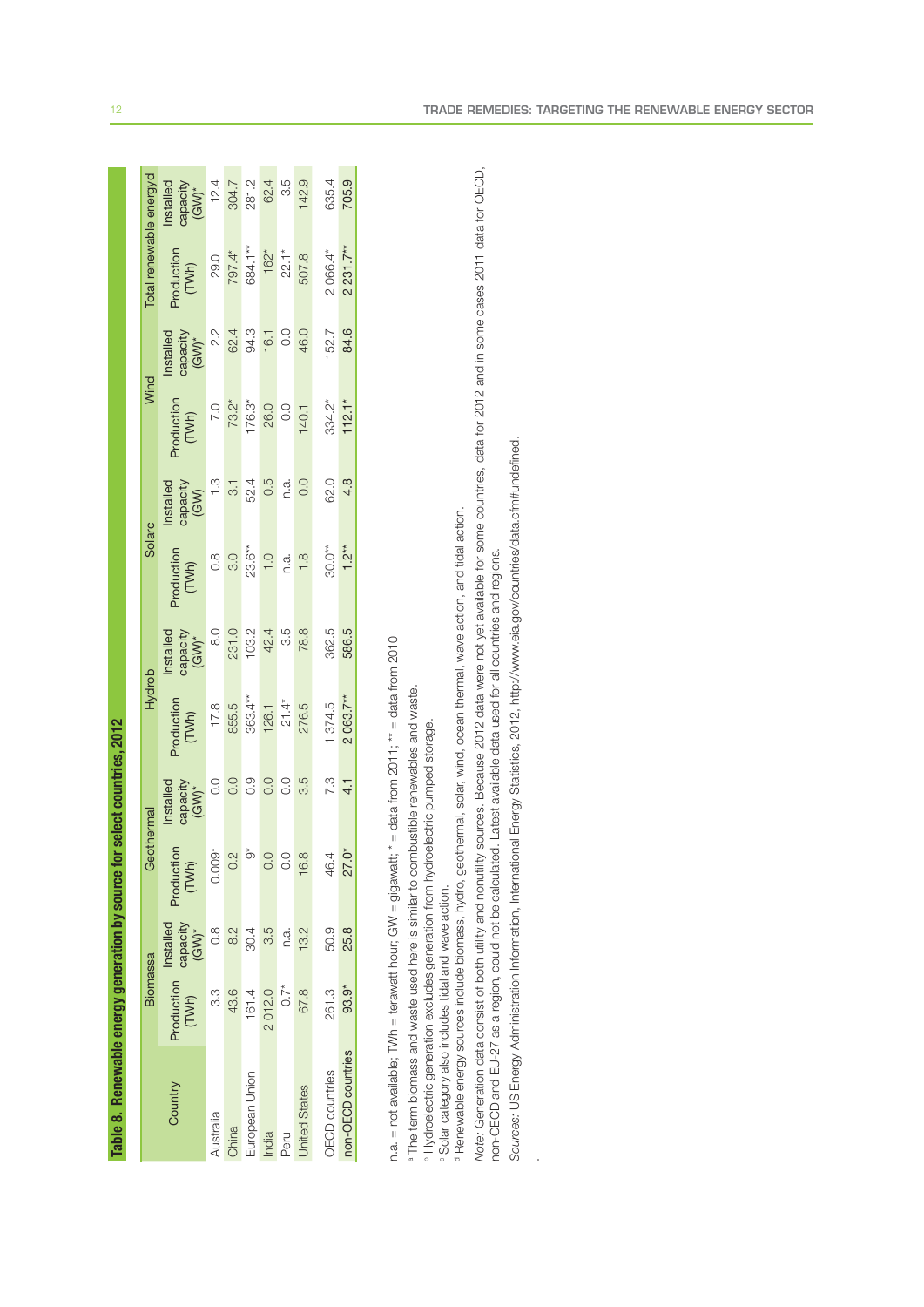**Table 8. Renewable energy generation by source for select countries, 2012**

| Country | Biomass[a] | | Geothermal | | Hydro[b] | | Solar[c] | | Wind | | Total renewable energy[d] | |
|---|---|---|---|---|---|---|---|---|---|---|---|---|
| | Production (TWh) | Installed capacity (GW)* | Production (TWh) | Installed capacity (GW)* | Production (TWh) | Installed capacity (GW)* | Production (TWh) | Installed capacity (GW) | Production (TWh) | Installed capacity (GW)* | Production (TWh) | Installed capacity (GW)* |
| Australia | 3.3 | 0.8 | 0.009* | 0.0 | 17.8 | 8.0 | 0.8 | 1.3 | 7.0 | 2.2 | 29.0 | 12.4 |
| China | 43.6 | 8.2 | 0.2 | 0.0 | 855.5 | 231.0 | 3.0 | 3.1 | 73.2* | 62.4 | 797.4* | 304.7 |
| European Union | 161.4 | 30.4 | 9* | 0.9 | 363.4** | 103.2 | 23.6** | 52.4 | 176.3* | 94.3 | 684.1** | 281.2 |
| India | 2 012.0 | 3.5 | 0.0 | 0.0 | 126.1 | 42.4 | 1.0 | 0.5 | 26.0 | 16.1 | 162* | 62.4 |
| Peru | 0.7* | n.a. | 0.0 | 0.0 | 21.4* | 3.5 | n.a. | n.a. | 0.0 | 0.0 | 22.1* | 3.5 |
| United States | 67.8 | 13.2 | 16.8 | 3.5 | 276.5 | 78.8 | 1.8 | 0.0 | 140.1 | 46.0 | 507.8 | 142.9 |
| OECD countries | 261.3 | 50.9 | 46.4 | 7.3 | 1 374.5 | 362.5 | 30.0** | 62.0 | 334.2* | 152.7 | 2 066.4* | 635.4 |
| non-OECD countries | 93.9* | 25.8 | 27.0* | 4.1 | 2 063.7** | 586.5 | 1.2** | 4.8 | 112.1* | 84.6 | 2 231.7** | 705.9 |

n.a. = not available; TWh = terawatt hour; GW = gigawatt; * = data from 2011; ** = data from 2010

[a] The term biomass and waste used here is similar to combustible renewables and waste.

[b] Hydroelectric generation excludes generation from hydroelectric pumped storage.

[c] Solar category also includes tidal and wave action.

[d] Renewable energy sources include biomass, hydro, geothermal, solar, wind, ocean thermal, wave action, and tidal action.

*Note:* Generation data consist of both utility and nonutility sources. Because 2012 data were not yet available for some countries, data for 2012 and in some cases 2011 data for OECD, non-OECD and EU-27 as a region, could not be calculated. Latest available data used for all countries and regions.

*Sources:* US Energy Administration Information, International Energy Statistics, 2012, http://www.eia.gov/countries/data.cfm#undefined.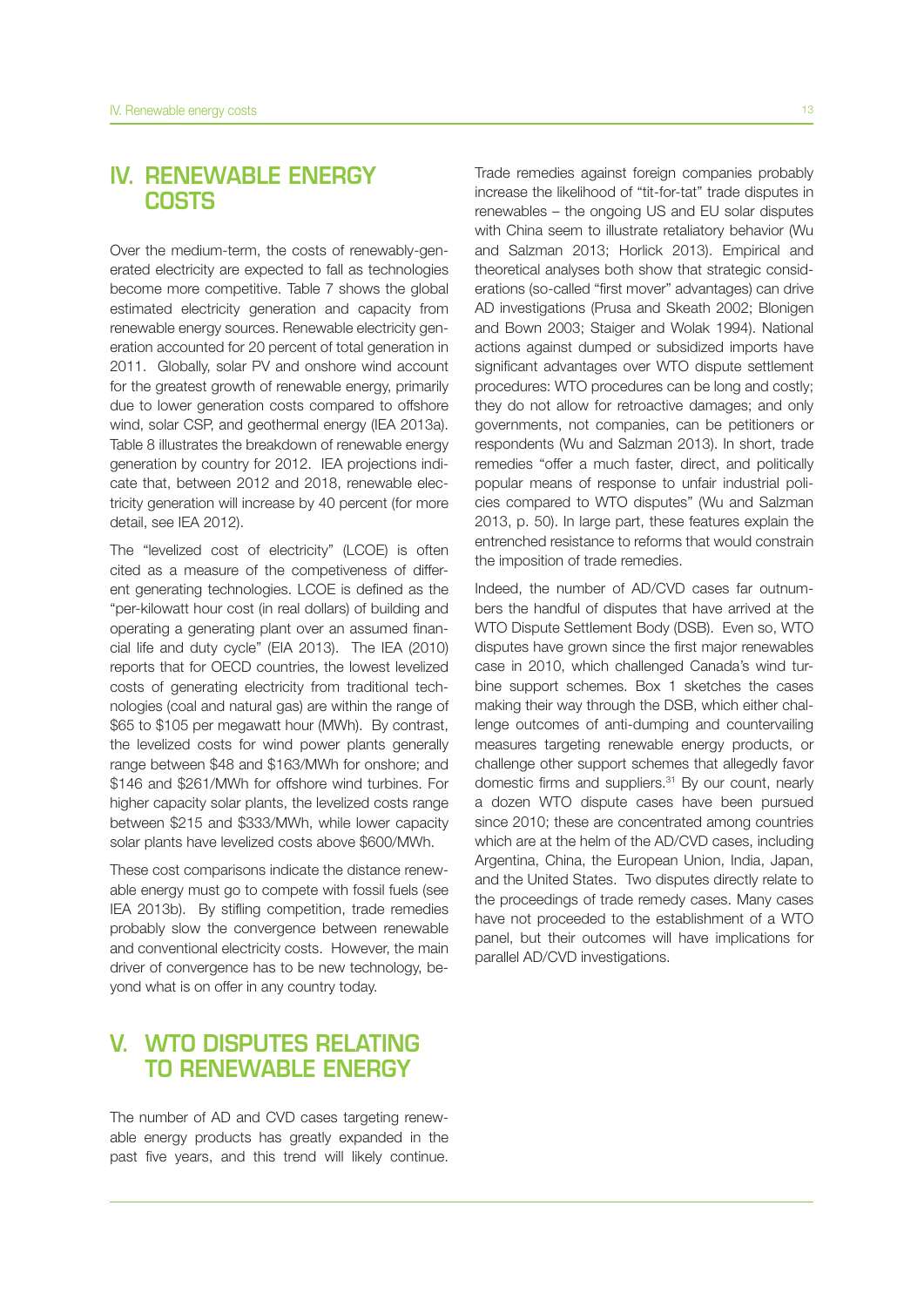# IV. RENEWABLE ENERGY COSTS

Over the medium-term, the costs of renewably-generated electricity are expected to fall as technologies become more competitive. Table 7 shows the global estimated electricity generation and capacity from renewable energy sources. Renewable electricity generation accounted for 20 percent of total generation in 2011. Globally, solar PV and onshore wind account for the greatest growth of renewable energy, primarily due to lower generation costs compared to offshore wind, solar CSP, and geothermal energy (IEA 2013a). Table 8 illustrates the breakdown of renewable energy generation by country for 2012. IEA projections indicate that, between 2012 and 2018, renewable electricity generation will increase by 40 percent (for more detail, see IEA 2012).

The "levelized cost of electricity" (LCOE) is often cited as a measure of the competiveness of different generating technologies. LCOE is defined as the "per-kilowatt hour cost (in real dollars) of building and operating a generating plant over an assumed financial life and duty cycle" (EIA 2013). The IEA (2010) reports that for OECD countries, the lowest levelized costs of generating electricity from traditional technologies (coal and natural gas) are within the range of $65 to $105 per megawatt hour (MWh). By contrast, the levelized costs for wind power plants generally range between $48 and $163/MWh for onshore; and $146 and $261/MWh for offshore wind turbines. For higher capacity solar plants, the levelized costs range between $215 and $333/MWh, while lower capacity solar plants have levelized costs above $600/MWh.

These cost comparisons indicate the distance renewable energy must go to compete with fossil fuels (see IEA 2013b). By stifling competition, trade remedies probably slow the convergence between renewable and conventional electricity costs. However, the main driver of convergence has to be new technology, beyond what is on offer in any country today.

# V. WTO DISPUTES RELATING TO RENEWABLE ENERGY

The number of AD and CVD cases targeting renewable energy products has greatly expanded in the past five years, and this trend will likely continue. Trade remedies against foreign companies probably increase the likelihood of "tit-for-tat" trade disputes in renewables – the ongoing US and EU solar disputes with China seem to illustrate retaliatory behavior (Wu and Salzman 2013; Horlick 2013). Empirical and theoretical analyses both show that strategic considerations (so-called "first mover" advantages) can drive AD investigations (Prusa and Skeath 2002; Blonigen and Bown 2003; Staiger and Wolak 1994). National actions against dumped or subsidized imports have significant advantages over WTO dispute settlement procedures: WTO procedures can be long and costly; they do not allow for retroactive damages; and only governments, not companies, can be petitioners or respondents (Wu and Salzman 2013). In short, trade remedies "offer a much faster, direct, and politically popular means of response to unfair industrial policies compared to WTO disputes" (Wu and Salzman 2013, p. 50). In large part, these features explain the entrenched resistance to reforms that would constrain the imposition of trade remedies.

Indeed, the number of AD/CVD cases far outnumbers the handful of disputes that have arrived at the WTO Dispute Settlement Body (DSB). Even so, WTO disputes have grown since the first major renewables case in 2010, which challenged Canada's wind turbine support schemes. Box 1 sketches the cases making their way through the DSB, which either challenge outcomes of anti-dumping and countervailing measures targeting renewable energy products, or challenge other support schemes that allegedly favor domestic firms and suppliers.[31] By our count, nearly a dozen WTO dispute cases have been pursued since 2010; these are concentrated among countries which are at the helm of the AD/CVD cases, including Argentina, China, the European Union, India, Japan, and the United States. Two disputes directly relate to the proceedings of trade remedy cases. Many cases have not proceeded to the establishment of a WTO panel, but their outcomes will have implications for parallel AD/CVD investigations.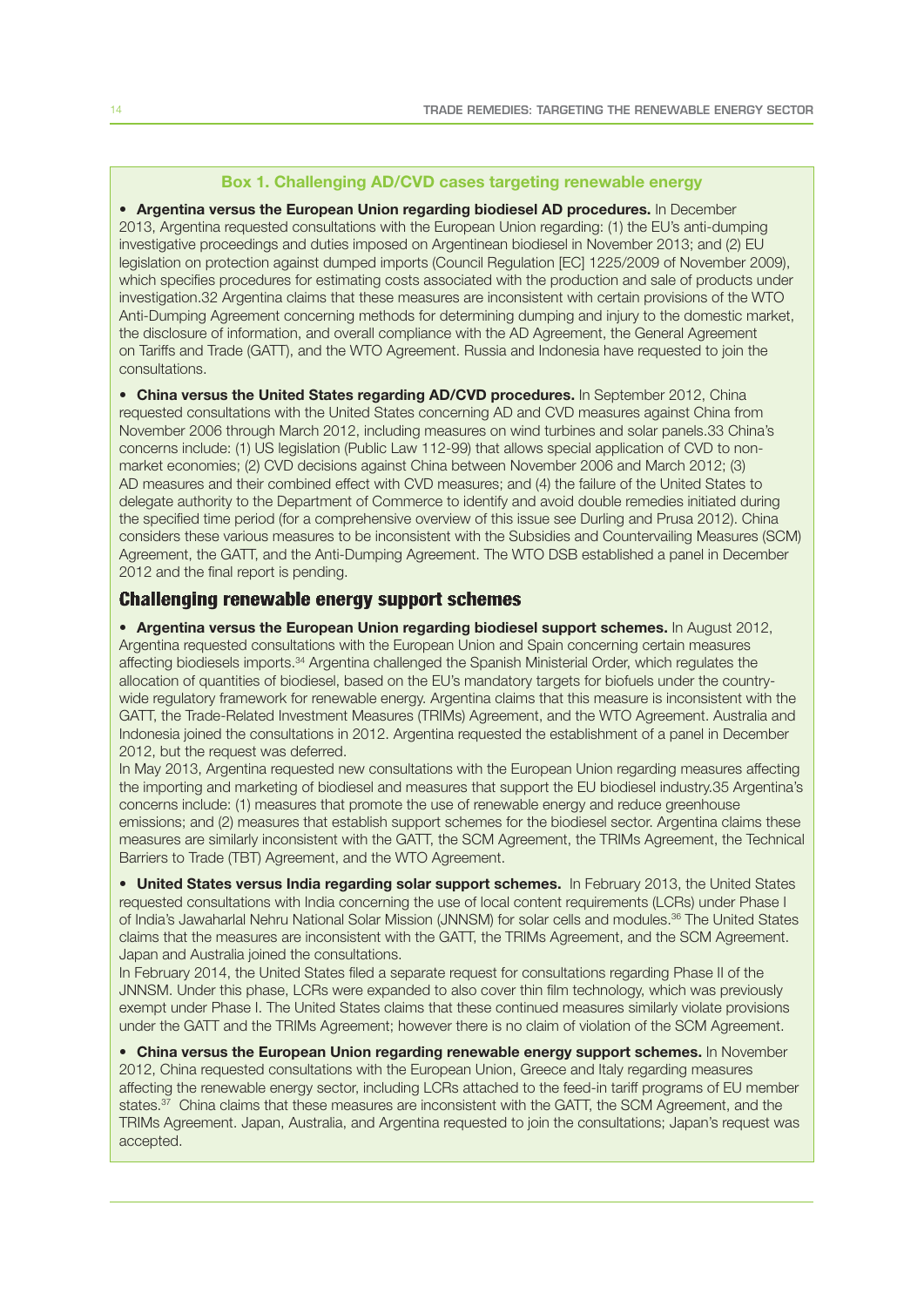### Box 1. Challenging AD/CVD cases targeting renewable energy

- **Argentina versus the European Union regarding biodiesel AD procedures.** In December 2013, Argentina requested consultations with the European Union regarding: (1) the EU's anti-dumping investigative proceedings and duties imposed on Argentinean biodiesel in November 2013; and (2) EU legislation on protection against dumped imports (Council Regulation [EC] 1225/2009 of November 2009), which specifies procedures for estimating costs associated with the production and sale of products under investigation.32 Argentina claims that these measures are inconsistent with certain provisions of the WTO Anti-Dumping Agreement concerning methods for determining dumping and injury to the domestic market, the disclosure of information, and overall compliance with the AD Agreement, the General Agreement on Tariffs and Trade (GATT), and the WTO Agreement. Russia and Indonesia have requested to join the consultations.

- **China versus the United States regarding AD/CVD procedures.** In September 2012, China requested consultations with the United States concerning AD and CVD measures against China from November 2006 through March 2012, including measures on wind turbines and solar panels.33 China's concerns include: (1) US legislation (Public Law 112-99) that allows special application of CVD to non-market economies; (2) CVD decisions against China between November 2006 and March 2012; (3) AD measures and their combined effect with CVD measures; and (4) the failure of the United States to delegate authority to the Department of Commerce to identify and avoid double remedies initiated during the specified time period (for a comprehensive overview of this issue see Durling and Prusa 2012). China considers these various measures to be inconsistent with the Subsidies and Countervailing Measures (SCM) Agreement, the GATT, and the Anti-Dumping Agreement. The WTO DSB established a panel in December 2012 and the final report is pending.

#### Challenging renewable energy support schemes

- **Argentina versus the European Union regarding biodiesel support schemes.** In August 2012, Argentina requested consultations with the European Union and Spain concerning certain measures affecting biodiesels imports.[34] Argentina challenged the Spanish Ministerial Order, which regulates the allocation of quantities of biodiesel, based on the EU's mandatory targets for biofuels under the country-wide regulatory framework for renewable energy. Argentina claims that this measure is inconsistent with the GATT, the Trade-Related Investment Measures (TRIMs) Agreement, and the WTO Agreement. Australia and Indonesia joined the consultations in 2012. Argentina requested the establishment of a panel in December 2012, but the request was deferred.
  In May 2013, Argentina requested new consultations with the European Union regarding measures affecting the importing and marketing of biodiesel and measures that support the EU biodiesel industry.35 Argentina's concerns include: (1) measures that promote the use of renewable energy and reduce greenhouse emissions; and (2) measures that establish support schemes for the biodiesel sector. Argentina claims these measures are similarly inconsistent with the GATT, the SCM Agreement, the TRIMs Agreement, the Technical Barriers to Trade (TBT) Agreement, and the WTO Agreement.

- **United States versus India regarding solar support schemes.** In February 2013, the United States requested consultations with India concerning the use of local content requirements (LCRs) under Phase I of India's Jawaharlal Nehru National Solar Mission (JNNSM) for solar cells and modules.[36] The United States claims that the measures are inconsistent with the GATT, the TRIMs Agreement, and the SCM Agreement. Japan and Australia joined the consultations.
  In February 2014, the United States filed a separate request for consultations regarding Phase II of the JNNSM. Under this phase, LCRs were expanded to also cover thin film technology, which was previously exempt under Phase I. The United States claims that these continued measures similarly violate provisions under the GATT and the TRIMs Agreement; however there is no claim of violation of the SCM Agreement.

- **China versus the European Union regarding renewable energy support schemes.** In November 2012, China requested consultations with the European Union, Greece and Italy regarding measures affecting the renewable energy sector, including LCRs attached to the feed-in tariff programs of EU member states.[37] China claims that these measures are inconsistent with the GATT, the SCM Agreement, and the TRIMs Agreement. Japan, Australia, and Argentina requested to join the consultations; Japan's request was accepted.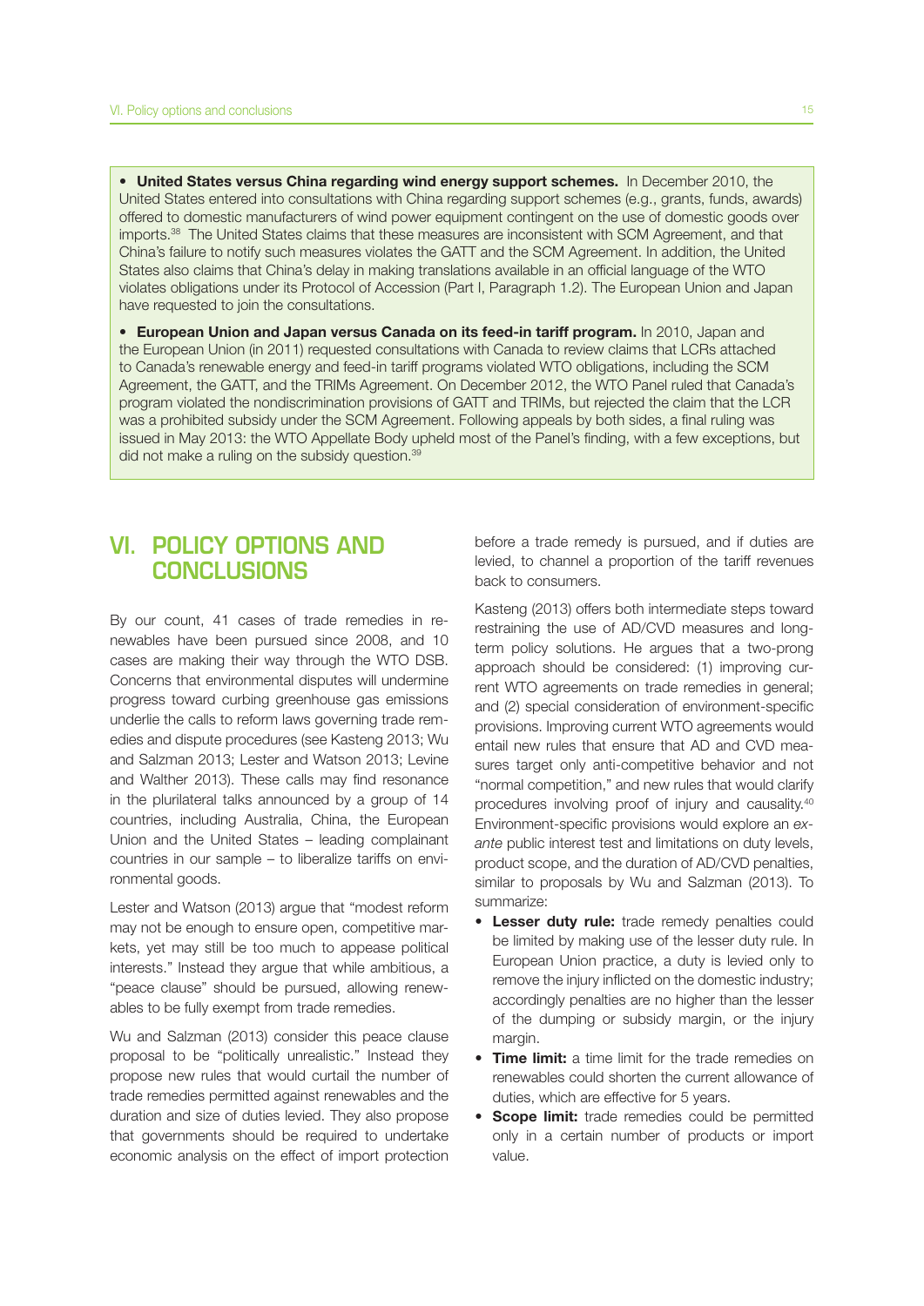- **United States versus China regarding wind energy support schemes.** In December 2010, the United States entered into consultations with China regarding support schemes (e.g., grants, funds, awards) offered to domestic manufacturers of wind power equipment contingent on the use of domestic goods over imports.[38] The United States claims that these measures are inconsistent with SCM Agreement, and that China's failure to notify such measures violates the GATT and the SCM Agreement. In addition, the United States also claims that China's delay in making translations available in an official language of the WTO violates obligations under its Protocol of Accession (Part I, Paragraph 1.2). The European Union and Japan have requested to join the consultations.

- **European Union and Japan versus Canada on its feed-in tariff program.** In 2010, Japan and the European Union (in 2011) requested consultations with Canada to review claims that LCRs attached to Canada's renewable energy and feed-in tariff programs violated WTO obligations, including the SCM Agreement, the GATT, and the TRIMs Agreement. On December 2012, the WTO Panel ruled that Canada's program violated the nondiscrimination provisions of GATT and TRIMs, but rejected the claim that the LCR was a prohibited subsidy under the SCM Agreement. Following appeals by both sides, a final ruling was issued in May 2013: the WTO Appellate Body upheld most of the Panel's finding, with a few exceptions, but did not make a ruling on the subsidy question.[39]

# VI. POLICY OPTIONS AND CONCLUSIONS

By our count, 41 cases of trade remedies in renewables have been pursued since 2008, and 10 cases are making their way through the WTO DSB. Concerns that environmental disputes will undermine progress toward curbing greenhouse gas emissions underlie the calls to reform laws governing trade remedies and dispute procedures (see Kasteng 2013; Wu and Salzman 2013; Lester and Watson 2013; Levine and Walther 2013). These calls may find resonance in the plurilateral talks announced by a group of 14 countries, including Australia, China, the European Union and the United States – leading complainant countries in our sample – to liberalize tariffs on environmental goods.

Lester and Watson (2013) argue that "modest reform may not be enough to ensure open, competitive markets, yet may still be too much to appease political interests." Instead they argue that while ambitious, a "peace clause" should be pursued, allowing renewables to be fully exempt from trade remedies.

Wu and Salzman (2013) consider this peace clause proposal to be "politically unrealistic." Instead they propose new rules that would curtail the number of trade remedies permitted against renewables and the duration and size of duties levied. They also propose that governments should be required to undertake economic analysis on the effect of import protection before a trade remedy is pursued, and if duties are levied, to channel a proportion of the tariff revenues back to consumers.

Kasteng (2013) offers both intermediate steps toward restraining the use of AD/CVD measures and long-term policy solutions. He argues that a two-prong approach should be considered: (1) improving current WTO agreements on trade remedies in general; and (2) special consideration of environment-specific provisions. Improving current WTO agreements would entail new rules that ensure that AD and CVD measures target only anti-competitive behavior and not "normal competition," and new rules that would clarify procedures involving proof of injury and causality.[40] Environment-specific provisions would explore an *ex-ante* public interest test and limitations on duty levels, product scope, and the duration of AD/CVD penalties, similar to proposals by Wu and Salzman (2013). To summarize:

- **Lesser duty rule:** trade remedy penalties could be limited by making use of the lesser duty rule. In European Union practice, a duty is levied only to remove the injury inflicted on the domestic industry; accordingly penalties are no higher than the lesser of the dumping or subsidy margin, or the injury margin.
- **Time limit:** a time limit for the trade remedies on renewables could shorten the current allowance of duties, which are effective for 5 years.
- **Scope limit:** trade remedies could be permitted only in a certain number of products or import value.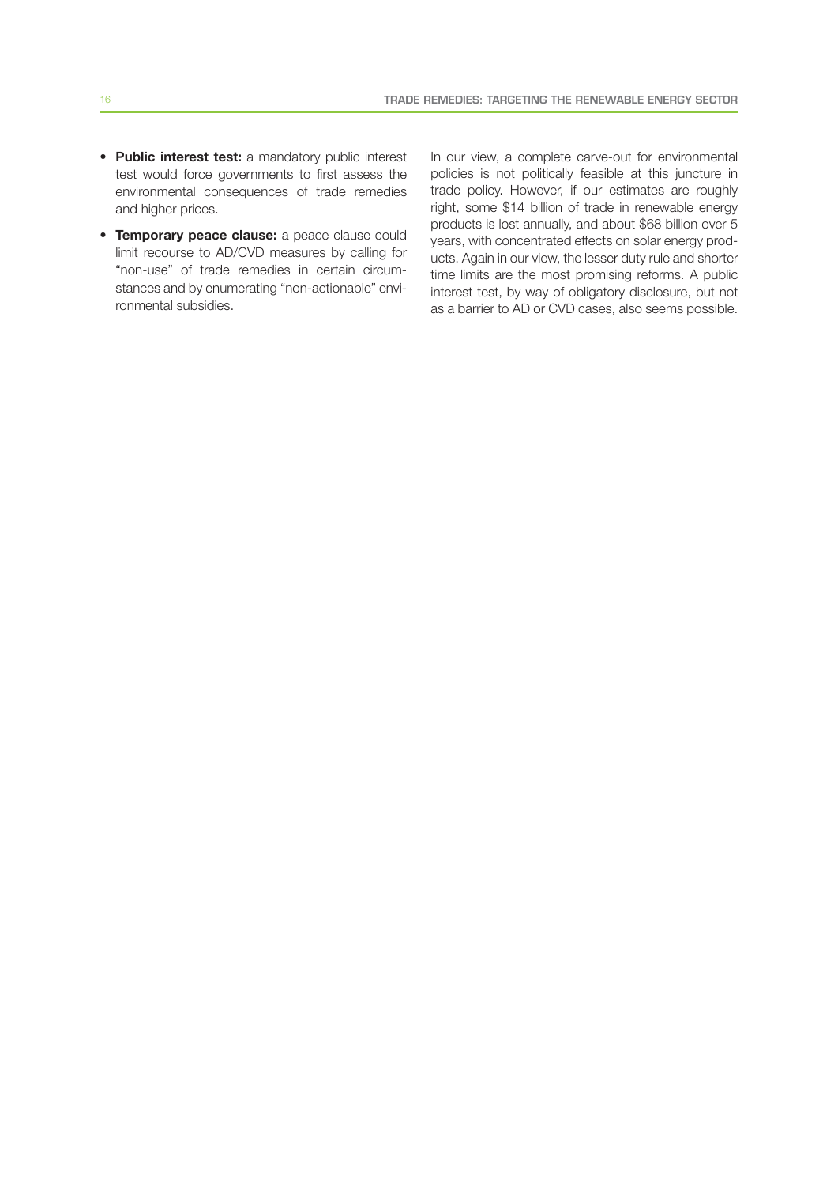- **Public interest test:** a mandatory public interest test would force governments to first assess the environmental consequences of trade remedies and higher prices.
- **Temporary peace clause:** a peace clause could limit recourse to AD/CVD measures by calling for "non-use" of trade remedies in certain circumstances and by enumerating "non-actionable" environmental subsidies.

In our view, a complete carve-out for environmental policies is not politically feasible at this juncture in trade policy. However, if our estimates are roughly right, some $14 billion of trade in renewable energy products is lost annually, and about $68 billion over 5 years, with concentrated effects on solar energy products. Again in our view, the lesser duty rule and shorter time limits are the most promising reforms. A public interest test, by way of obligatory disclosure, but not as a barrier to AD or CVD cases, also seems possible.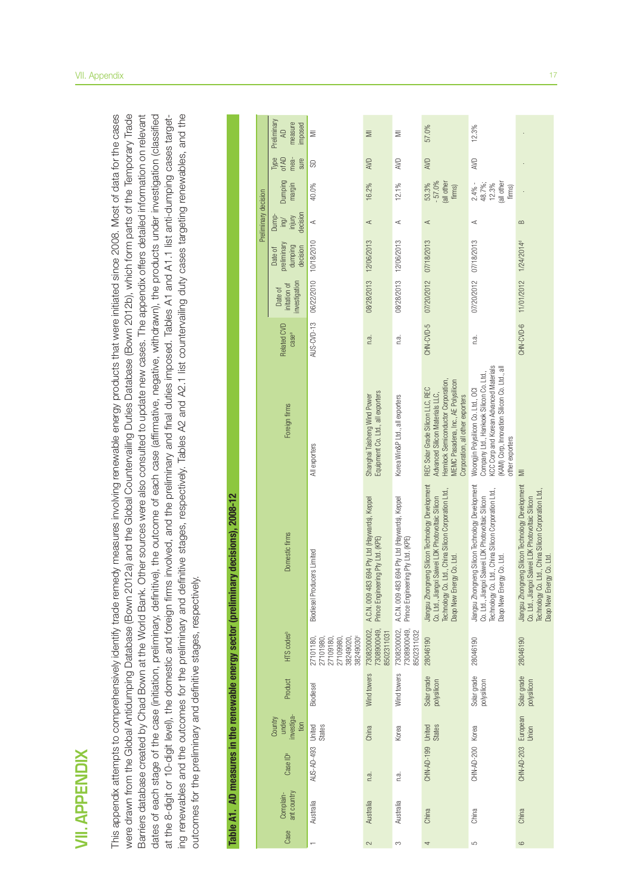# VII. APPENDIX

This appendix attempts to comprehensively identify trade remedy measures involving renewable energy products that were initiated since 2008. Most of data for the cases were drawn from the Global Antidumping Database (Bown 2012a) and the Global Countervailing Duties Database (Bown 2012b), which form parts of the Temporary Trade Barriers database created by Chad Bown at the World Bank. Other sources were also consulted to update new cases. The appendix offers detailed information on relevant dates of each stage of the case (initiation, preliminary, definitive), the outcome of each case (affirmative, negative, withdrawn), the products under investigation (classified at the 8-digit or 10-digit level), the domestic and foreign firms involved, and the preliminary and final duties imposed. Tables A1 and A1.1 list anti-dumping cases targeting renewables and the outcomes for the preliminary and definitive stages, respectively. Tables A2 and A2.1 list countervailing duty cases targeting renewables, and the outcomes for the preliminary and definitive stages, respectively.

**Table A1. AD measures in the renewable energy sector (preliminary decisions), 2008-12**

| Case | Complainant country | Case ID[a] | Country under investigation | Product | HTS codes[b] | Domestic firms | Foreign firms | Related CVD case[a] | Date of intiation of investigation | Preliminary decision: Date of preliminary dumping decision | Dumping/injury decision | Dumping margin | Type of AD measure | Preliminary AD measure imposed |
|---|---|---|---|---|---|---|---|---|---|---|---|---|---|---|
| 1 | Australia | AUS-AD-493 | United States | Biodiesel | 27101180, 27101980, 27109180, 27109980, 38249020, 38249030[c] | Biodiesel Producers Limited | All exporters | AUS-CVD-13 | 06/22/2010 | 10/18/2010 | A | 40.0% | SD | MI |
| 2 | Australia | n.a. | China | Wind towers | 7308200002, 7308900049, 8502311031 | A.C.N. 009 483 694 Pty Ltd (Haywards), Keppel Prince Engineering Pty Ltd. (KPE) | Shanghai Taisheng Wind Power Equipment Co. Ltd., all exporters | n.a. | 08/28/2013 | 12/06/2013 | A | 16.2% | AVD | MI |
| 3 | Australia | n.a. | Korea | Wind towers | 7308200002, 7308900049, 8502311032 | A.C.N. 009 483 694 Pty Ltd (Haywards), Keppel Prince Engineering Pty Ltd. (KPE) | Korea Win&P Ltd., all exporters | n.a. | 08/28/2013 | 12/06/2013 | A | 12.1% | AVD | MI |
| 4 | China | CHN-AD-199 | United States | Solar grade polysilicon | 28046190 | Jiangsu Zhongneng Silicon Technology Development Co. Ltd., Jiangxi Saiwei LDK Photovoltaic Silicon Technology Co. Ltd., China Silicon Corporation Ltd., Daqo New Energy Co. Ltd. | REC Solar Grade Silicon LLC, REC Advanced Silicon Materials LLC, Hemlock Semiconductor Corporation, MEMC Pasadena, Inc., AE Polysilicon Corporation, all other exporters | CHN-CVD-5 | 07/20/2012 | 07/18/2013 | A | 53.3% - 57.0% (all other firms) | AVD | 57.0% |
| 5 | China | CHN-AD-200 | Korea | Solar grade polysilicon | 28046190 | Jiangsu Zhongneng Silicon Technology Development Co. Ltd., Jiangxi Saiwei LDK Photovoltaic Silicon Technology Co. Ltd., China Silicon Corporation Ltd., Daqo New Energy Co. Ltd. | Woongjin Polysilicon Co. Ltd., OCI Company Ltd., Hankook Silicon Co. Ltd., KCC Corp and Korean Advanced Materials (KAM) Corp, Innovation Silicon Co. Ltd., all other exporters | n.a. | 07/20/2012 | 07/18/2013 | A | 2.4% - 48.7%; 12.3% (all other firms) | AVD | 12.3% |
| 6 | China | CHN-AD-203 | European Union | Solar grade polysilicon | 28046190 | Jiangsu Zhongneng Silicon Technology Development Co. Ltd., Jiangxi Saiwei LDK Photovoltaic Silicon Technology Co. Ltd., China Silicon Corporation Ltd., Daqo New Energy Co. Ltd. | MI | CHN-CVD-6 | 11/01/2012 | 1/24/2014[d] | B | . | . | . |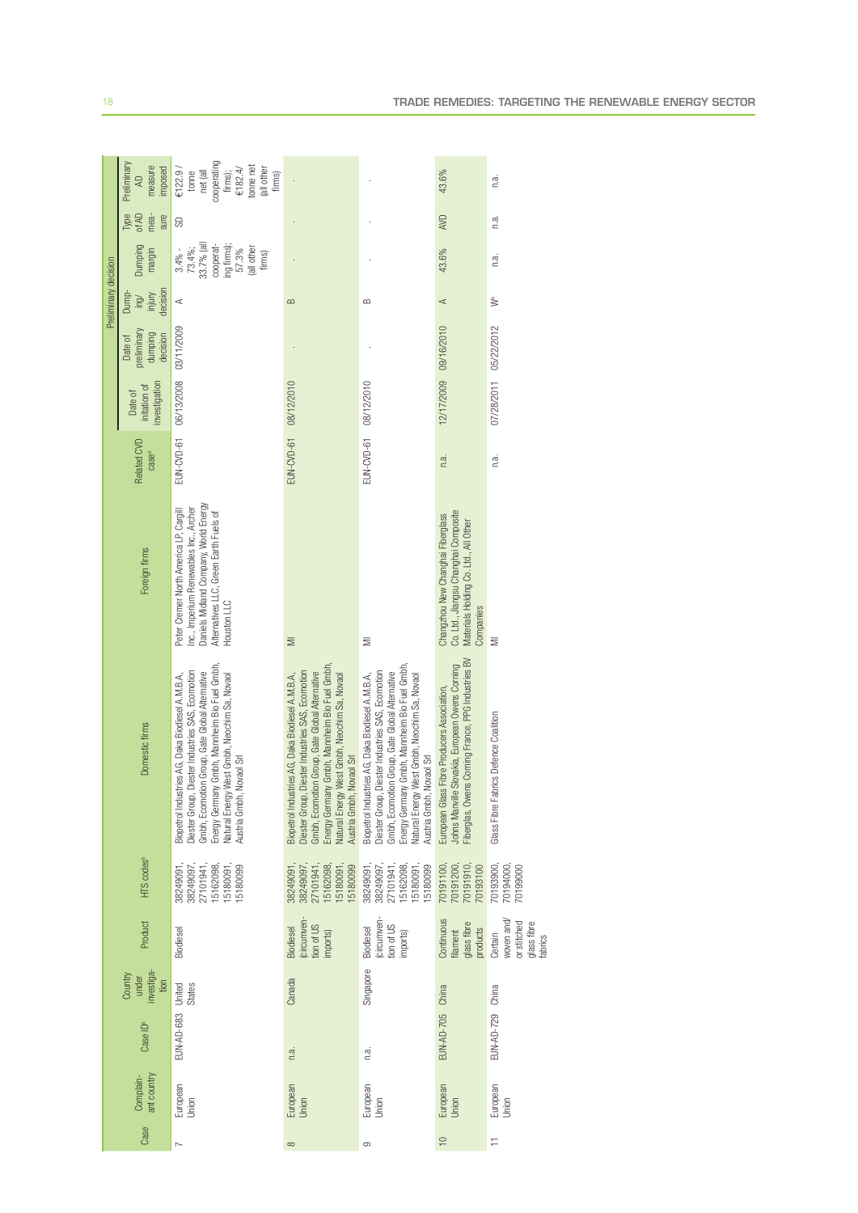| Case | Complainant country | Case ID[a] | Country under investigation | Product | HTS codes[b] | Domestic firms | Foreign firms | Related CVD case[a] | Preliminary decision | | | | | |
|---|---|---|---|---|---|---|---|---|---|---|---|---|---|---|
| | | | | | | | | | Date of initiation of investigation | Date of preliminary dumping decision | Dumping/injury decision | Dumping margin | Type of AD measure | Preliminary AD measure imposed |
| 7 | European Union | EUN-AD-683 | United States | Biodiesel | 38249091, 38249097, 27101941, 15162098, 15180091, 15180099 | Biopetrol Industries AG, Daka Biodiesel A.M.B.A, Diester Group, Diester Industries SAS, Ecomotion Gmbh, Ecomotion Group, Gate Global Alternative Energy Germany Gmbh, Mannheim Bio Fuel Gmbh, Natural Energy West Gmbh, Neochim Sa, Novaol Austria Gmbh, Novaol Srl | Peter Cremer North America LP, Cargill Inc., Imperium Renewables Inc., Archer Daniels Midland Company, World Energy Alternatives LLC, Green Earth Fuels of Houston LLC | EUN-CVD-61 | 06/13/2008 | 03/11/2009 | A | 3.4% - 73.4%; 33.7% (all cooperating firms); 57.3% (all other firms) | SD | €122.9 / tonne net (all cooperating firms); €182.4/ tonne net (all other firms) |
| 8 | European Union | n.a. | Canada | Biodiesel (circumvention of US imports) | 38249091, 38249097, 27101941, 15162098, 15180091, 15180099 | Biopetrol Industries AG, Daka Biodiesel A.M.B.A, Diester Group, Diester Industries SAS, Ecomotion Gmbh, Ecomotion Group, Gate Global Alternative Energy Germany Gmbh, Mannheim Bio Fuel Gmbh, Natural Energy West Gmbh, Neochim Sa, Novaol Austria Gmbh, Novaol Srl | MI | EUN-CVD-61 | 08/12/2010 | . | B | . | . | . |
| 9 | European Union | n.a. | Singapore | Biodiesel (circumvention of US imports) | 38249091, 38249097, 27101941, 15162098, 15180091, 15180099 | Biopetrol Industries AG, Daka Biodiesel A.M.B.A, Diester Group, Diester Industries SAS, Ecomotion Gmbh, Ecomotion Group, Gate Global Alternative Energy Germany Gmbh, Mannheim Bio Fuel Gmbh, Natural Energy West Gmbh, Neochim Sa, Novaol Austria Gmbh, Novaol Srl | MI | EUN-CVD-61 | 08/12/2010 | . | B | . | . | . |
| 10 | European Union | EUN-AD-705 | China | Continuous filament glass fibre products | 70191100, 70191200, 70191910, 70193100 | European Glass Fibre Producers Association, Johns Manville Slovakia, European Owens Corning Fiberglas, Owens Corning France, PPG Industries BV | Changzhou New Changhai Fiberglass Co. Ltd., Jiangsu Changhai Composite Materials Holding Co. Ltd., All Other Companies | n.a. | 12/17/2009 | 09/16/2010 | A | 43.6% | AVD | 43.6% |
| 11 | European Union | EUN-AD-729 | China | Certain woven and/ or stitched glass fibre fabrics | 70193900, 70194000, 70199000 | Glass Fibre Fabrics Defence Coalition | MI | n.a. | 07/28/2011 | 05/22/2012 | W[e] | n.a. | n.a. | n.a. |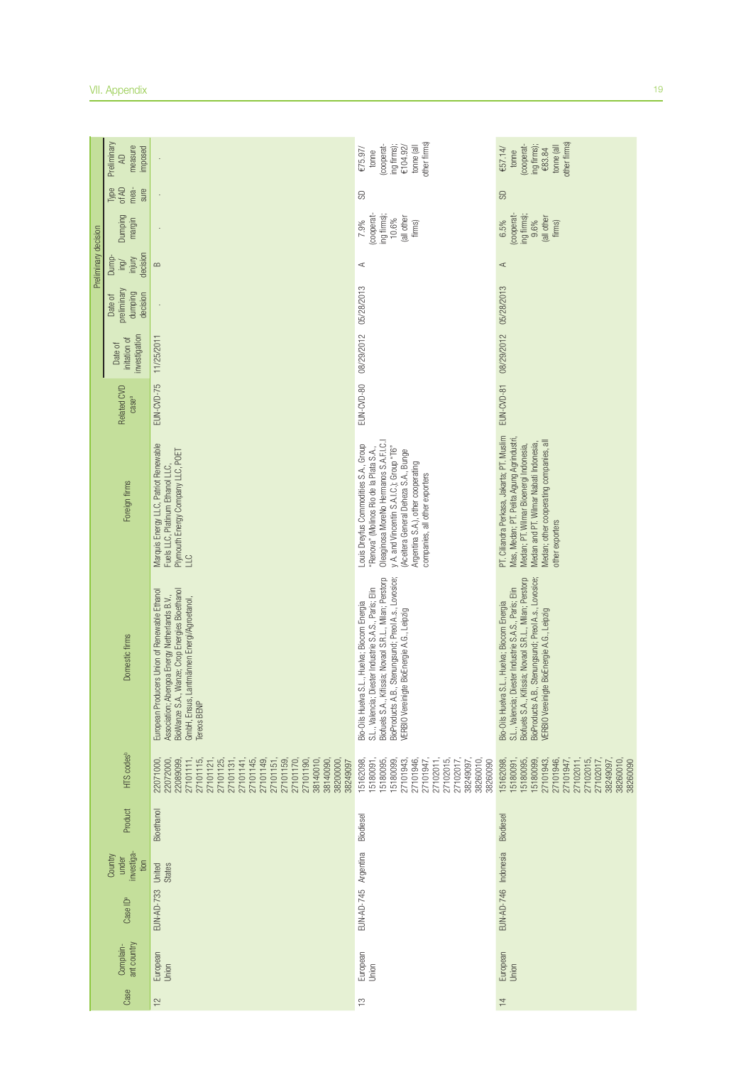| Case | Complainant country | Case ID[a] | Country under investigation | Product | HTS codes[b] | Domestic firms | Foreign firms | Related CVD case[c] | Preliminary decision | | | | | |
|---|---|---|---|---|---|---|---|---|---|---|---|---|---|---|
| | | | | | | | | | Date of initiation of investigation | Date of preliminary dumping decision | Dumping/injury decision | Dumping margin | Type of AD measure | Preliminary AD measure imposed |
| 12 | European Union | EUN-AD-733 | United States | Bioethanol | 22071000, 22072000, 22089099, 27101111, 27101115, 27101121, 27101125, 27101131, 27101141, 27101145, 27101149, 27101151, 27101159, 27101170, 27101190, 38140010, 38140090, 38200000, 38249097 | European Producers Union of Renewable Ethanol Association; Abengoa Energy Netherlands B.V., BioWanze S.A., Wanze; Crop Energies Bioethanol GmbH, Ensus, Lantmännen Energi/Agroetanol, Tereos BENP | Marquis Energy LLC, Patriot Renewable Fuels LLC, Platinum Ethanol LLC, Plymouth Energy Company LLC, POET LLC | EUN-CVD-75 | 11/25/2011 | - | B | - | - | - |
| 13 | European Union | EUN-AD-745 | Argentina | Biodiesel | 15162098, 15180091, 15180095, 15180099, 27101943, 27101946, 27101947, 27102011, 27102015, 27102017, 38249097, 38260010, 38260090 | Bio-Oils Huelva S.L., Huelva; Biocom Energia S.L., Valencia; Diester Industrie S.A.S., Paris; Elin Biofuels S.A., Kifissia; Novaol S.R.L., Milan; Perstorp BioProducts A.B., Stenungsund; Preol A.s., Lovosice; VERBIO Vereinigte BioEnergie A.G., Leipzig | Louis Dreyfus Commodities S.A., Group "Renova" (Molinos Rio de la Plata S.A., Oleaginosa MoreNo Hermanos S.A.F.I.C.I y A. and Vincentin S.A.I.C.); Group "T6" (Aceitera General Deheza S.A., Bunge Argentina S.A.), other cooperating companies, all other exporters | EUN-CVD-80 | 08/29/2012 | 05/28/2013 | A | 7.9% (cooperating firms); 10.6% (all other firms) | SD | €75.97/ tonne (cooperating firms); €104.92/ tonne (all other firms) |
| 14 | European Union | EUN-AD-746 | Indonesia | Biodiesel | 15162098, 15180091, 15180095, 15180099, 27101943, 27101946, 27101947, 27102011, 27102015, 27102017, 38249097, 38260010, 38260090 | Bio-Oils Huelva S.L., Huelva; Biocom Energia S.L., Valencia; Diester Industrie S.A.S., Paris; Elin Biofuels S.A., Kifissia; Novaol S.R.L., Milan; Perstorp BioProducts A.B., Stenungsund; Preol A.s., Lovosice; VERBIO Vereinigte BioEnergie A.G., Leipzig | PT. Ciliandra Perkasa, Jakarta; PT. Musim Mas, Medan; PT. Pelita Agung Agrindustri, Medan; PT. Wilmar Bioenergi Indonesia, Medan and PT. Wilmar Nabati Indonesia, Medan; other cooperating companies, all other exporters | EUN-CVD-81 | 08/29/2012 | 05/28/2013 | A | 6.5% (cooperating firms); 9.6% (all other firms) | SD | €57.14/ tonne (cooperating firms); €83.84 tonne (all other firms) |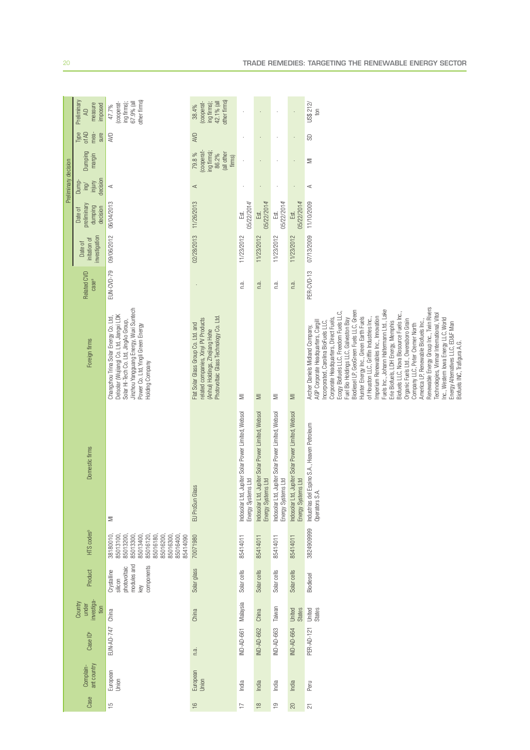| Case | Complainant country | Case ID[a] | Country under investigation | Product | HTS codes[b] | Domestic firms | Foreign firms | Related CVD case[a] | Date of initiation of investigation | Preliminary decision | | | | | |
|---|---|---|---|---|---|---|---|---|---|---|---|---|---|---|---|
| | | | | | | | | | | Date of preliminary dumping decision | Dumping/injury decision | Dumping margin | Type of AD measure | Preliminary AD measure imposed | |
| 15 | European Union | EUN-AD-747 | China | Crystalline silicon photovoltaic modules and key components | 38180010, 85013100, 85013200, 85013300, 85013400, 85016120, 85016180, 85016200, 85016300, 85016400, 85414090 | MI | Changzhou Trina Solar Energy Co. Ltd, Delsolar (Wujiang) Co. Ltd, Jiangxi LDK Solar Hi-Tech Co. Ltd, JingAo Group, Jinzhou Yangguang Energy, Wuxi Suntech Power Co. Ltd, Yingli Green Energy Holding Company | EUN-CVD-79 | 09/06/2012 | 06/04/2013 | A | | AVD | 47.7% (cooperating firms); 67.9% (all other firms) | |
| 16 | European Union | n.a. | China | Solar glass | 70071980 | EU ProSun Glass | Flat Solar Glass Group Co. Ltd. and related companies, Xinyi PV Products (Anhui) Holdings, Zhejiang Hehe Photovoltaic Glass Technology Co. Ltd. | . | 02/28/2013 | 11/26/2013 | A | 79.8 % (cooperating firms); 86.2% (all other firms) | AVD | 38.4% (cooperating firms); 42.1% (all other firms) | |
| 17 | India | IND-AD-661 | Malaysia | Solar cells | 85414011 | Indosolar Ltd, Jupiter Solar Power Limited, Websol Energy Systems Ltd | MI | n.a. | 11/23/2012 | Est. 05/22/2014[f] | . | . | . | . | |
| 18 | India | IND-AD-662 | China | Solar cells | 85414011 | Indosolar Ltd, Jupiter Solar Power Limited, Websol Energy Systems Ltd | MI | n.a. | 11/23/2012 | Est. 05/22/2014[f] | . | . | . | . | |
| 19 | India | IND-AD-663 | Taiwan | Solar cells | 85414011 | Indosolar Ltd, Jupiter Solar Power Limited, Websol Energy Systems Ltd | MI | n.a. | 11/23/2012 | Est. 05/22/2014[f] | . | . | . | . | |
| 20 | India | IND-AD-664 | United States | Solar cells | 85414011 | Indosolar Ltd, Jupiter Solar Power Limited, Websol Energy Systems Ltd | MI | n.a. | 11/23/2012 | Est. 05/22/2014[f] | . | . | . | . | |
| 21 | Peru | PER-AD-121 | United States | Biodiesel | 3824909999 | Industrias del Espino S.A., Heaven Petroleum Operators S.A. | Archer Daniels Midland Company, AGP Corporate Headquarters, Cargill Incorporated, Carolina BioFuels LLC, Corporate Headquarters, Direct Fuels, Ecogy Biofuels LLC, Freedom Fuels LLC, Fuel Bio Holdings LLC, Galveston Bay Biodiesel LP, GeoGreen Fuels LLC, Green Hunter Energy Inc., Green Earth Fuels of Houston LLC, Griffin Industries Inc., Imperium Renewables Inc., Innovation Fuels Inc., Johann Haltermann Ltd., Lake Erie Biofuels, LDH Energy, Memphis Biofuels LLC, Nova Biosource Fuels Inc., Organic Fuels Ltd., Owensboro Grain Company LLC, Peter Cremer North America LP, Renewable Biofuels Inc., Renewable Energy Group Inc., Twin Rivers Technologies, Vinmar International, Vitol Inc., Western Iowa Energy LLC, World Energy Alternatives LLC, ED&F Man Biofuels INC, Trafigura A.G. | PER-CVD-13 | 07/13/2009 | 11/10/2009 | A | MI | SD | US$ 212/ton | |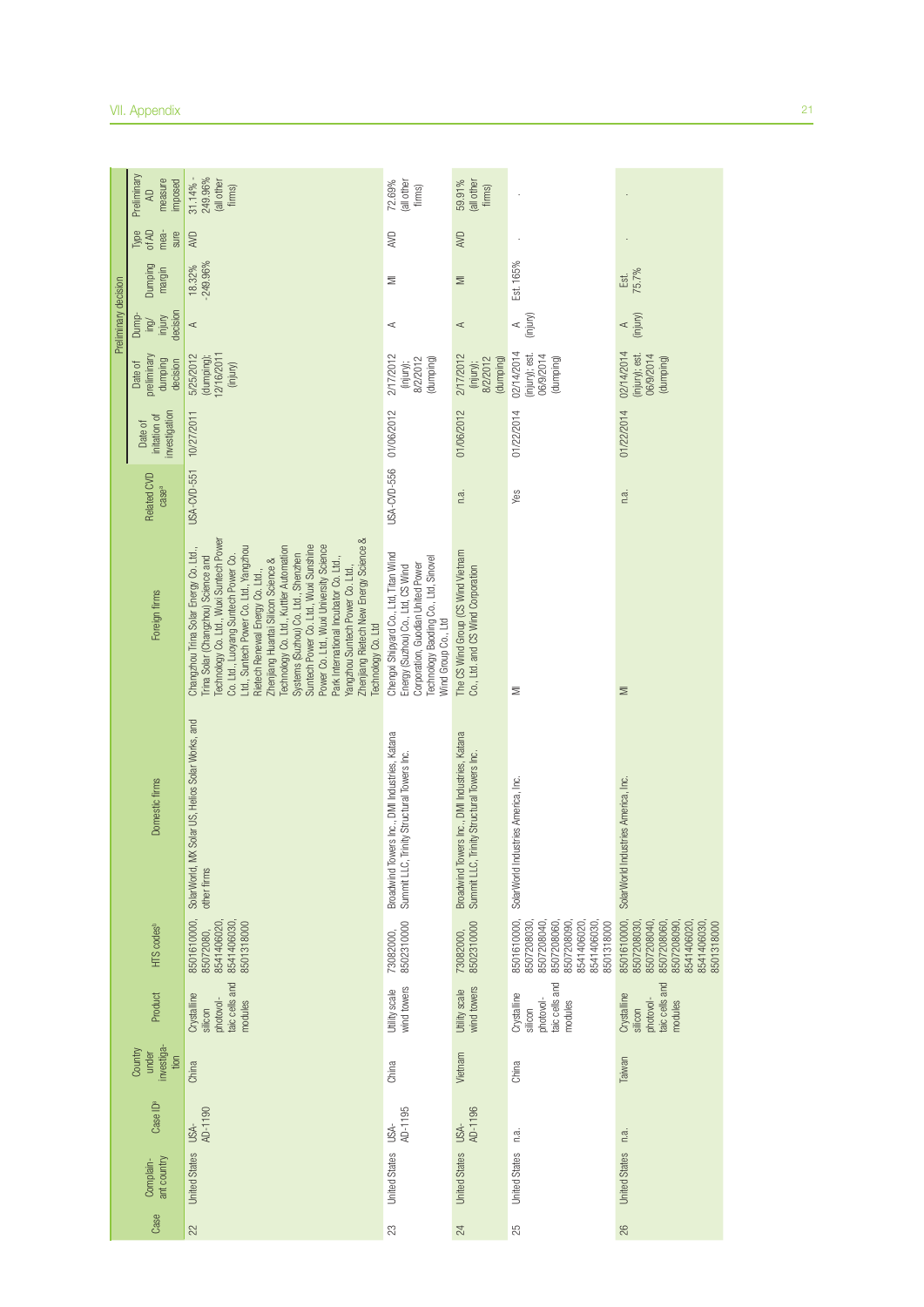| Case | Complainant country | Case ID[a] | Country under investigation | Product | HTS codes[b] | Domestic firms | Foreign firms | Related CVD case[c] | Date of initiation of investigation | Preliminary decision | | | | |
|---|---|---|---|---|---|---|---|---|---|---|---|---|---|---|
| | | | | | | | | | | Date of preliminary dumping decision | Dumping/injury decision | Dumping margin | Type of AD measure | Preliminary AD measure imposed |
| 22 | United States | USA-AD-1190 | China | Crystalline silicon photovoltaic cells and modules | 8501610000, 85072080, 8541406020, 8541406030, 8501318000 | SolarWorld, MX Solar US, Helios Solar Works, and other firms | Changzhou Trina Solar Energy Co. Ltd., Trina Solar (Changzhou) Science and Technology Co. Ltd., Wuxi Suntech Power Co. Ltd., Luoyang Suntech Power Co. Ltd., Suntech Power Co. Ltd., Yangzhou Rietech Renewal Energy Co. Ltd., Zhenjiang Huantai Silicon Science & Technology Co. Ltd., Kuttler Automation Systems (Suzhou) Co. Ltd., Shenzhen Suntech Power Co. Ltd., Wuxi Sunshine Power Co. Ltd., Wuxi University Science Park International Incubator Co. Ltd., Yangzhou Suntech Power Co. Ltd., Zhenjiang Rietech New Energy Science & Technology Co. Ltd | USA-CVD-551 | 10/27/2011 | 5/25/2012 (dumping); 12/16/2011 (injury) | A | 18.32% -249.96% | AVD | 31.14% - 249.96% (all other firms) |
| 23 | United States | USA-AD-1195 | China | Utility scale wind towers | 73082000, 8502310000 | Broadwind Towers Inc., DMI Industries, Katana Summit LLC, Trinity Structural Towers Inc. | Chengxi Shipyard Co., Ltd, Titan Wind Energy (Suzhou) Co., Ltd, CS Wind Corporation, Guodian United Power Technology Baoding Co., Ltd, Sinovel Wind Group Co., Ltd | USA-CVD-556 | 01/06/2012 | 2/17/2012 (injury); 8/2/2012 (dumping) | A | MI | AVD | 72.69% (all other firms) |
| 24 | United States | USA-AD-1196 | Vietnam | Utility scale wind towers | 73082000, 8502310000 | Broadwind Towers Inc., DMI Industries, Katana Summit LLC, Trinity Structural Towers Inc. | The CS Wind Group (CS Wind Vietnam Co., Ltd. and CS Wind Corporation | n.a. | 01/06/2012 | 2/17/2012 (injury); 8/2/2012 (dumping) | A | MI | AVD | 59.91% (all other firms) |
| 25 | United States | n.a. | China | Crystalline silicon photovoltaic cells and modules | 8501610000, 8507208030, 8507208040, 8507208060, 8507208090, 8541406020, 8541406030, 8501318000 | SolarWorld Industries America, Inc. | MI | Yes | 01/22/2014 | 02/14/2014 (injury); est. 06/9/2014 (dumping) | A (injury) | Est. 165% | . | . |
| 26 | United States | n.a. | Taiwan | Crystalline silicon photovoltaic cells and modules | 8501610000, 8507208030, 8507208040, 8507208060, 8507208090, 8541406020, 8541406030, 8501318000 | SolarWorld Industries America, Inc. | MI | n.a. | 01/22/2014 | 02/14/2014 (injury); est. 06/9/2014 (dumping) | A (injury) | Est. 75.7% | . | . |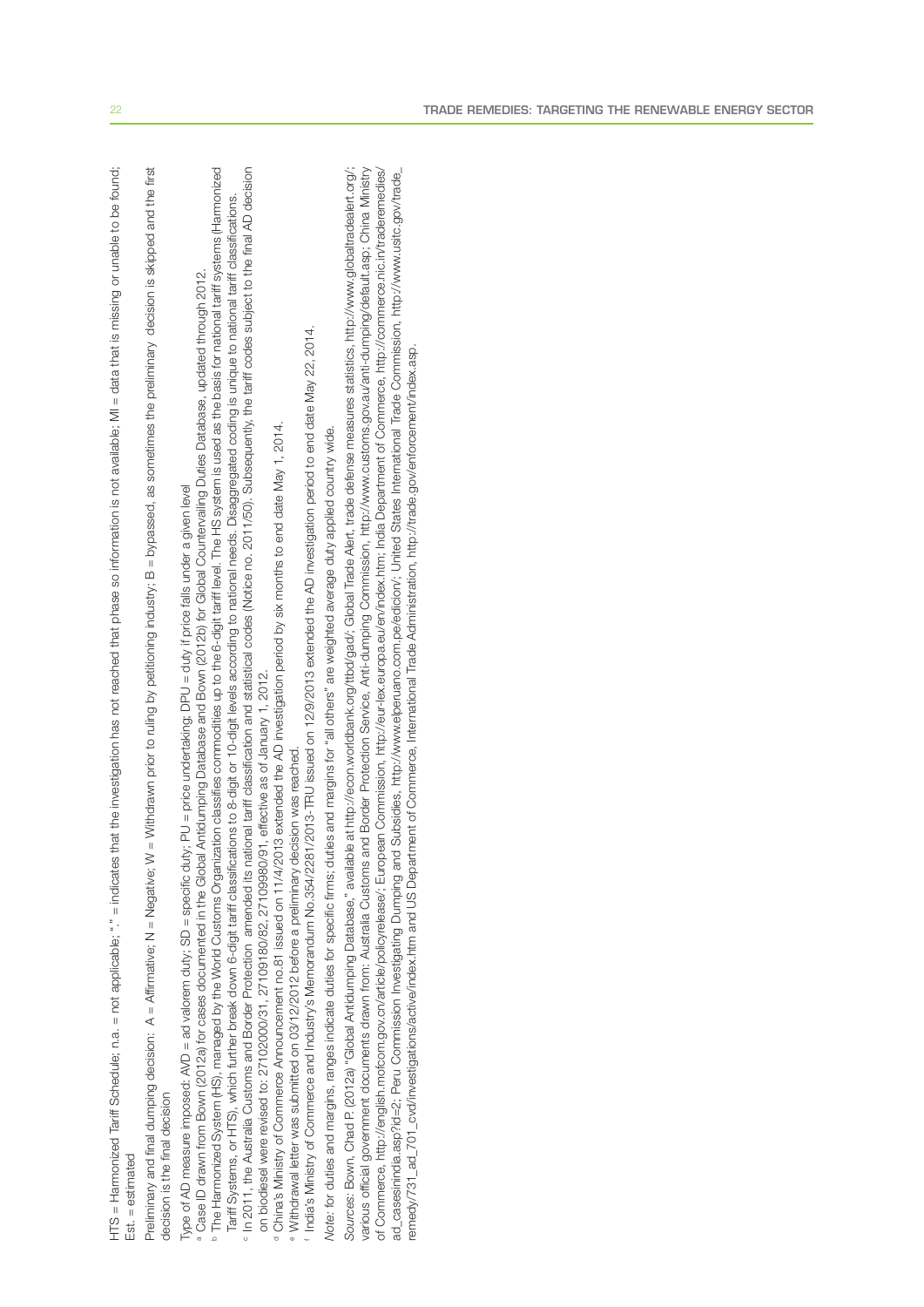HTS = Harmonized Tariff Schedule; n.a. = not applicable; "." = indicates that the investigation has not reached that phase so information is not available; MI = data that is missing or unable to be found; Est. = estimated

Preliminary and final dumping decision: A = Affirmative; N = Negative; W = Withdrawn prior to ruling by petitioning industry; B = bypassed, as sometimes the preliminary decision is skipped and the first decision is the final decision

Type of AD measure imposed: AVD = ad valorem duty; SD = specific duty; PU = price undertaking; DPU = duty if price falls under a given level

[a] Case ID drawn from Bown (2012a) for cases documented in the Global Antidumping Database and Bown (2012b) for Global Countervailing Duties Database, updated through 2012.

[b] The Harmonized System (HS), managed by the World Customs Organization classifies commodities up to the 6-digit tariff level. The HS system is used as the basis for national tariff systems (Harmonized Tariff Systems, or HTS), which further break down 6-digit tariff classifications to 8-digit or 10-digit levels according to national needs. Disaggregated coding is unique to national tariff classifications.

[c] In 2011, the Australia Customs and Border Protection amended its national tariff classification and statistical codes (Notice no. 2011/50). Subsequently, the tariff codes subject to the final AD decision on biodiesel were revised to: 27102000/31, 27109180/82, 27109980/91, effective as of January 1, 2012.

[d] China's Ministry of Commerce Announcement no.81 issued on 11/4/2013 extended the AD investigation period by six months to end date May 1, 2014.

[e] Withdrawal letter was submitted on 03/12/2012 before a preliminary decision was reached.

[f] India's Ministry of Commerce and Industry's Memorandum No.354/2281/2013-TRU issued on 12/9/2013 extended the AD investigation period to end date May 22, 2014.

*Note*: for duties and margins, ranges indicate duties for specific firms; duties and margins for "all others" are weighted average duty applied country wide.

*Sources*: Bown, Chad P. (2012a) "Global Antidumping Database," available at http://econ.worldbank.org/ttbd/gad/; Global Trade Alert, trade defense measures statistics, http://www.globaltradealert.org/; various official government documents drawn from: Australia Customs and Border Protection Service, Anti-dumping Commission, http://www.customs.gov.au/anti-dumping/default.asp; China Ministry of Commerce, http://english.mofcom.gov.cn/article/policyrelease/; European Commission, http://eur-lex.europa.eu/en/index.htm; India Department of Commerce, http://commerce.nic.in/traderemedies/ad_casesinindia.asp?id=2; Peru Commission Investigating Dumping and Subsidies, http://www.elperuano.com.pe/edicion/; United States International Trade Commission, http://www.usitc.gov/trade_remedy/731_ad_701_cvd/investigations/active/index.htm and US Department of Commerce, International Trade Administration, http://trade.gov/enforcement/index.asp.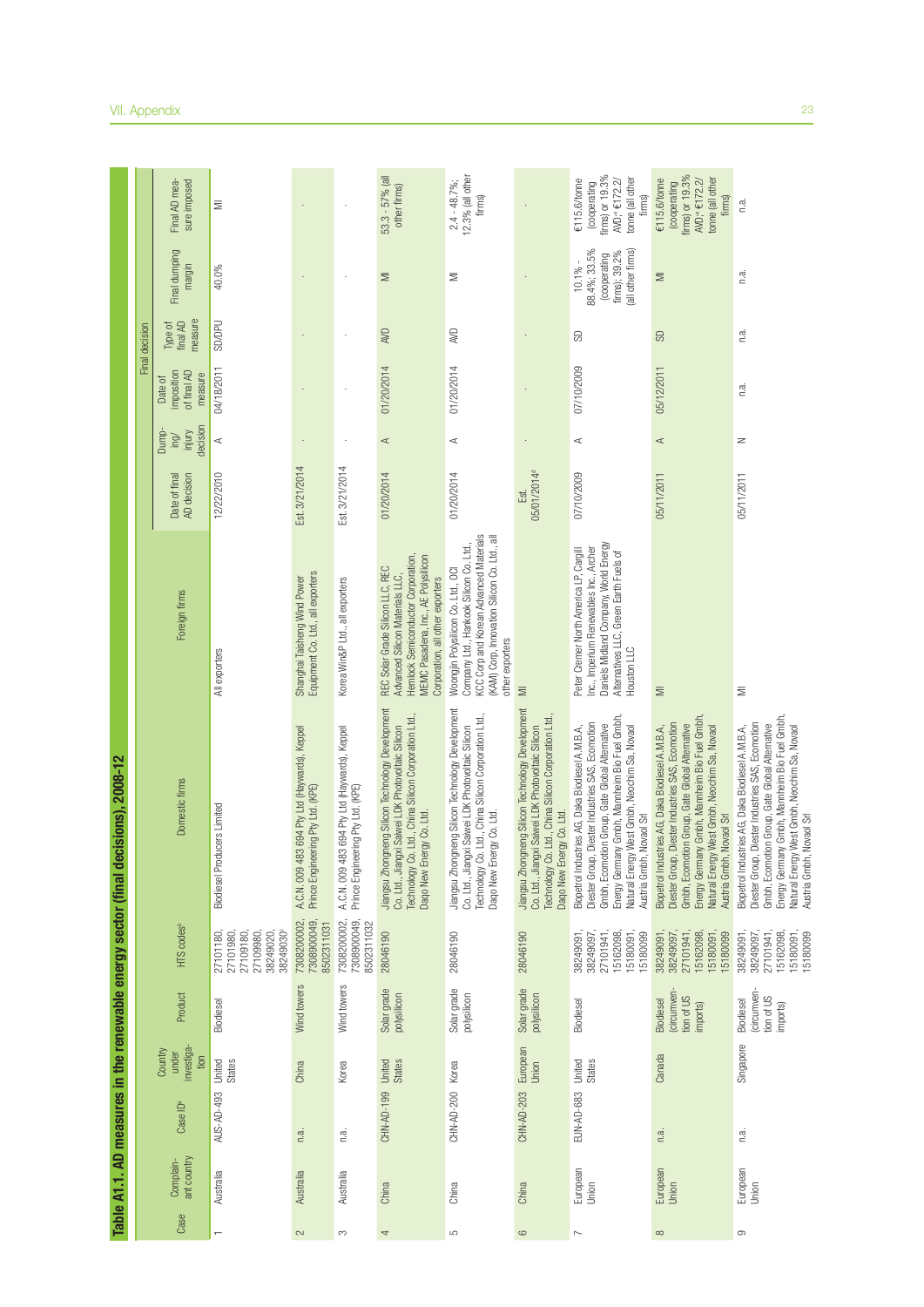## Table A1.1. AD measures in the renewable energy sector (final decisions), 2008-12

| Case | Complainant country | Case ID[a] | Country under investigation | Product | HTS codes[b] | Domestic firms | Foreign firms | Final decision | | | | | |
|---|---|---|---|---|---|---|---|---|---|---|---|---|---|
| | | | | | | | | Date of final AD decision | Dumping/injury decision | Date of imposition of final AD measure | Type of final AD measure | Final dumping margin | Final AD measure imposed |
| 1 | Australia | AUS-AD-493 | United States | Biodiesel | 27101180, 27101980, 27109180, 27109980, 38249020, 38249030[c] | Biodiesel Producers Limited | All exporters | 12/22/2010 | A | 04/18/2011 | SD/DPU | 40.0% | MI |
| 2 | Australia | n.a. | China | Wind towers | 73082000002, 7308900049, 8502311031 | A.C.N. 009 483 694 Pty Ltd (Haywards), Keppel Prince Engineering Pty Ltd. (KPE) | Shanghai Taisheng Wind Power Equipment Co. Ltd., all exporters | Est. 3/21/2014 | - | - | - | - | - |
| 3 | Australia | n.a. | Korea | Wind towers | 73082000002, 7308900049, 8502311032 | A.C.N. 009 483 694 Pty Ltd (Haywards), Keppel Prince Engineering Pty Ltd. (KPE) | Korea Win&P Ltd., all exporters | Est. 3/21/2014 | - | - | - | - | - |
| 4 | China | CHN-AD-199 | United States | Solar grade polysilicon | 28046190 | Jiangsu Zhongneng Silicon Technology Development Co. Ltd., Jiangxi Saiwei LDK Photovoltaic Silicon Technology Co. Ltd., China Silicon Corporation Ltd., Daqo New Energy Co. Ltd. | REC Solar Grade Silicon LLC, REC Advanced Silicon Materials LLC, Hemlock Semiconductor Corporation, MEMC Pasadena, Inc., AE Polysilicon Corporation, all other exporters | 01/20/2014 | A | 01/20/2014 | A/D | MI | 53.3 - 57% (all other firms) |
| 5 | China | CHN-AD-200 | Korea | Solar grade polysilicon | 28046190 | Jiangsu Zhongneng Silicon Technology Development Co. Ltd., Jiangxi Saiwei LDK Photovoltaic Silicon Technology Co. Ltd., China Silicon Corporation Ltd., Daqo New Energy Co. Ltd. | Woongjin Polysilicon Co. Ltd., OCI Company Ltd., Hankook Silicon Co. Ltd., KCC Corp and Korean Advanced Materials (KAM) Corp, Innovation Silicon Co. Ltd., all other exporters | 01/20/2014 | A | 01/20/2014 | A/D | MI | 2.4 - 48.7%; 12.3% (all other firms) |
| 6 | China | CHN-AD-203 | European Union | Solar grade polysilicon | 28046190 | Jiangsu Zhongneng Silicon Technology Development Co. Ltd., Jiangxi Saiwei LDK Photovoltaic Silicon Technology Co. Ltd., China Silicon Corporation Ltd., Daqo New Energy Co. Ltd. | MI | Est. 05/01/2014[d] | - | - | - | - | - |
| 7 | European Union | EUN-AD-683 | United States | Biodiesel | 38249091, 38249097, 27101941, 15162098, 15180091, 15180099 | Biopetrol Industries AG, Daka Biodiesel A.M.B.A, Diester Group, Diester Industries SAS, Ecomotion Gmbh, Ecomotion Group, Gate Global Alternative Energy Germany Gmbh, Mannheim Bio Fuel Gmbh, Natural Energy West Gmbh, Neochim Sa, Novaol Austria Gmbh, Novaol Srl | Peter Cremer North America LP, Cargill Inc., Imperium Renewables Inc., Archer Daniels Midland Company, World Energy Alternatives LLC, Green Earth Fuels of Houston LLC | 07/10/2009 | A | 07/10/2009 | SD | 10.1% - 88.4%; 33.5% (cooperating firms); 39.2% (all other firms) | €115.6/tonne (cooperating firms) or 19.3% AVD;[e] €172.2/tonne (all other firms) |
| 8 | European Union | n.a. | Canada | Biodiesel (circumvention of US imports) | 38249091, 38249097, 27101941, 15162098, 15180091, 15180099 | Biopetrol Industries AG, Daka Biodiesel A.M.B.A, Diester Group, Diester Industries SAS, Ecomotion Gmbh, Ecomotion Group, Gate Global Alternative Energy Germany Gmbh, Mannheim Bio Fuel Gmbh, Natural Energy West Gmbh, Neochim Sa, Novaol Austria Gmbh, Novaol Srl | MI | 05/11/2011 | A | 05/12/2011 | SD | MI | €115.6/tonne (cooperating firms) or 19.3% AVD;[e] €172.2/tonne (all other firms) |
| 9 | European Union | n.a. | Singapore | Biodiesel (circumvention of US imports) | 38249091, 38249097, 27101941, 15162098, 15180091, 15180099 | Biopetrol Industries AG, Daka Biodiesel A.M.B.A, Diester Group, Diester Industries SAS, Ecomotion Gmbh, Ecomotion Group, Gate Global Alternative Energy Germany Gmbh, Mannheim Bio Fuel Gmbh, Natural Energy West Gmbh, Neochim Sa, Novaol Austria Gmbh, Novaol Srl | MI | 05/11/2011 | N | n.a. | n.a. | n.a. | n.a. |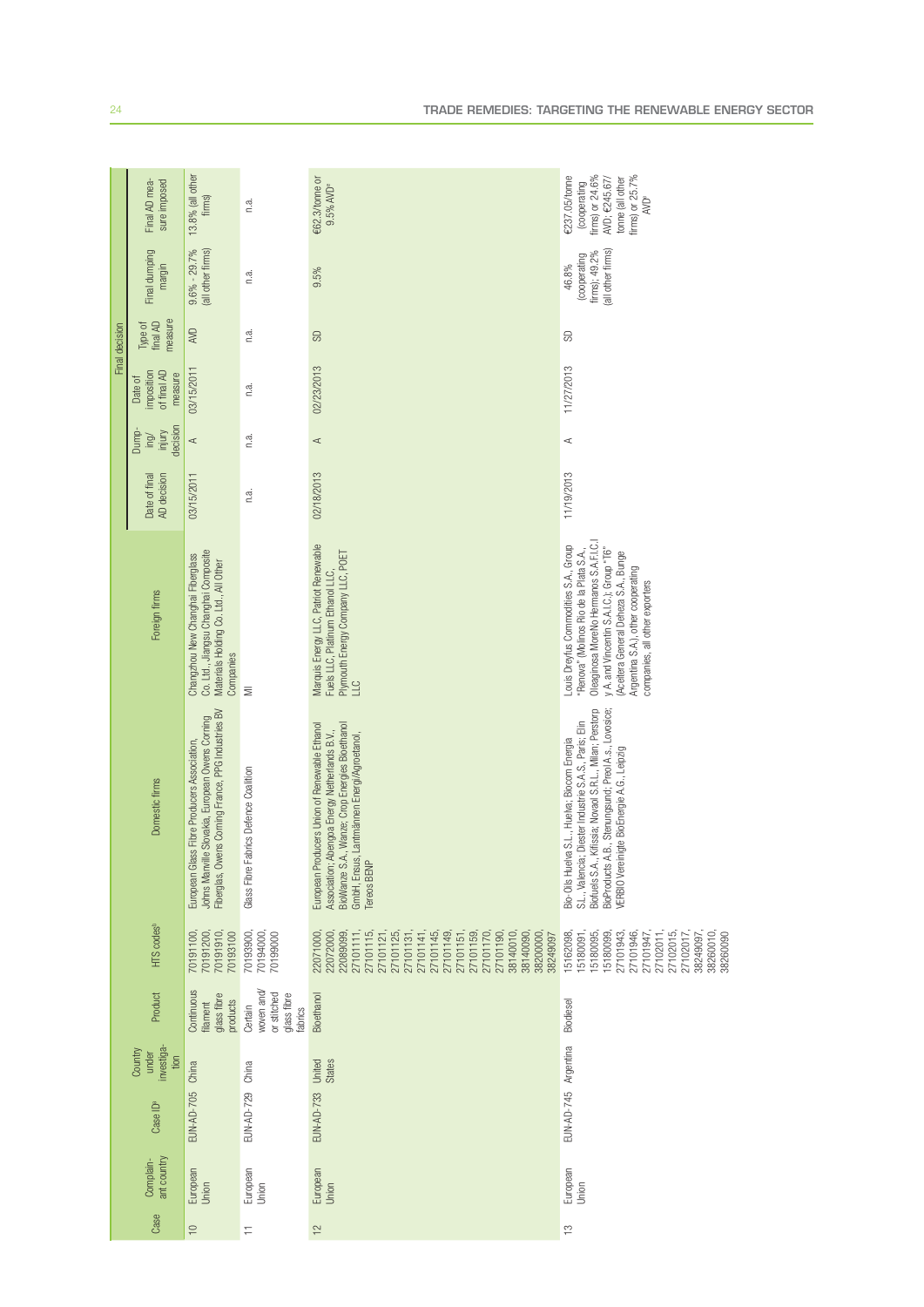| Case | Complainant country | Case ID[a] | Country under investigation | Product | HTS codes[b] | Domestic firms | Foreign firms | Final decision | | | | | |
|---|---|---|---|---|---|---|---|---|---|---|---|---|---|
| | | | | | | | | Date of final AD decision | Dumping/ injury decision | Date of imposition of final AD measure | Type of final AD measure | Final dumping margin | Final AD measure imposed |
| 10 | European Union | EUN-AD-705 | China | Continuous filament glass fibre products | 70191100, 70191200, 70191910, 70193100 | European Glass Fibre Producers Association, Johns Manville Slovakia, European Owens Corning Fiberglas, Owens Corning France, PPG Industries BV | Changzhou New Changhai Fiberglass Co. Ltd., Jiangsu Changhai Composite Materials Holding Co. Ltd., All Other Companies | 03/15/2011 | A | 03/15/2011 | AVD | 9.6% - 29.7% (all other firms) | 13.8% (all other firms) |
| 11 | European Union | EUN-AD-729 | China | Certain woven and/ or stitched glass fibre fabrics | 70193900, 70194000, 70199000 | Glass Fibre Fabrics Defence Coalition | MI | n.a. | n.a. | n.a. | n.a. | n.a. | n.a. |
| 12 | European Union | EUN-AD-733 | United States | Bioethanol | 22071000, 22072000, 22089099, 27101111, 27101115, 27101121, 27101125, 27101131, 27101141, 27101145, 27101149, 27101151, 27101159, 27101170, 27101190, 38140010, 38140090, 38200000, 38249097 | European Producers Union of Renewable Ethanol Association; Abengoa Energy Netherlands B.V., BioWanze S.A., Wanze; Crop Energies Bioethanol GmbH, Ensus, Lantmännen Energi/Agroetanol, Tereos BENP | Marquis Energy LLC, Patriot Renewable Fuels LLC, Platinum Ethanol LLC, Plymouth Energy Company LLC, POET LLC | 02/18/2013 | A | 02/23/2013 | SD | 9.5% | €62.3/tonne or 9.5% AVD[e] |
| 13 | European Union | EUN-AD-745 | Argentina | Biodiesel | 15162098, 15180091, 15180095, 15180099, 27101943, 27101946, 27101947, 27102011, 27102015, 27102017, 38249097, 38260010, 38260090 | Bio-Oils Huelva S.L., Huelva; Biocom Energia S.L., Valencia; Diester Industrie S.A.S., Paris; Elin Biofuels S.A., Kifissia; Novaol S.R.L., Milan; Perstorp BioProducts A.B., Stenungsund; Preol A.s., Lovosice; VERBIO Vereinigte BioEnergie A.G., Leipzig | Louis Dreyfus Commodities S.A., Group "Renova" (Molinos Rio de la Plata S.A., Oleaginosa MoreNo Hermanos S.A.F.I.C.I y A. and Vincentin S.A.I.C.); Group "T6" (Aceitera General Deheza S.A., Bunge Argentina S.A.), other cooperating companies, all other exporters | 11/19/2013 | A | 11/27/2013 | SD | 46.8% (cooperating firms); 49.2% (all other firms) | €237.05/tonne (cooperating firms) or 24.6% AVD; €245.67/ tonne (all other firms) or 25.7% AVD[e] |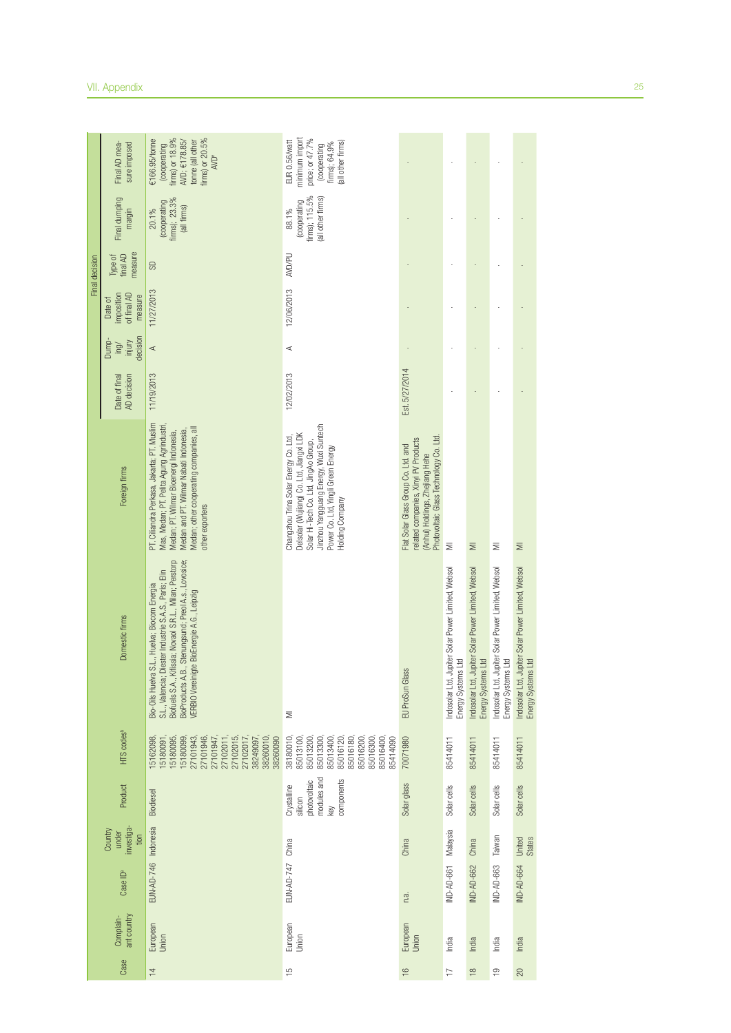| Case | Complainant country | Case ID[a] | Country under investigation | Product | HTS codes[b] | Domestic firms | Foreign firms | Final decision | | | | | |
|---|---|---|---|---|---|---|---|---|---|---|---|---|---|
| | | | | | | | | Date of final AD decision | Dumping/injury decision | Date of imposition of final AD measure | Type of final AD measure | Final dumping margin | Final AD measure imposed |
| 14 | European Union | EUN-AD-746 | Indonesia | Biodiesel | 15162098, 15180091, 15180095, 15180099, 27101943, 27101946, 27101947, 27102011, 27102015, 27102017, 38249097, 38260010, 38260090 | Bio-Oils Huelva S.L., Huelva; Biocom Energia S.L., Valencia; Diester Industrie S.A.S, Paris; Elin Biofuels S.A., Kifissia; Novaol S.R.L., Milan; Perstorp BioProducts A.B., Stenungsund; Preol A.s., Lovosice; VERBIO Vereinigte BioEnergie A.G., Leipzig | PT. Ciliandra Perkasa, Jakarta; PT. Musim Mas, Medan; PT. Pelita Agung Agrindustri, Medan; PT. Wilmar Bioenergi Indonesia, Medan and PT. Wilmar Nabati Indonesia, Medan; other cooperating companies, all other exporters | 11/19/2013 | A | 11/27/2013 | SD | 20.1% (cooperating firms); 23.3% (all firms) | €166.95/tonne (cooperating firms) or 18.9% AVD; €178.85/tonne (all other firms) or 20.5% AVD[c] |
| 15 | European Union | EUN-AD-747 | China | Crystalline silicon photovoltaic modules and key components | 38180010, 85013100, 85013200, 85013300, 85013400, 85016120, 85016180, 85016200, 85016300, 85016400, 85414090 | MI | Changzhou Trina Solar Energy Co. Ltd, Delsolar (Wujiang) Co. Ltd, Jiangxi LDK Solar Hi-Tech Co. Ltd, JingAo Group, Jinzhou Yangguang Energy, Wuxi Suntech Power Co. Ltd, Yingli Green Energy Holding Company | 12/02/2013 | A | 12/06/2013 | AVD/PU | 88.1% (cooperating firms); 115.5% (all other firms) | EUR 0.56/watt minimum import price; or 47.7% (cooperating firms); 64.9% (all other firms) |
| 16 | European Union | n.a. | China | Solar glass | 70071980 | EU ProSun Glass | Flat Solar Glass Group Co. Ltd. and related companies, Xinyi PV Products (Anhui) Holdings, Zhejiang Hehe Photovoltaic Glass Technology Co. Ltd. | Est. 5/27/2014 | - | - | - | - | - |
| 17 | India | IND-AD-661 | Malaysia | Solar cells | 85414011 | Indosolar Ltd, Jupiter Solar Power Limited, Websol Energy Systems Ltd | MI | - | - | - | - | - | - |
| 18 | India | IND-AD-662 | China | Solar cells | 85414011 | Indosolar Ltd, Jupiter Solar Power Limited, Websol Energy Systems Ltd | MI | - | - | - | - | - | - |
| 19 | India | IND-AD-663 | Taiwan | Solar cells | 85414011 | Indosolar Ltd, Jupiter Solar Power Limited, Websol Energy Systems Ltd | MI | - | - | - | - | - | - |
| 20 | India | IND-AD-664 | United States | Solar cells | 85414011 | Indosolar Ltd, Jupiter Solar Power Limited, Websol Energy Systems Ltd | MI | - | - | - | - | - | - |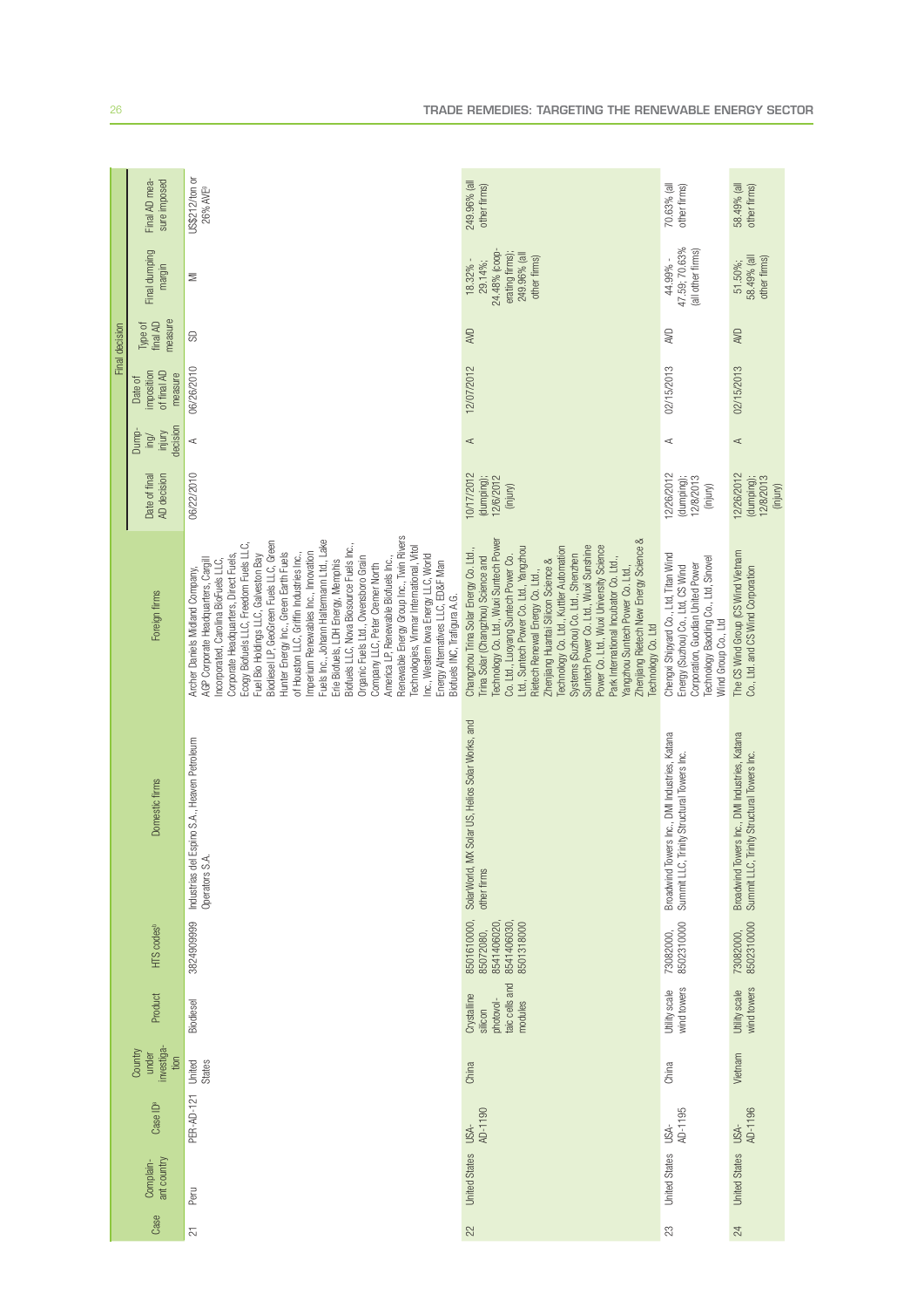| Case | Complainant country | Case ID[a] | Country under investigation | Product | HTS codes[b] | Domestic firms | Foreign firms | Final decision | | | | | |
|---|---|---|---|---|---|---|---|---|---|---|---|---|---|
| | | | | | | | | Date of final AD decision | Dumping/injury decision | Date of imposition of final AD measure | Type of final AD measure | Final dumping margin | Final AD measure imposed |
| 21 | Peru | PER-AD-121 | United States | Biodiesel | 3824909999 | Industrias del Espino S.A., Heaven Petroleum Operators S.A. | Archer Daniels Midland Company, AGP Corporate Headquarters, Cargill Incorporated, Carolina BioFuels LLC, Corporate Headquarters, Direct Fuels, Ecogy Biofuels LLC, Freedom Fuels LLC, Fuel Bio Holdings LLC, Galveston Bay Biodiesel LP, GeoGreen Fuels LLC, Green Hunter Energy Inc., Green Earth Fuels of Houston LLC, Griffin Industries Inc., Imperium Renewables Inc., Innovation Fuels Inc., Johann Haltermann Ltd., Lake Erie Biofuels, LDH Energy, Memphis Biofuels LLC, Nova Biosource Fuels Inc., Organic Fuels Ltd., Owensboro Grain Company LLC, Peter Cremer North America LP, Renewable Biofuels Inc., Renewable Energy Group Inc., Twin Rivers Technologies, Vinmar International, Vitol Inc., Western Iowa Energy LLC, World Energy Alternatives LLC, ED&F Man Biofuels INC, Trafigura A.G. | 06/22/2010 | A | 06/26/2010 | SD | MI | US$212/ton or 26% AVE[c] |
| 22 | United States | USA-AD-1190 | China | Crystalline silicon photovoltaic cells and modules | 8501610000, 85072080, 8541406020, 8541406030, 8501318000 | SolarWorld, MX Solar US, Helios Solar Works, and other firms | Changzhou Trina Solar Energy Co. Ltd., Trina Solar (Changzhou) Science and Technology Co. Ltd., Wuxi Suntech Power Co. Ltd., Luoyang Suntech Power Co. Ltd., Suntech Power Co. Ltd. Yangzhou Rietech Renewal Energy Co. Ltd., Zhenjiang Huantai Silicon Science & Technology Co. Ltd., Kuttler Automation Systems (Suzhou) Co. Ltd., Shenzhen Suntech Power Co. Ltd., Wuxi Sunshine Power Co. Ltd., Wuxi University Science Park International Incubator Co. Ltd., Yangzhou Suntech Power Co. Ltd., Zhenjiang Rietech New Energy Science & Technology Co. Ltd | 10/17/2012 (dumping); 12/6/2012 (injury) | A | 12/07/2012 | AVD | 18.32% - 29.14%; 24.48% (cooperating firms); 249.96% (all other firms) | 249.96% (all other firms) |
| 23 | United States | USA-AD-1195 | China | Utility scale wind towers | 73082000, 8502310000 | Broadwind Towers Inc., DMI Industries, Katana Summit LLC, Trinity Structural Towers Inc. | Chengxi Shipyard Co. Ltd, Titan Wind Energy (Suzhou) Co., Ltd, CS Wind Corporation, Guodian United Power Technology Baoding Co., Ltd, Sinovel Wind Group Co., Ltd | 12/26/2012 (dumping); 12/8/2013 (injury) | A | 02/15/2013 | AVD | 44.99% - 47.59; 70.63% (all other firms) | 70.63% (all other firms) |
| 24 | United States | USA-AD-1196 | Vietnam | Utility scale wind towers | 73082000, 8502310000 | Broadwind Towers Inc., DMI Industries, Katana Summit LLC, Trinity Structural Towers Inc. | The CS Wind Group (CS Wind Vietnam Co., Ltd. and CS Wind Corporation | 12/26/2012 (dumping); 12/8/2013 (injury) | A | 02/15/2013 | AVD | 51.50%; 58.49% (all other firms) | 58.49% (all other firms) |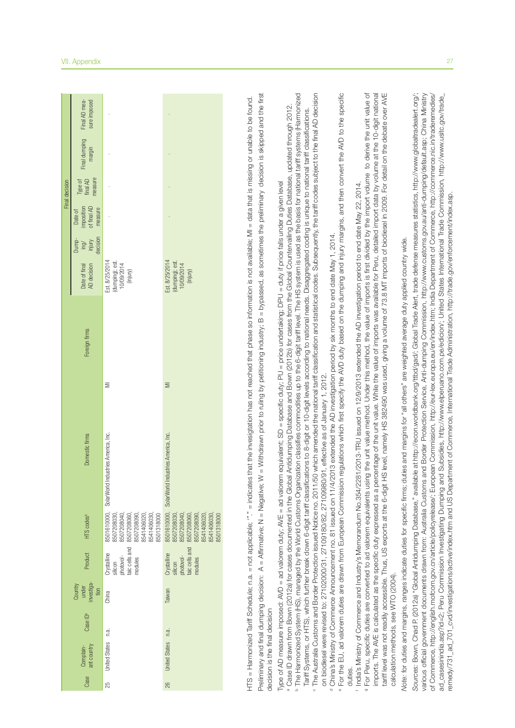| Case | Complainant country | Case ID[a] | Country under investigation | Product | HTS codes[b] | Domestic firms | Foreign firms | Date of final AD decision | Dumping/injury decision | Date of imposition of final AD measure | Type of final AD measure | Final dumping margin | Final AD measure imposed |
|---|---|---|---|---|---|---|---|---|---|---|---|---|---|
| | | | | | | | | Final decision | | | | | |
| 25 | United States | n.a. | China | Crystalline silicon photovoltaic cells and modules | 8501610000, 8507208030, 8507208040, 8507208060, 8507208090, 8541406020, 8541406030, 8501318000 | SolarWorld Industries America, Inc. | MI | Est. 8/25/2014 (dumping); est. 10/09/2014 (injury) | . | . | . | . | . |
| 26 | United States | n.a. | Taiwan | Crystalline silicon photovoltaic cells and modules | 8501610000, 8507208030, 8507208040, 8507208060, 8507208090, 8541406020, 8541406030, 8501318000 | SolarWorld Industries America, Inc. | MI | Est. 8/25/2014 (dumping); est. 10/09/2014 (injury) | . | . | . | . | . |

HTS = Harmonized Tariff Schedule; n.a. = not applicable; "." = indicates that the invesigtation has not reached that phase so information is not available; MI = data that is missing or unable to be found.

Preliminary and final dumping decision: A = Affirmative; N = Negative; W = Withdrawn prior to ruling by petitioning industry; B = bypassed, as sometimes the preliminary decision is skipped and the first decision is the final decision

Type of AD measure imposed: AVD = ad valorem duty; AVE = ad valorem equivalent; SD = specific duty; PU = price undertaking; DPU = duty if price falls under a given level

[a] Case ID drawn from Bown (2012a) for cases documented in the Global Antidumping Database and Bown (2012b) for cases from the Global Countervailing Duties Database, updated through 2012.

[b] The Harmonized System (HS), managed by the World Customs Organization classifies commodities up to the 6-digit level. The HS system is used as the basis for national tariff systems (Harmonized Tariff Systems, or HTS), which further break down 6-digit tariff classifications to 8-digit or 10-digit levels according to national needs. Disaggregated coding is unique to national tariff classifications.

[c] The Australia Customs and Border Protection issued Notice no. 2011/50 which amended the national tariff classification and statistical codes. Subsequently, the tariff codes subject to the final AD decision on biodiesel were revised to: 27102000/31, 27109180/82, 27109980/91, effective as of January 1, 2012.

[d] China's Ministry of Commerce Announcement no. 81 issued on 11/4/2013 extended the AD investigation period by six months to end date May 1, 2014.

[e] For the EU, ad valorem duties are drawn from European Commission regulations which first specify the AVD duty based on the dumping and injury margins, and then convert the AVD to the specific duties.

[f] India's Ministry of Commerce and Industry's Memorandum No.354/2281/2013-TRU issued on 12/9/2013 extended the AD investigation period to end date May 22, 2014.

[g] For Peru, specific duties are converted to ad valorem equivalents using the unit value method. Under this method, the value of imports is first divided by the import volume to derive the unit value of imports. The AVE is calculated as the specific duty expressed as a percentage of the unit value. While the value of imports was available for Peru, detailed import data by volume at the 10-digit national tariff level was not readily accessible. Thus, US exports at the 6-digit HS level, namely HS 382490 was used, giving a volume of 73.8 MT imports of biodiesel in 2009. For detail on the debate over AVE calculation methods, see WTO (2004).

*Note*: for duties and margins, ranges indicate duties for specific firms; duties and margins for "all others" are weighted average duty applied country wide.

*Sources*: Bown, Chad P. (2012a) "Global Antidumping Database," available at http://econ.worldbank.org/ttbd/gad/; Global Trade Alert, trade defense measures statistics, http://www.globaltradealert.org/; various official government documents drawn from: Australia Customs and Border Protection Service, Anti-dumping Commission, http://www.customs.gov.au/anti-dumping/default.asp; China Ministry of Commerce, http://english.mofcom.gov.cn/article/policyrelease/; European Commission, http://eur-lex.europa.eu/en/index.htm; India Department of Commerce, http://commerce.nic.in/traderemedies/ad_casesinindia.asp?id=2; Peru Commission Investigating Dumping and Subsidies, http://www.elperuano.com.pe/edicion/; United States International Trade Commission, http://www.usitc.gov/trade_remedy/731_ad_701_cvd/investigations/active/index.htm and US Department of Commerce, International Trade Administration, http://trade.gov/enforcement/index.asp.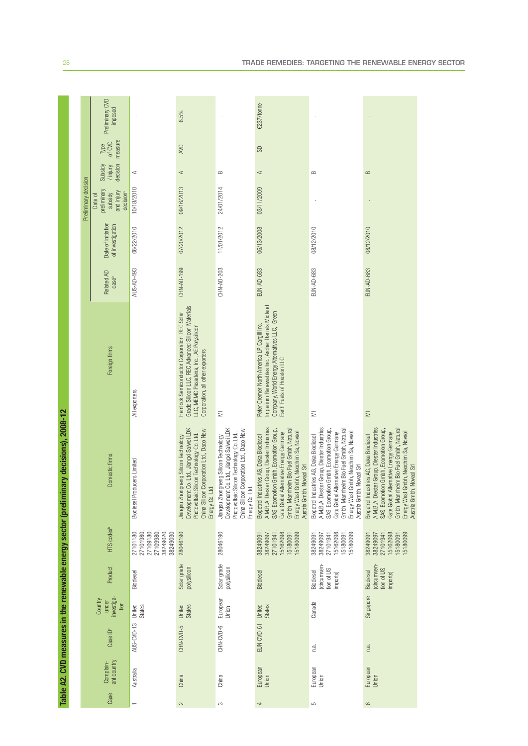## Table A2. CVD measures in the renewable energy sector (preliminary decisions), 2008-12

| Case | Complainant country | Case ID[a] | Country under investigation | Product | HTS codes[b] | Domestic firms | Foreign firms | Related AD case[b] | Date of initiation of investigation | Preliminary decision: Date of preliminary subsidy and injury decision[c] | Preliminary decision: Subsidy / injury decision | Preliminary decision: Type of CVD measure | Preliminary CVD imposed |
|---|---|---|---|---|---|---|---|---|---|---|---|---|---|
| 1 | Australia | AUS-CVD-13 | United States | Biodiesel | 27101180, 27101980, 27109180, 27109980, 38249020, 38249030 | Biodiesel Producers Limited | All exporters | AUS-AD-493 | 06/22/2010 | 10/18/2010 | A | . | . |
| 2 | China | CHN-CVD-5 | United States | Solar grade polysilicon | 28046190 | Jiangsu Zhongneng Silicon Technology Development Co. Ltd., Jiangxi Saiwei LDK Photovoltaic Silicon Technology Co. Ltd., China Silicon Corporation Ltd., Daqo New Energy Co. Ltd. | Hemlock Semiconductor Corporation, REC Solar Grade Silicon LLC, REC Advanced Silicon Materials LLC, MEMC Pasadena, Inc., AE Polysilicon Corporation, all other exporters | CHN-AD-199 | 07/20/2012 | 09/16/2013 | A | AVD | 6.5% |
| 3 | China | CHN-CVD-6 | European Union | Solar grade polysilicon | 28046190 | Jiangsu Zhongneng Silicon Technology Development Co. Ltd., Jiangxi Saiwei LDK Photovoltaic Silicon Technology Co. Ltd., China Silicon Corporation Ltd., Daqo New Energy Co. Ltd. | MI | CHN-AD-203 | 11/01/2012 | 24/01/2014 | B | . | . |
| 4 | European Union | EUN-CVD-61 | United States | Biodiesel | 38249091, 38249097, 27101941, 15162098, 15180091, 15180099 | Biopetrol Industries AG, Daka Biodiesel A.M.B.A, Diester Group, Diester Industries SAS, Ecomotion Gmbh, Ecomotion Group, Gate Global Alternative Energy Germany Gmbh, Mannheim Bio Fuel Gmbh, Natural Energy West Gmbh, Neochim Sa, Novaol Austria Gmbh, Novaol Srl | Peter Cremer North America LP, Cargill Inc., Imperium Renewables Inc., Archer Daniels Midland Company, World Energy Alternatives LLC, Green Earth Fuels of Houston LLC | EUN-AD-683 | 06/13/2008 | 03/11/2009 | A | SD | €237/tonne |
| 5 | European Union | n.a. | Canada | Biodiesel (circumvention of US imports) | 38249091, 38249097, 27101941, 15162098, 15180091, 15180099 | Biopetrol Industries AG, Daka Biodiesel A.M.B.A, Diester Group, Diester Industries SAS, Ecomotion Gmbh, Ecomotion Group, Gate Global Alternative Energy Germany Gmbh, Mannheim Bio Fuel Gmbh, Natural Energy West Gmbh, Neochim Sa, Novaol Austria Gmbh, Novaol Srl | MI | EUN-AD-683 | 08/12/2010 | . | B | . | . |
| 6 | European Union | n.a. | Singapore | Biodiesel (circumvention of US imports) | 38249091, 38249097, 27101941, 15162098, 15180091, 15180099 | Biopetrol Industries AG, Daka Biodiesel A.M.B.A, Diester Group, Diester Industries SAS, Ecomotion Gmbh, Ecomotion Group, Gate Global Alternative Energy Germany Gmbh, Mannheim Bio Fuel Gmbh, Natural Energy West Gmbh, Neochim Sa, Novaol Austria Gmbh, Novaol Srl | MI | EUN-AD-683 | 08/12/2010 | . | B | . | . |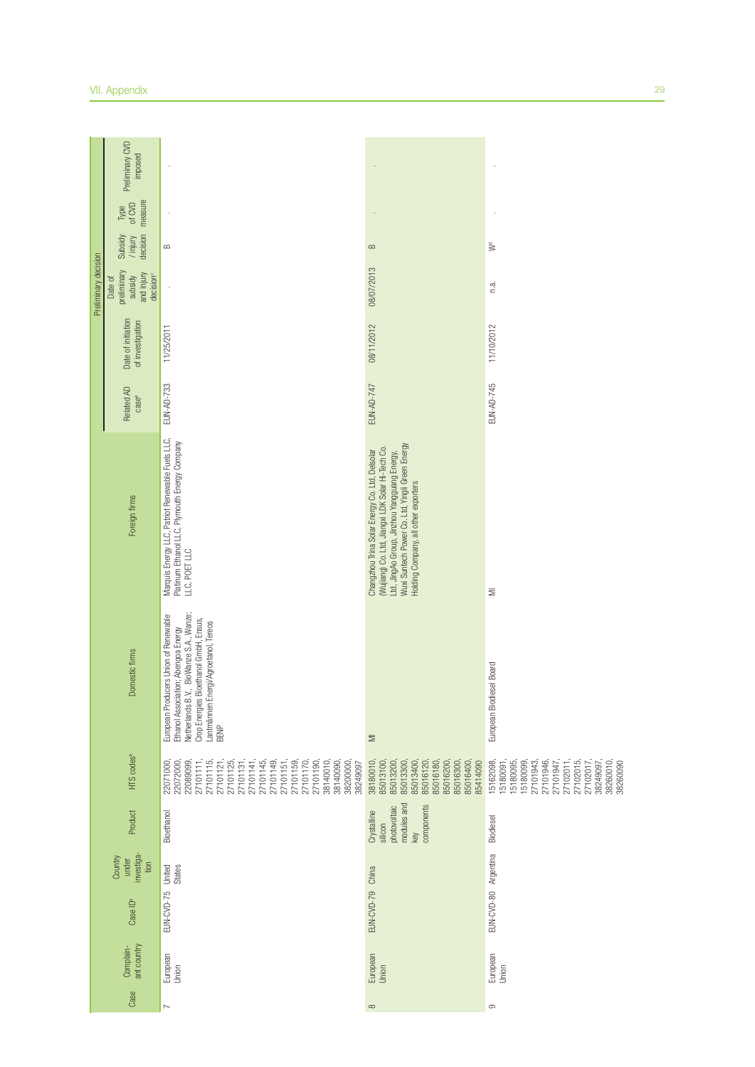| Case | Complainant country | Case ID[a] | Country under investigation | Product | HTS codes[b] | Domestic firms | Foreign firms | Related AD case[d] | Date of initiation of investigation | Preliminary decision: Date of preliminary subsidy and injury decision[c] | Preliminary decision: Subsidy / injury decision | Preliminary decision: Type of CVD measure | Preliminary decision: Preliminary CVD imposed |
|---|---|---|---|---|---|---|---|---|---|---|---|---|---|
| 7 | European Union | EUN-CVD-75 | United States | Bioethanol | 22071000, 22072000, 22089099, 27101111, 27101115, 27101121, 27101125, 27101131, 27101141, 27101145, 27101149, 27101151, 27101159, 27101170, 27101190, 38140010, 38140090, 38200000, 38249097 | European Producers Union of Renewable Ethanol Association; Abengoa Energy Netherlands B.V., BioWanze S.A., Wanze; Crop Energies Bioethanol GmbH, Ensus, Lantmännen Energi/Agroetanol, Tereos BENP | Marquis Energy LLC, Patriot Renewable Fuels LLC, Platinum Ethanol LLC, Plymouth Energy Company LLC, POET LLC | EUN-AD-733 | 11/25/2011 | . | B | . | . |
| 8 | European Union | EUN-CVD-79 | China | Crystalline silicon photovoltaic modules and key components | 38180010, 85013100, 85013200, 85013300, 85013400, 85016120, 85016180, 85016200, 85016300, 85016400, 85414090 | MI | Changzhou Trina Solar Energy Co. Ltd, Delsolar (Wujiang) Co. Ltd, Jiangxi LDK Solar Hi-Tech Co. Ltd, JingAo Group, Jinzhou Yangguang Energy, Wuxi Suntech Power Co. Ltd, Yingli Green Energy Holding Company, all other exporters | EUN-AD-747 | 08/11/2012 | 08/07/2013 | B | . | . |
| 9 | European Union | EUN-CVD-80 | Argentina | Biodiesel | 15162098, 15180091, 15180095, 15180099, 27101943, 27101946, 27101947, 27102011, 27102015, 27102017, 38249097, 38260010, 38260090 | European Biodiesel Board | MI | EUN-AD-745 | 11/10/2012 | n.a. | W[j] | . | . |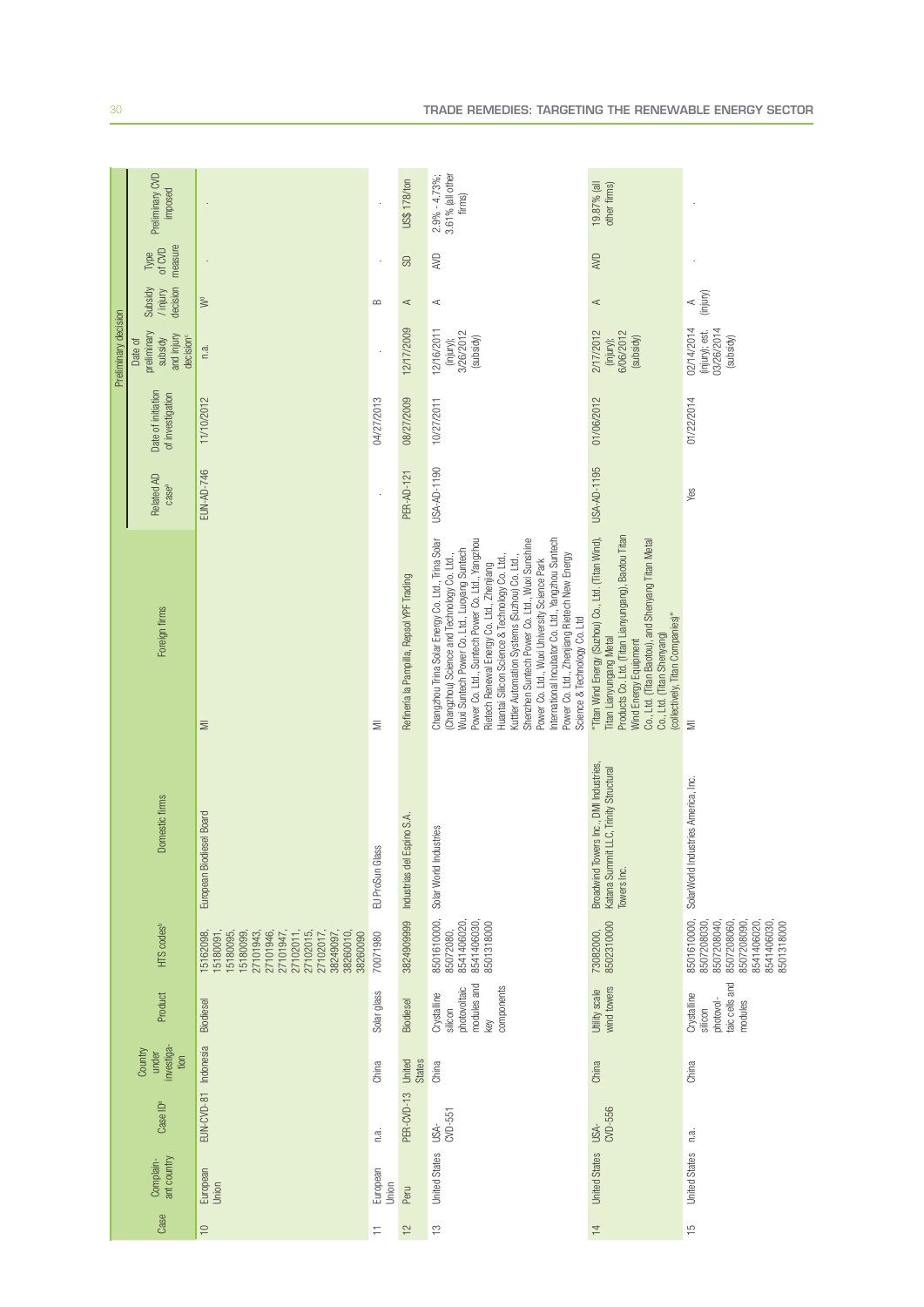| Case | Complainant country | Case ID[a] | Country under investigation | Product | HTS codes[b] | Domestic firms | Foreign firms | Related AD case[d] | Date of initiation of investigation | Preliminary decision: Date of preliminary subsidy and injury decision[c] | Preliminary decision: Subsidy /injury decision | Preliminary decision: Type of CVD measure | Preliminary decision: Preliminary CVD imposed |
|---|---|---|---|---|---|---|---|---|---|---|---|---|---|
| 10 | European Union | EUN-CVD-81 | Indonesia | Biodiesel | 15162098, 15180091, 15180095, 15180099, 27101943, 27101946, 27101947, 27102011, 27102015, 27102017, 38249097, 38260010, 38260090 | European Biodiesel Board | MI | EUN-AD-746 | 11/10/2012 | n.a. | W[f] | . | . |
| 11 | European Union | n.a. | China | Solar glass | 70071980 | EU ProSun Glass | MI | . | 04/27/2013 | . | B | . | . |
| 12 | Peru | PER-CVD-13 | United States | Biodiesel | 3824909999 | Industrias del Espino S.A. | Refinería la Pampilla, Repsol YPF Trading | PER-AD-121 | 08/27/2009 | 12/17/2009 | A | SD | US$ 178/ton |
| 13 | United States | USA-CVD-551 | China | Crystalline silicon photovoltaic modules and key components | 8501610000, 85072080, 8541406020, 8541406030, 8501318000 | Solar World Industries | Changzhou Trina Solar Energy Co. Ltd., Trina Solar (Changzhou) Science and Technology Co. Ltd., Wuxi Suntech Power Co. Ltd., Luoyang Suntech Power Co. Ltd., Suntech Power Co. Ltd., Yangzhou Rietech Renewal Energy Co. Ltd., Zhenjiang Huantai Silicon Science & Technology Co. Ltd., Kuttler Automation Systems (Suzhou) Co. Ltd., Shenzhen Suntech Power Co. Ltd., Wuxi Sunshine Power Co. Ltd., Wuxi University Science Park International Incubator Co. Ltd., Yangzhou Suntech Power Co. Ltd., Zhenjiang Rietech New Energy Science & Technology Co. Ltd | USA-AD-1190 | 10/27/2011 | 12/16/2011 (injury); 3/26/2012 (subsidy) | A | AVD | 2.9% - 4.73%; 3.61% (all other firms) |
| 14 | United States | USA-CVD-556 | China | Utility scale wind towers | 73082000, 8502310000 | Broadwind Towers Inc., DMI Industries, Katana Summit LLC, Trinity Structural Towers Inc. | "Titan Wind Energy (Suzhou) Co., Ltd. (Titan Wind), Titan Lianyungang Metal Products Co. Ltd. (Titan Lianyungang), Baotou Titan Wind Energy Equipment Co., Ltd. (Titan Baotou), and Shenyang Titan Metal Co., Ltd. (Titan Shenyang) (collectively, Titan Companies)" | USA-AD-1195 | 01/06/2012 | 2/17/2012 (injury); 6/06/2012 (subsidy) | A | AVD | 19.87% (all other firms) |
| 15 | United States | n.a. | China | Crystalline silicon photovoltaic cells and modules | 8501610000, 8507208030, 8507208040, 8507208060, 8507208090, 8541406020, 8541406030, 8501318000 | SolarWorld Industries America, Inc. | MI | Yes | 01/22/2014 | 02/14/2014 (injury); est. 03/26/2014 (subsidy) | A (injury) | . | . |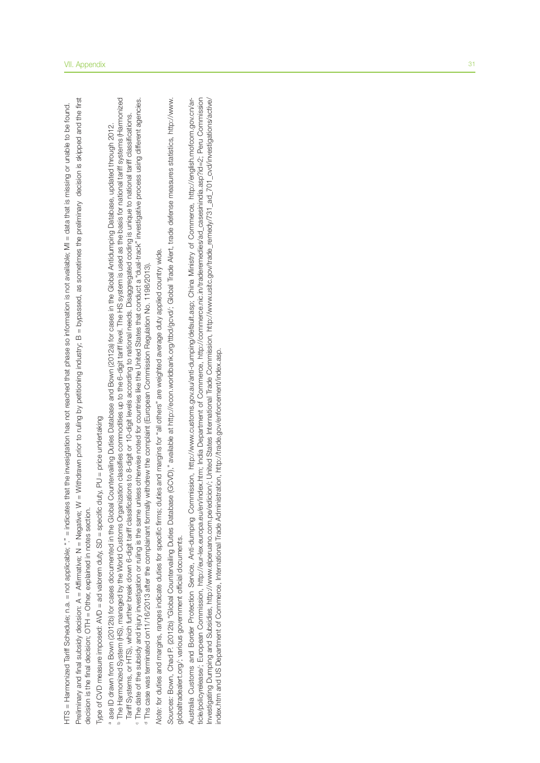HTS = Harmonized Tariff Schedule; n.a. = not applicable; "." = indicates that the investigation has not reached that phase so information is not available; MI = data that is missing or unable to be found.

Preliminary and final subsidy decision: A = Affirmative; N = Negative; W = Withdrawn prior to ruling by petitioning industry; B = bypassed, as sometimes the preliminary decision is skipped and the first decision is the final decision; OTH = Other, explained in notes section.

Type of CVD measure imposed: AVD = ad valorem duty, SD = specific duty, PU = price undertaking

[a] ase ID drawn from Bown (2012b) for cases documented in the Global Countervailing Duties Database and Bown (2012a) for cases in the Global Antidumping Database, updated through 2012.

[b] The Harmonized System (HS), managed by the World Customs Organization classifies commodities up to the 6-digit tariff level. The HS system is used as the basis for national tariff systems (Harmonized Tariff Systems, or HTS), which further break down 6-digit tariff classifications to 8-digit or 10-digit levels according to national needs. Disaggregated coding is unique to national tariff classifications.

[c] The date of the subsidy and injury investigation or ruling is the same unless otherwise noted for countries like the United States that conduct a "dual-track" investigative process using different agencies.

[d] Ths case was terminated on11/16/2013 after the complainant formally withdrew the complaint (European Commission Regulation No. 1198/2013).

*Note:* for duties and margins, ranges indicate duties for specific firms; duties and margins for "all others" are weighted average duty applied country wide.

*Sources:* Bown, Chad P. (2012b) "Global Countervailing Duties Database (GCVD)," available at http://econ.worldbank.org/ttbd/gcvd/; Global Trade Alert, trade defense measures statistics, http://www.globaltradealert.org/; various government official documents.

Australia Customs and Border Protection Service, Anti-dumping Commission, http://www.customs.gov.au/anti-dumping/default.asp; China Ministry of Commerce, http://english.mofcom.gov.cn/article/policyrelease/; European Commission, http://eur-lex.europa.eu/en/index.htm; India Department of Commerce, http://commerce.nic.in/traderemedies/ad_casesinindia.asp?id=2; Peru Commission Investigating Dumping and Subsidies, http://www.elperuano.com.pe/edicion/; United States International Trade Commission, http://www.usitc.gov/trade_remedy/731_ad_701_cvd/investigations/active/index.htm and US Department of Commerce, International Trade Administration, http://trade.gov/enforcement/index.asp.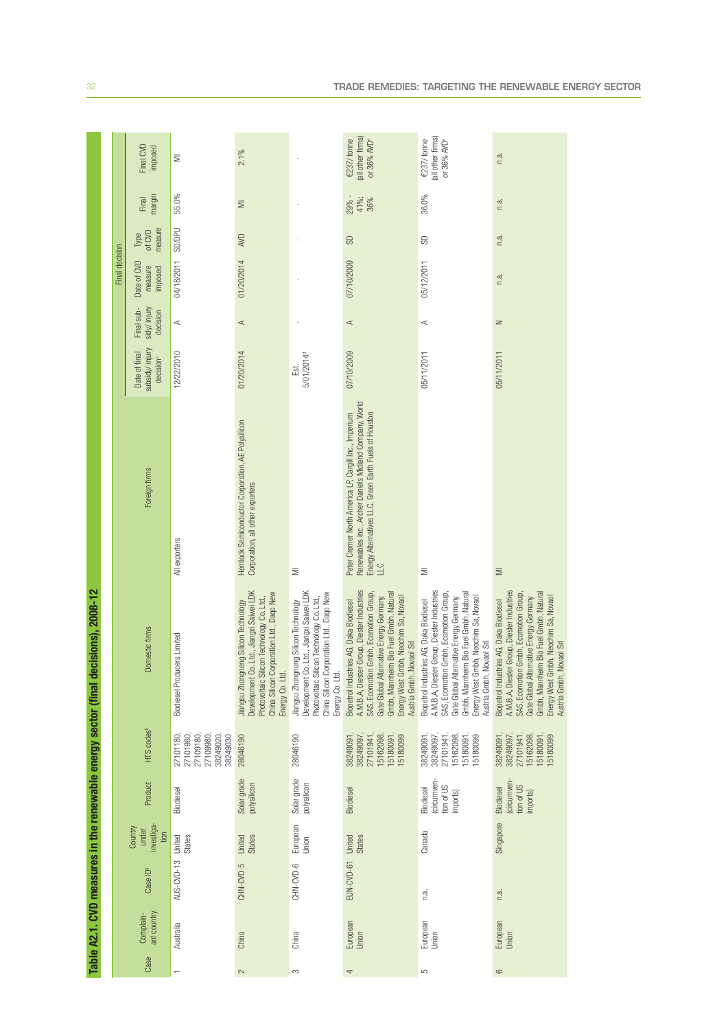## Table A2.1. CVD measures in the renewable energy sector (final decisions), 2008-12

| Case | Complainant country | Case ID[a] | Country under investigation | Product | HTS codes[b] | Domestic firms | Foreign firms | Final decision | | | | | |
|---|---|---|---|---|---|---|---|---|---|---|---|---|---|
| | | | | | | | | Date of final subsidy/ injury decision[c] | Final subsidy/ injury decision | Date of CVD measure imposed | Type of CVD measure | Final margin | Final CVD imposed |
| 1 | Australia | AUS-CVD-13 | United States | Biodiesel | 27101180, 27101980, 27109180, 27109980, 38249020, 38249030 | Biodiesel Producers Limited | All exporters | 12/22/2010 | A | 04/18/2011 | SD/DPU | 55.0% | MI |
| 2 | China | CHN-CVD-5 | United States | Solar grade polysilicon | 28046190 | Jiangsu Zhongneng Silicon Technology Development Co. Ltd., Jiangxi Saiwei LDK Photovoltaic Silicon Technology Co. Ltd., China Silicon Corporation Ltd., Daqo New Energy Co. Ltd. | Hemlock Semiconductor Corporation, AE Polysilicon Corporation, all other exporters | 01/20/2014 | A | 01/20/2014 | AVD | MI | 2.1% |
| 3 | China | CHN-CVD-6 | European Union | Solar grade polysilicon | 28046190 | Jiangsu Zhongneng Silicon Technology Development Co. Ltd., Jiangxi Saiwei LDK Photovoltaic Silicon Technology Co. Ltd., China Silicon Corporation Ltd., Daqo New Energy Co. Ltd. | MI | Est. 5/01/2014[d] | - | - | - | - | - |
| 4 | European Union | EUN-CVD-61 | United States | Biodiesel | 38249091, 38249097, 27101941, 15162098, 15180091, 15180099 | Biopetrol Industries AG, Daka Biodiesel A.M.B.A, Diester Group, Diester Industries SAS, Ecomotion Gmbh, Ecomotion Group, Gate Global Alternative Energy Germany Gmbh, Mannheim Bio Fuel Gmbh, Natural Energy West Gmbh, Neochim Sa, Novaol Austria Gmbh, Novaol Srl | Peter Cremer North America LP, Cargill Inc., Imperium Renewables Inc., Archer Daniels Midland Company, World Energy Alternatives LLC, Green Earth Fuels of Houston LLC | 07/10/2009 | A | 07/10/2009 | SD | 29% - 41%; 36% | €237/ tonne (all other firms) or 36% AVD[e] |
| 5 | European Union | n.a. | Canada | Biodiesel (circumvention of US imports) | 38249091, 38249097, 27101941, 15162098, 15180091, 15180099 | Biopetrol Industries AG, Daka Biodiesel A.M.B.A, Diester Group, Diester Industries SAS, Ecomotion Gmbh, Ecomotion Group, Gate Global Alternative Energy Germany Gmbh, Mannheim Bio Fuel Gmbh, Natural Energy West Gmbh, Neochim Sa, Novaol Austria Gmbh, Novaol Srl | MI | 05/11/2011 | A | 05/12/2011 | SD | 36.0% | €237/ tonne (all other firms) or 36% AVD[e] |
| 6 | European Union | n.a. | Singapore | Biodiesel (circumvention of US imports) | 38249091, 38249097, 27101941, 15162098, 15180091, 15180099 | Biopetrol Industries AG, Daka Biodiesel A.M.B.A, Diester Group, Diester Industries SAS, Ecomotion Gmbh, Ecomotion Group, Gate Global Alternative Energy Germany Gmbh, Mannheim Bio Fuel Gmbh, Natural Energy West Gmbh, Neochim Sa, Novaol Austria Gmbh, Novaol Srl | MI | 05/11/2011 | N | n.a. | n.a. | n.a. | n.a. |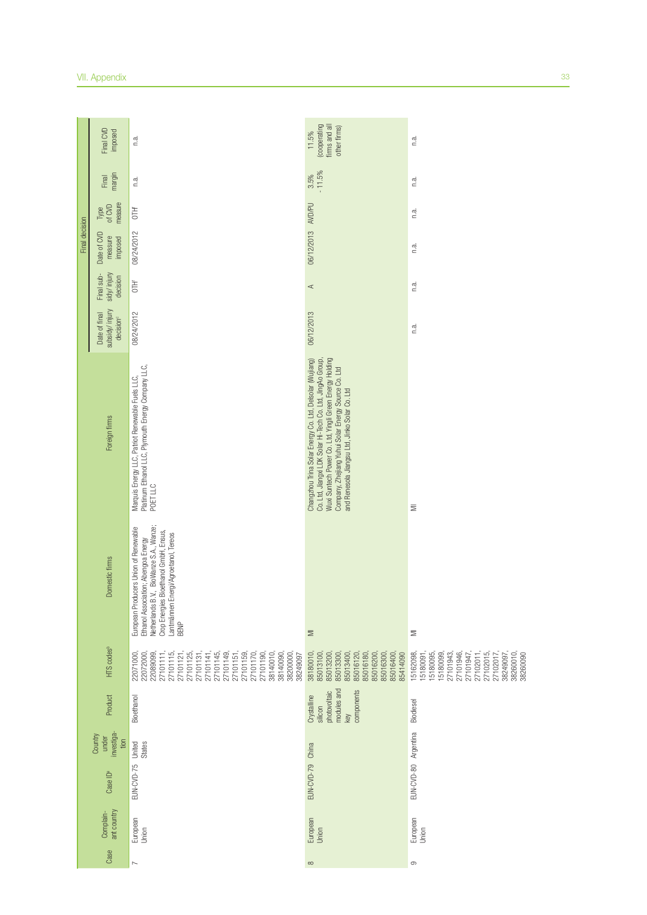| Case | Complainant country | Case ID[a] | Country under investigation | Product | HTS codes[b] | Domestic firms | Foreign firms | Final decision | | | | | |
|---|---|---|---|---|---|---|---|---|---|---|---|---|---|
| | | | | | | | | Date of final subsidy/injury decision[c] | Final subsidy/injury decision | Date of CVD measure imposed | Type of CVD measure | Final margin | Final CVD imposed |
| 7 | European Union | EUN-CVD-75 | United States | Bioethanol | 22071000, 22072000, 22089099, 27101111, 27101115, 27101121, 27101125, 27101131, 27101141, 27101145, 27101149, 27101151, 27101159, 27101170, 27101190, 38140010, 38140090, 38200000, 38249097 | European Producers Union of Renewable Ethanol Association; Abengoa Energy Netherlands B.V.; BioWanze S.A, Wanze; Crop Energies Bioethanol GmbH, Ensus, Lantmännen Energi/Agroetanol, Tereos BENP | Marquis Energy LLC, Patriot Renewable Fuels LLC, Platinum Ethanol LLC, Plymouth Energy Company LLC, POET LLC | 08/24/2012 | OTH[f] | 08/24/2012 | OTH | n.a. | n.a. |
| 8 | European Union | EUN-CVD-79 | China | Crystalline silicon photovoltaic modules and key components | 38180010, 85013100, 85013200, 85013300, 85013400, 85016120, 85016180, 85016200, 85016300, 85016400, 85414090 | MI | Changzhou Trina Solar Energy Co. Ltd, Delsolar (Wujiang) Co. Ltd, Jiangxi LDK Solar Hi-Tech Co. Ltd, JingAo Group, Wuxi Suntech Power Co. Ltd, Yingli Green Energy Holding Company, Zhejiang Yuhui Solar Energy Source Co. Ltd and Renesola Jiangsu Ltd, Jinko Solar Co. Ltd | 06/12/2013 | A | 06/12/2013 | AVD/PU | 3.5% - 11.5% | 11.5% (cooperating firms and all other firms) |
| 9 | European Union | EUN-CVD-80 | Argentina | Biodiesel | 15162098, 15180091, 15180095, 15180099, 27101943, 27101946, 27101947, 27102011, 27102015, 27102017, 38249097, 38260010, 38260090 | MI | MI | n.a. | n.a. | n.a. | n.a. | n.a. | n.a. |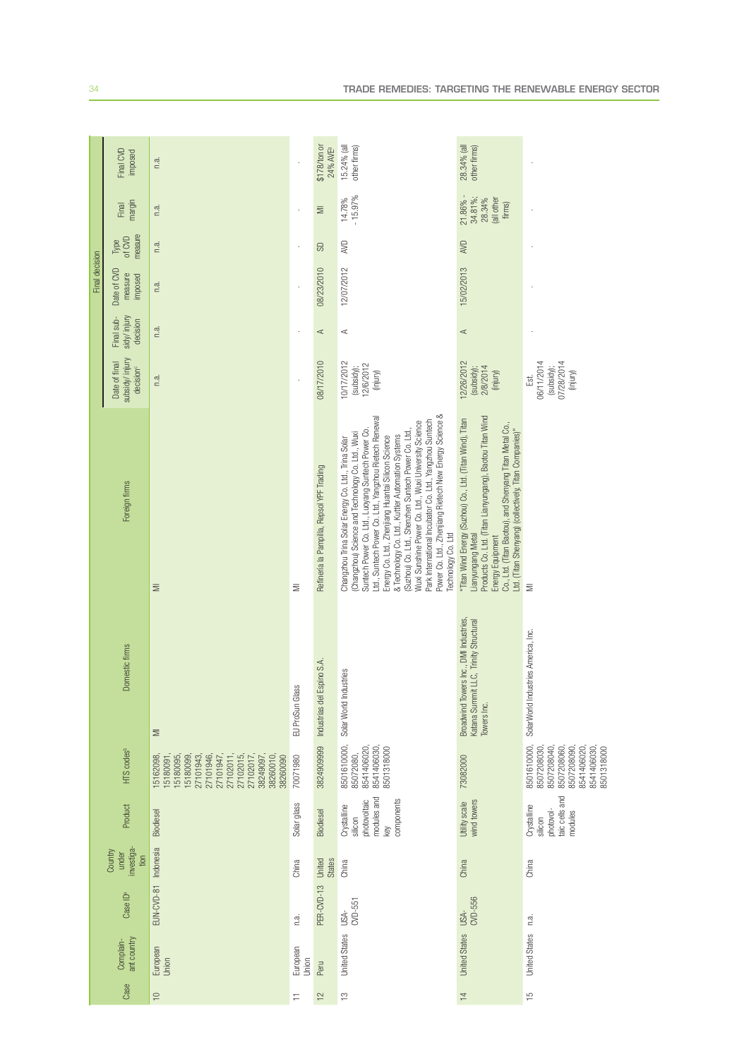| Case | Complain-ant country | Case ID[a] | Country under investiga-tion | Product | HTS codes[b] | Domestic firms | Foreign firms | Final decision | | | | | |
|---|---|---|---|---|---|---|---|---|---|---|---|---|---|
| | | | | | | | | Date of final subsidy/ injury decision[c] | Final sub-sidy/ injury decision | Date of CVD measure imposed | Type of CVD measure | Final margin | Final CVD imposed |
| 10 | European Union | EUN-CVD-81 | Indonesia | Biodiesel | 15162098, 15180091, 15180095, 15180099, 27101943, 27101946, 27101947, 27102011, 27102015, 27102017, 38249097, 38260010, 38260090 | MI | MI | n.a. | n.a. | n.a. | n.a. | n.a. | n.a. |
| 11 | European Union | n.a. | China | Solar glass | 70071980 | EU ProSun Glass | MI | . | . | . | . | . | . |
| 12 | Peru | PER-CVD-13 | United States | Biodiesel | 3824909999 | Industrias del Espino S.A. | Refinería la Pampilla, Repsol YPF Trading | 08/17/2010 | A | 08/23/2010 | SD | MI | $178/ton or 24% AVE[j] |
| 13 | United States | USA-CVD-551 | China | Crystalline silicon photovoltaic modules and key components | 8501610000, 85072080, 8541406020, 8541406030, 8501318000 | Solar World Industries | Changzhou Trina Solar Energy Co. Ltd., Trina Solar (Changzhou) Science and Technology Co. Ltd., Wuxi Suntech Power Co. Ltd., Luoyang Suntech Power Co. Ltd., Suntech Power Co. Ltd., Yangzhou Rietech Renewal Energy Co. Ltd., Zhenjiang Huantai Silicon Science & Technology Co. Ltd., Kuttler Automation Systems (Suzhou) Co. Ltd., Shenzhen Suntech Power Co. Ltd., Wuxi Sunshine Power Co. Ltd., Wuxi University Science Park International Incubator Co. Ltd., Yangzhou Suntech Power Co. Ltd., Zhenjiang Rietech New Energy Science & Technology Co. Ltd | 10/17/2012 (subsidy); 12/6/2012 (injury) | A | 12/07/2012 | AVD | 14.78% - 15.97% | 15.24% (all other firms) |
| 14 | United States | USA-CVD-556 | China | Utility scale wind towers | 73082000 | Broadwind Towers Inc., DMI Industries, Katana Summit LLC, Trinity Structural Towers Inc. | "Titan Wind Energy (Suzhou) Co., Ltd. (Titan Wind), Titan Lianyungang Metal Products Co. Ltd. (Titan Lianyungang), Baotou Titan Wind Energy Equipment Co., Ltd. (Titan Baotou), and Shenyang Titan Metal Co., Ltd. (Titan Shenyang) (collectively, Titan Companies)" | 12/26/2012 (subsidy); 2/8/2014 (injury) | A | 15/02/2013 | AVD | 21.86% - 34.81%; 28.34% (all other firms) | 28.34% (all other firms) |
| 15 | United States | n.a. | China | Crystalline silicon photovol-taic cells and modules | 8501610000, 8507208030, 8507208040, 8507208060, 8507208090, 8541406020, 8541406030, 8501318000 | SolarWorld Industries America, Inc. | MI | Est. 06/11/2014 (subsidy); 07/28/2014 (injury) | . | . | . | . | . |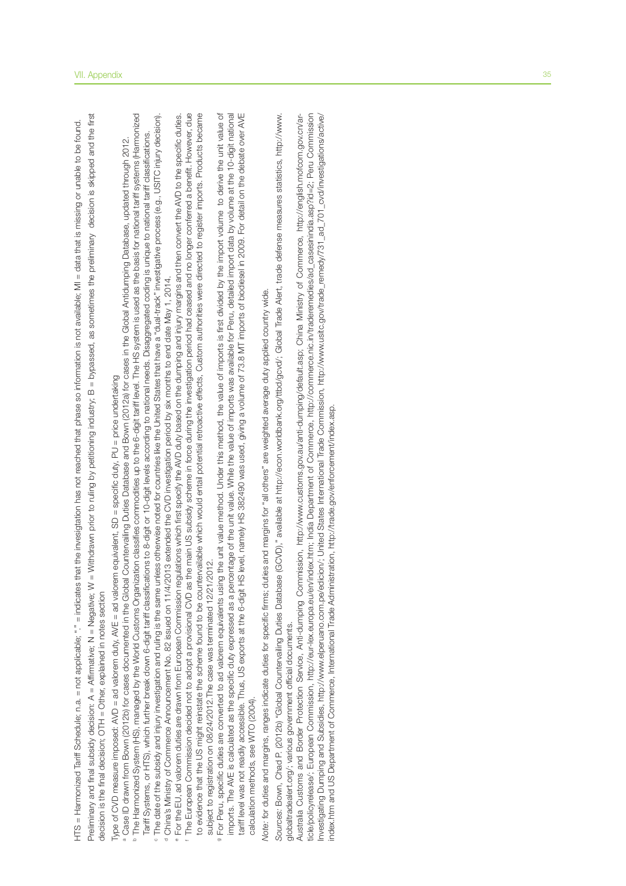HTS = Harmonized Tariff Schedule; n.a. = not applicable; "." = indicates that the investigation has not reached that phase so information is not available; MI = data that is missing or unable to be found.

Preliminary and final subsidy decision: A = Affirmative; N = Negative; W = Withdrawn prior to ruling by petitioning industry; B = bypassed, as sometimes the preliminary decision is skipped and the first decision is the final decision; OTH = Other, explained in notes section

Type of CVD measure imposed: AVD = ad valorem duty, AVE = ad valorem equivalent, SD = specific duty, PU = price undertaking

[a] Case ID drawn from Bown (2012b) for cases documented in the Global Countervailing Duties Database and Bown (2012a) for cases in the Global Antidumping Database, updated through 2012.

[b] The Harmonized System (HS), managed by the World Customs Organization classifies commodities up to the 6-digit tariff level. The HS system is used as the basis for national tariff systems (Harmonized Tariff Systems, or HTS), which further break down 6-digit tariff classifications to 8-digit or 10-digit levels according to national needs. Disaggregated coding is unique to national tariff classifications.

[c] The date of the subsidy and injury investigation and ruling is the same unless otherwise noted for countries like the United States that have a "dual-track" investigative process (e.g., USITC injury decision).

[d] China's Ministry of Commerce Announcement No. 82 issued on 11/4/2013 extended the CVD investigation period by six months to end date May 1, 2014.

[e] For the EU, ad valorem duties are drawn from European Commission regulations which first specify the AVD duty based on the dumping and injury margins and then convert the AVD to the specific duties.

[f] The European Commission decided not to adopt a provisional CVD as the main US subsidy scheme in force during the investigation period had ceased and no longer conferred a benefit. However, due to evidence that the US might reinstate the scheme found to be countervailable which would entail potential retroactive effects, Custom authorities were directed to register imports. Products became subject to registration on 08/24/2012. The case was terminated 12/21/2012.

[g] For Peru, specific duties are converted to ad valorem equivalents using the unit value method. Under this method, the value of imports is first divided by the import volume to derive the unit value of imports. The AVE is calculated as the specific duty expressed as a percentage of the unit value. While the value of imports was available for Peru, detailed import data by volume at the 10-digit national tariff level was not readily accessible. Thus, US exports at the 6-digit HS level, namely HS 382490 was used, giving a volume of 73.8 MT imports of biodiesel in 2009. For detail on the debate over AVE calculation methods, see WTO (2004).

*Note:* for duties and margins, ranges indicate duties for specific firms; duties and margins for "all others" are weighted average duty applied country wide.

*Sources:* Bown, Chad P. (2012b) "Global Countervailing Duties Database (GCVD)," available at http://econ.worldbank.org/ttbd/gcvd/; Global Trade Alert, trade defense measures statistics, http://www.globaltradealert.org/; various government official documents.

Australia Customs and Border Protection Service, Anti-dumping Commission, http://www.customs.gov.au/anti-dumping/default.asp; China Ministry of Commerce, http://english.mofcom.gov.cn/article/policyrelease/; European Commission, http://eur-lex.europa.eu/en/index.htm; India Department of Commerce, http://commerce.nic.in/traderemedies/ad_casesinindia.asp?id=2; Peru Commission Investigating Dumping and Subsidies, http://www.elperuano.com.pe/edicion/; United States International Trade Commission, http://www.usitc.gov/trade_remedy/731_ad_701_cvd/investigations/active/index.htm and US Department of Commerce, International Trade Administration, http://trade.gov/enforcement/index.asp.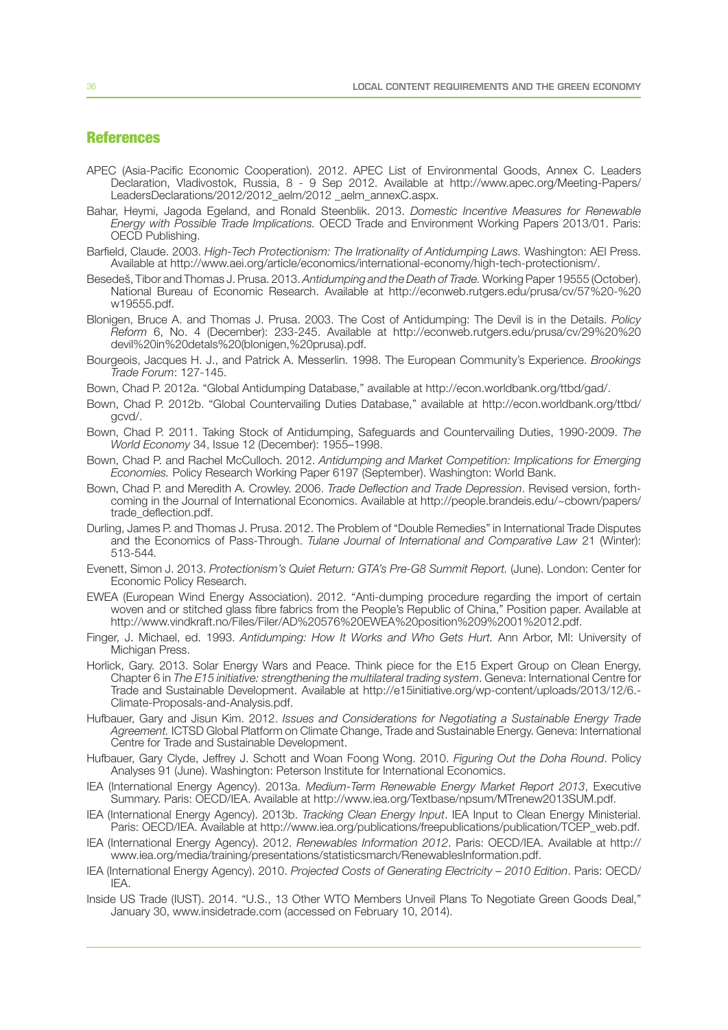## References

APEC (Asia-Pacific Economic Cooperation). 2012. APEC List of Environmental Goods, Annex C. Leaders Declaration, Vladivostok, Russia, 8 - 9 Sep 2012. Available at http://www.apec.org/Meeting-Papers/LeadersDeclarations/2012/2012_aelm/2012 _aelm_annexC.aspx.

Bahar, Heymi, Jagoda Egeland, and Ronald Steenblik. 2013. *Domestic Incentive Measures for Renewable Energy with Possible Trade Implications.* OECD Trade and Environment Working Papers 2013/01. Paris: OECD Publishing.

Barfield, Claude. 2003. *High-Tech Protectionism: The Irrationality of Antidumping Laws.* Washington: AEI Press. Available at http://www.aei.org/article/economics/international-economy/high-tech-protectionism/.

Besedeš, Tibor and Thomas J. Prusa. 2013. *Antidumping and the Death of Trade.* Working Paper 19555 (October). National Bureau of Economic Research. Available at http://econweb.rutgers.edu/prusa/cv/57%20-%20w19555.pdf.

Blonigen, Bruce A. and Thomas J. Prusa. 2003. The Cost of Antidumping: The Devil is in the Details. *Policy Reform* 6, No. 4 (December): 233-245. Available at http://econweb.rutgers.edu/prusa/cv/29%20%20devil%20in%20detals%20(blonigen,%20prusa).pdf.

Bourgeois, Jacques H. J., and Patrick A. Messerlin. 1998. The European Community's Experience. *Brookings Trade Forum*: 127-145.

Bown, Chad P. 2012a. "Global Antidumping Database," available at http://econ.worldbank.org/ttbd/gad/.

Bown, Chad P. 2012b. "Global Countervailing Duties Database," available at http://econ.worldbank.org/ttbd/gcvd/.

Bown, Chad P. 2011. Taking Stock of Antidumping, Safeguards and Countervailing Duties, 1990-2009. *The World Economy* 34, Issue 12 (December): 1955–1998.

Bown, Chad P. and Rachel McCulloch. 2012. *Antidumping and Market Competition: Implications for Emerging Economies.* Policy Research Working Paper 6197 (September). Washington: World Bank.

Bown, Chad P. and Meredith A. Crowley. 2006. *Trade Deflection and Trade Depression*. Revised version, forthcoming in the Journal of International Economics. Available at http://people.brandeis.edu/~cbown/papers/trade_deflection.pdf.

Durling, James P. and Thomas J. Prusa. 2012. The Problem of "Double Remedies" in International Trade Disputes and the Economics of Pass-Through. *Tulane Journal of International and Comparative Law* 21 (Winter): 513-544.

Evenett, Simon J. 2013. *Protectionism's Quiet Return: GTA's Pre-G8 Summit Report.* (June). London: Center for Economic Policy Research.

EWEA (European Wind Energy Association). 2012. "Anti-dumping procedure regarding the import of certain woven and or stitched glass fibre fabrics from the People's Republic of China," Position paper. Available at http://www.vindkraft.no/Files/Filer/AD%20576%20EWEA%20position%209%2001%2012.pdf.

Finger, J. Michael, ed. 1993. *Antidumping: How It Works and Who Gets Hurt.* Ann Arbor, MI: University of Michigan Press.

Horlick, Gary. 2013. Solar Energy Wars and Peace. Think piece for the E15 Expert Group on Clean Energy, Chapter 6 in *The E15 initiative: strengthening the multilateral trading system*. Geneva: International Centre for Trade and Sustainable Development. Available at http://e15initiative.org/wp-content/uploads/2013/12/6.-Climate-Proposals-and-Analysis.pdf.

Hufbauer, Gary and Jisun Kim. 2012. *Issues and Considerations for Negotiating a Sustainable Energy Trade Agreement.* ICTSD Global Platform on Climate Change, Trade and Sustainable Energy. Geneva: International Centre for Trade and Sustainable Development.

Hufbauer, Gary Clyde, Jeffrey J. Schott and Woan Foong Wong. 2010. *Figuring Out the Doha Round*. Policy Analyses 91 (June). Washington: Peterson Institute for International Economics.

IEA (International Energy Agency). 2013a. *Medium-Term Renewable Energy Market Report 2013*, Executive Summary. Paris: OECD/IEA. Available at http://www.iea.org/Textbase/npsum/MTrenew2013SUM.pdf.

IEA (International Energy Agency). 2013b. *Tracking Clean Energy Input*. IEA Input to Clean Energy Ministerial. Paris: OECD/IEA. Available at http://www.iea.org/publications/freepublications/publication/TCEP_web.pdf.

IEA (International Energy Agency). 2012. *Renewables Information 2012*. Paris: OECD/IEA. Available at http://www.iea.org/media/training/presentations/statisticsmarch/RenewablesInformation.pdf.

IEA (International Energy Agency). 2010. *Projected Costs of Generating Electricity – 2010 Edition*. Paris: OECD/IEA.

Inside US Trade (IUST). 2014. "U.S., 13 Other WTO Members Unveil Plans To Negotiate Green Goods Deal," January 30, www.insidetrade.com (accessed on February 10, 2014).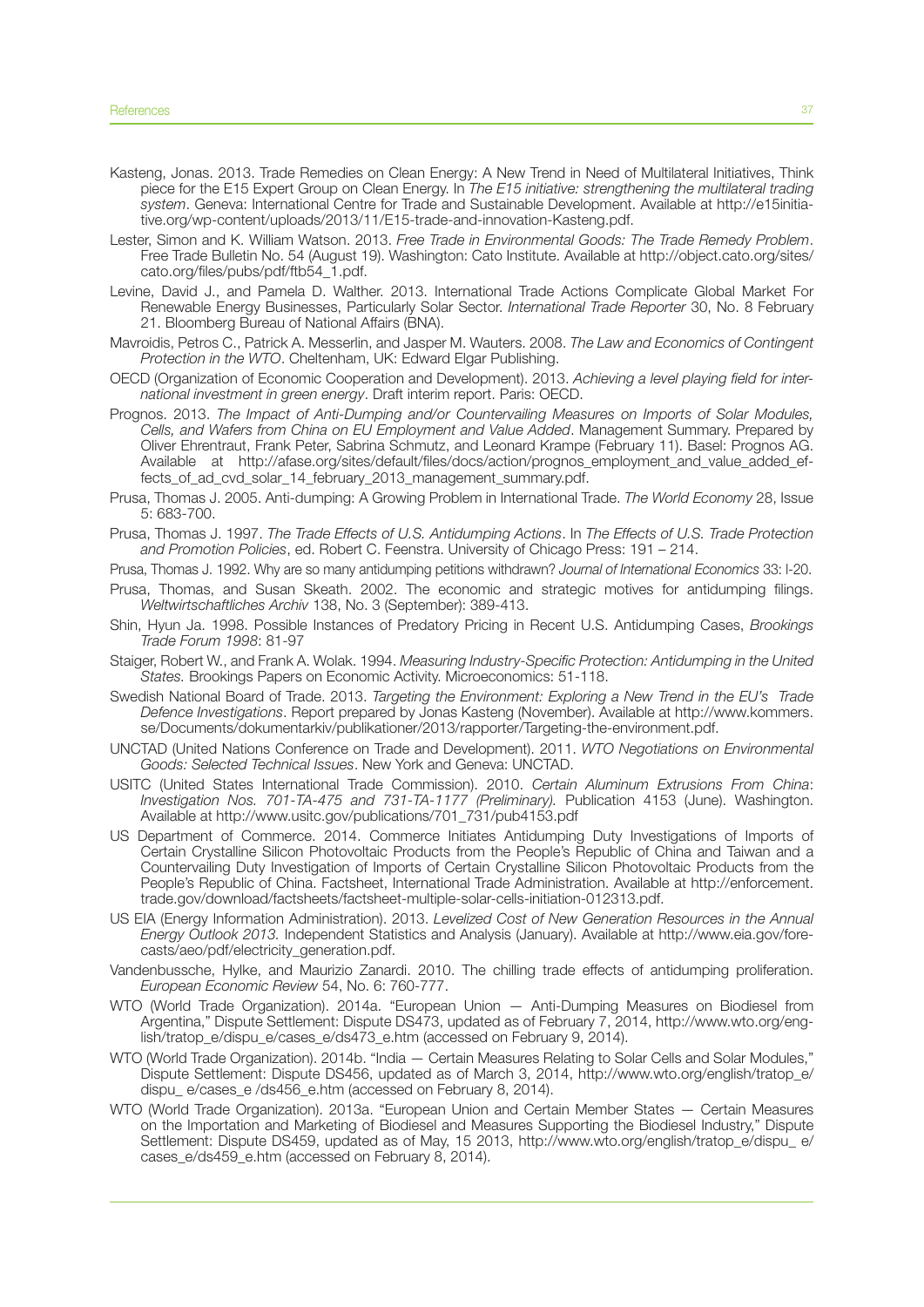Kasteng, Jonas. 2013. Trade Remedies on Clean Energy: A New Trend in Need of Multilateral Initiatives, Think piece for the E15 Expert Group on Clean Energy. In *The E15 initiative: strengthening the multilateral trading system*. Geneva: International Centre for Trade and Sustainable Development. Available at http://e15initiative.org/wp-content/uploads/2013/11/E15-trade-and-innovation-Kasteng.pdf.

Lester, Simon and K. William Watson. 2013. *Free Trade in Environmental Goods: The Trade Remedy Problem*. Free Trade Bulletin No. 54 (August 19). Washington: Cato Institute. Available at http://object.cato.org/sites/cato.org/files/pubs/pdf/ftb54_1.pdf.

Levine, David J., and Pamela D. Walther. 2013. International Trade Actions Complicate Global Market For Renewable Energy Businesses, Particularly Solar Sector. *International Trade Reporter* 30, No. 8 February 21. Bloomberg Bureau of National Affairs (BNA).

Mavroidis, Petros C., Patrick A. Messerlin, and Jasper M. Wauters. 2008. *The Law and Economics of Contingent Protection in the WTO*. Cheltenham, UK: Edward Elgar Publishing.

OECD (Organization of Economic Cooperation and Development). 2013. *Achieving a level playing field for international investment in green energy*. Draft interim report. Paris: OECD.

Prognos. 2013. *The Impact of Anti-Dumping and/or Countervailing Measures on Imports of Solar Modules, Cells, and Wafers from China on EU Employment and Value Added*. Management Summary. Prepared by Oliver Ehrentraut, Frank Peter, Sabrina Schmutz, and Leonard Krampe (February 11). Basel: Prognos AG. Available at http://afase.org/sites/default/files/docs/action/prognos_employment_and_value_added_effects_of_ad_cvd_solar_14_february_2013_management_summary.pdf.

Prusa, Thomas J. 2005. Anti-dumping: A Growing Problem in International Trade. *The World Economy* 28, Issue 5: 683-700.

Prusa, Thomas J. 1997. *The Trade Effects of U.S. Antidumping Actions*. In *The Effects of U.S. Trade Protection and Promotion Policies*, ed. Robert C. Feenstra. University of Chicago Press: 191 – 214.

Prusa, Thomas J. 1992. Why are so many antidumping petitions withdrawn? *Journal of International Economics* 33: l-20.

Prusa, Thomas, and Susan Skeath. 2002. The economic and strategic motives for antidumping filings. *Weltwirtschaftliches Archiv* 138, No. 3 (September): 389-413.

Shin, Hyun Ja. 1998. Possible Instances of Predatory Pricing in Recent U.S. Antidumping Cases, *Brookings Trade Forum 1998*: 81-97

Staiger, Robert W., and Frank A. Wolak. 1994. *Measuring Industry-Specific Protection: Antidumping in the United States.* Brookings Papers on Economic Activity. Microeconomics: 51-118.

Swedish National Board of Trade. 2013. *Targeting the Environment: Exploring a New Trend in the EU's Trade Defence Investigations*. Report prepared by Jonas Kasteng (November). Available at http://www.kommers.se/Documents/dokumentarkiv/publikationer/2013/rapporter/Targeting-the-environment.pdf.

UNCTAD (United Nations Conference on Trade and Development). 2011. *WTO Negotiations on Environmental Goods: Selected Technical Issues*. New York and Geneva: UNCTAD.

USITC (United States International Trade Commission). 2010. *Certain Aluminum Extrusions From China*: *Investigation Nos. 701-TA-475 and 731-TA-1177 (Preliminary).* Publication 4153 (June). Washington. Available at http://www.usitc.gov/publications/701_731/pub4153.pdf

US Department of Commerce. 2014. Commerce Initiates Antidumping Duty Investigations of Imports of Certain Crystalline Silicon Photovoltaic Products from the People's Republic of China and Taiwan and a Countervailing Duty Investigation of Imports of Certain Crystalline Silicon Photovoltaic Products from the People's Republic of China. Factsheet, International Trade Administration. Available at http://enforcement.trade.gov/download/factsheets/factsheet-multiple-solar-cells-initiation-012313.pdf.

US EIA (Energy Information Administration). 2013. *Levelized Cost of New Generation Resources in the Annual Energy Outlook 2013.* Independent Statistics and Analysis (January). Available at http://www.eia.gov/forecasts/aeo/pdf/electricity_generation.pdf.

Vandenbussche, Hylke, and Maurizio Zanardi. 2010. The chilling trade effects of antidumping proliferation. *European Economic Review* 54, No. 6: 760-777.

WTO (World Trade Organization). 2014a. "European Union — Anti-Dumping Measures on Biodiesel from Argentina," Dispute Settlement: Dispute DS473, updated as of February 7, 2014, http://www.wto.org/english/tratop_e/dispu_e/cases_e/ds473_e.htm (accessed on February 9, 2014).

WTO (World Trade Organization). 2014b. "India — Certain Measures Relating to Solar Cells and Solar Modules," Dispute Settlement: Dispute DS456, updated as of March 3, 2014, http://www.wto.org/english/tratop_e/dispu_ e/cases_e /ds456_e.htm (accessed on February 8, 2014).

WTO (World Trade Organization). 2013a. "European Union and Certain Member States — Certain Measures on the Importation and Marketing of Biodiesel and Measures Supporting the Biodiesel Industry," Dispute Settlement: Dispute DS459, updated as of May, 15 2013, http://www.wto.org/english/tratop_e/dispu_ e/cases_e/ds459_e.htm (accessed on February 8, 2014).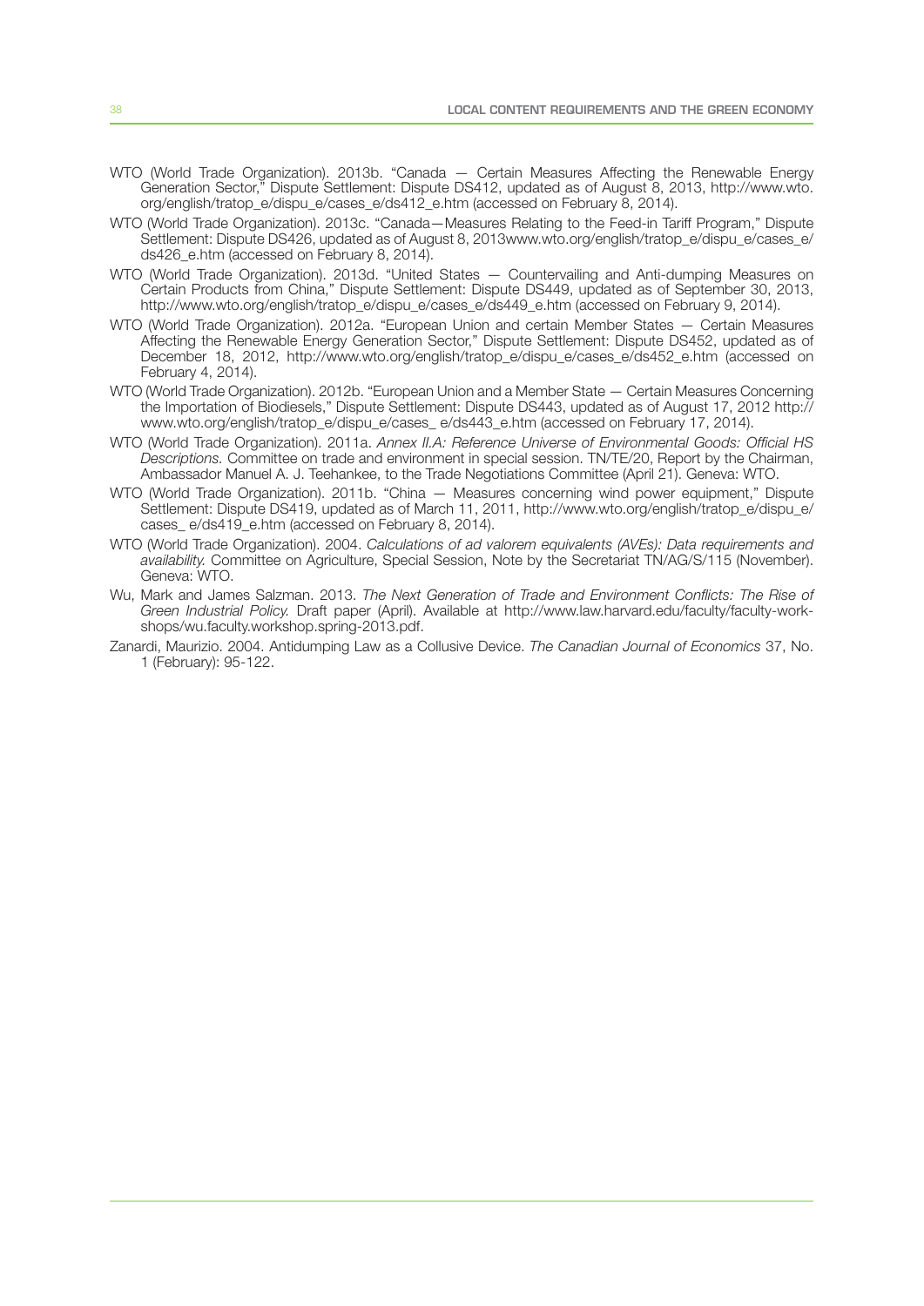WTO (World Trade Organization). 2013b. "Canada — Certain Measures Affecting the Renewable Energy Generation Sector," Dispute Settlement: Dispute DS412, updated as of August 8, 2013, http://www.wto.org/english/tratop_e/dispu_e/cases_e/ds412_e.htm (accessed on February 8, 2014).

WTO (World Trade Organization). 2013c. "Canada—Measures Relating to the Feed-in Tariff Program," Dispute Settlement: Dispute DS426, updated as of August 8, 2013www.wto.org/english/tratop_e/dispu_e/cases_e/ds426_e.htm (accessed on February 8, 2014).

WTO (World Trade Organization). 2013d. "United States — Countervailing and Anti-dumping Measures on Certain Products from China," Dispute Settlement: Dispute DS449, updated as of September 30, 2013, http://www.wto.org/english/tratop_e/dispu_e/cases_e/ds449_e.htm (accessed on February 9, 2014).

WTO (World Trade Organization). 2012a. "European Union and certain Member States — Certain Measures Affecting the Renewable Energy Generation Sector," Dispute Settlement: Dispute DS452, updated as of December 18, 2012, http://www.wto.org/english/tratop_e/dispu_e/cases_e/ds452_e.htm (accessed on February 4, 2014).

WTO (World Trade Organization). 2012b. "European Union and a Member State — Certain Measures Concerning the Importation of Biodiesels," Dispute Settlement: Dispute DS443, updated as of August 17, 2012 http://www.wto.org/english/tratop_e/dispu_e/cases_ e/ds443_e.htm (accessed on February 17, 2014).

WTO (World Trade Organization). 2011a. *Annex II.A: Reference Universe of Environmental Goods: Official HS Descriptions.* Committee on trade and environment in special session. TN/TE/20, Report by the Chairman, Ambassador Manuel A. J. Teehankee, to the Trade Negotiations Committee (April 21). Geneva: WTO.

WTO (World Trade Organization). 2011b. "China — Measures concerning wind power equipment," Dispute Settlement: Dispute DS419, updated as of March 11, 2011, http://www.wto.org/english/tratop_e/dispu_e/cases_ e/ds419_e.htm (accessed on February 8, 2014).

WTO (World Trade Organization). 2004. *Calculations of ad valorem equivalents (AVEs): Data requirements and availability.* Committee on Agriculture, Special Session, Note by the Secretariat TN/AG/S/115 (November). Geneva: WTO.

Wu, Mark and James Salzman. 2013. *The Next Generation of Trade and Environment Conflicts: The Rise of Green Industrial Policy.* Draft paper (April). Available at http://www.law.harvard.edu/faculty/faculty-workshops/wu.faculty.workshop.spring-2013.pdf.

Zanardi, Maurizio. 2004. Antidumping Law as a Collusive Device. *The Canadian Journal of Economics* 37, No. 1 (February): 95-122.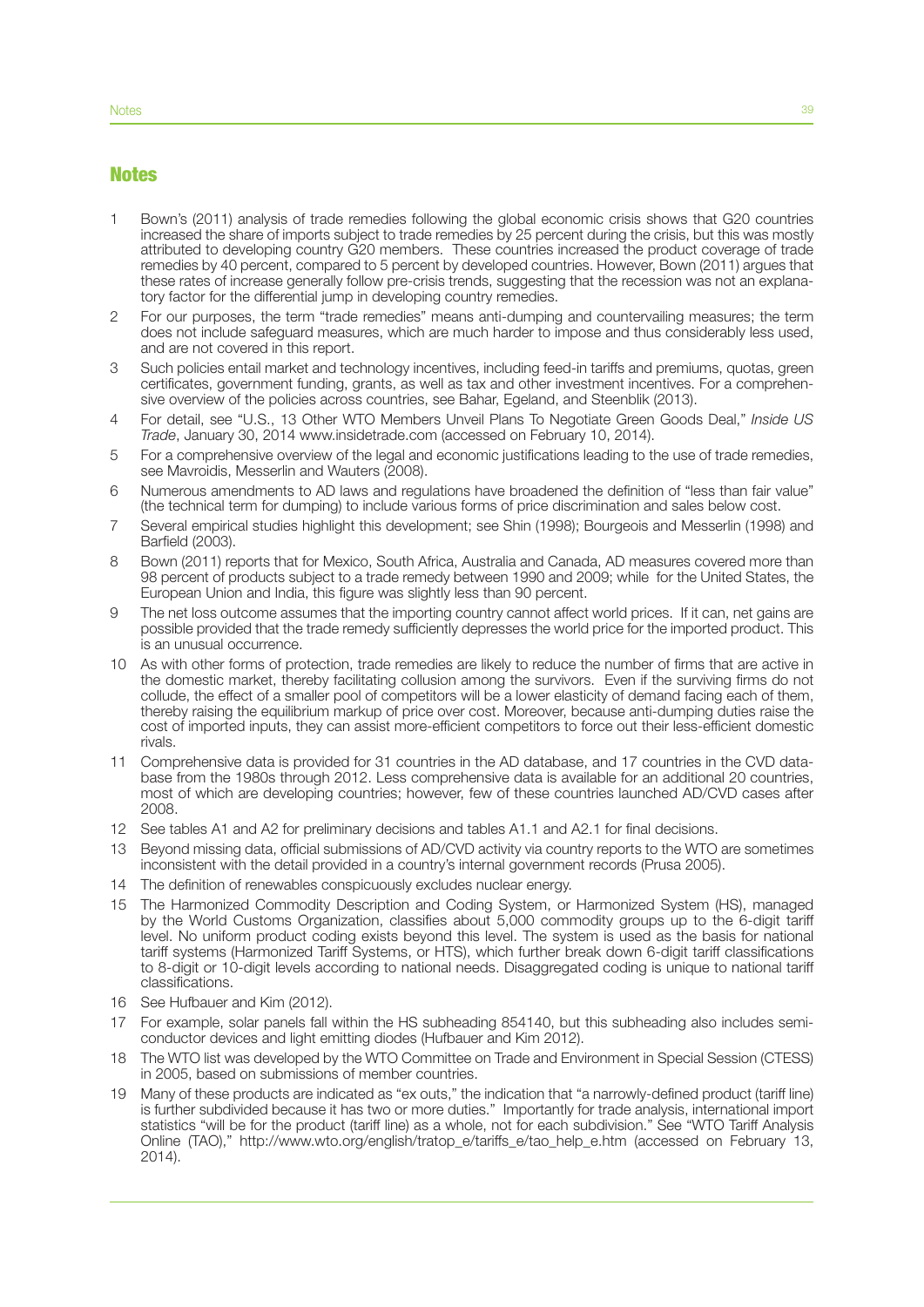# Notes

1 Bown's (2011) analysis of trade remedies following the global economic crisis shows that G20 countries increased the share of imports subject to trade remedies by 25 percent during the crisis, but this was mostly attributed to developing country G20 members. These countries increased the product coverage of trade remedies by 40 percent, compared to 5 percent by developed countries. However, Bown (2011) argues that these rates of increase generally follow pre-crisis trends, suggesting that the recession was not an explanatory factor for the differential jump in developing country remedies.

2 For our purposes, the term "trade remedies" means anti-dumping and countervailing measures; the term does not include safeguard measures, which are much harder to impose and thus considerably less used, and are not covered in this report.

3 Such policies entail market and technology incentives, including feed-in tariffs and premiums, quotas, green certificates, government funding, grants, as well as tax and other investment incentives. For a comprehensive overview of the policies across countries, see Bahar, Egeland, and Steenblik (2013).

4 For detail, see "U.S., 13 Other WTO Members Unveil Plans To Negotiate Green Goods Deal," *Inside US Trade*, January 30, 2014 www.insidetrade.com (accessed on February 10, 2014).

5 For a comprehensive overview of the legal and economic justifications leading to the use of trade remedies, see Mavroidis, Messerlin and Wauters (2008).

6 Numerous amendments to AD laws and regulations have broadened the definition of "less than fair value" (the technical term for dumping) to include various forms of price discrimination and sales below cost.

7 Several empirical studies highlight this development; see Shin (1998); Bourgeois and Messerlin (1998) and Barfield (2003).

8 Bown (2011) reports that for Mexico, South Africa, Australia and Canada, AD measures covered more than 98 percent of products subject to a trade remedy between 1990 and 2009; while for the United States, the European Union and India, this figure was slightly less than 90 percent.

9 The net loss outcome assumes that the importing country cannot affect world prices. If it can, net gains are possible provided that the trade remedy sufficiently depresses the world price for the imported product. This is an unusual occurrence.

10 As with other forms of protection, trade remedies are likely to reduce the number of firms that are active in the domestic market, thereby facilitating collusion among the survivors. Even if the surviving firms do not collude, the effect of a smaller pool of competitors will be a lower elasticity of demand facing each of them, thereby raising the equilibrium markup of price over cost. Moreover, because anti-dumping duties raise the cost of imported inputs, they can assist more-efficient competitors to force out their less-efficient domestic rivals.

11 Comprehensive data is provided for 31 countries in the AD database, and 17 countries in the CVD database from the 1980s through 2012. Less comprehensive data is available for an additional 20 countries, most of which are developing countries; however, few of these countries launched AD/CVD cases after 2008.

12 See tables A1 and A2 for preliminary decisions and tables A1.1 and A2.1 for final decisions.

13 Beyond missing data, official submissions of AD/CVD activity via country reports to the WTO are sometimes inconsistent with the detail provided in a country's internal government records (Prusa 2005).

14 The definition of renewables conspicuously excludes nuclear energy.

15 The Harmonized Commodity Description and Coding System, or Harmonized System (HS), managed by the World Customs Organization, classifies about 5,000 commodity groups up to the 6-digit tariff level. No uniform product coding exists beyond this level. The system is used as the basis for national tariff systems (Harmonized Tariff Systems, or HTS), which further break down 6-digit tariff classifications to 8-digit or 10-digit levels according to national needs. Disaggregated coding is unique to national tariff classifications.

16 See Hufbauer and Kim (2012).

17 For example, solar panels fall within the HS subheading 854140, but this subheading also includes semiconductor devices and light emitting diodes (Hufbauer and Kim 2012).

18 The WTO list was developed by the WTO Committee on Trade and Environment in Special Session (CTESS) in 2005, based on submissions of member countries.

19 Many of these products are indicated as "ex outs," the indication that "a narrowly-defined product (tariff line) is further subdivided because it has two or more duties." Importantly for trade analysis, international import statistics "will be for the product (tariff line) as a whole, not for each subdivision." See "WTO Tariff Analysis Online (TAO)," http://www.wto.org/english/tratop_e/tariffs_e/tao_help_e.htm (accessed on February 13, 2014).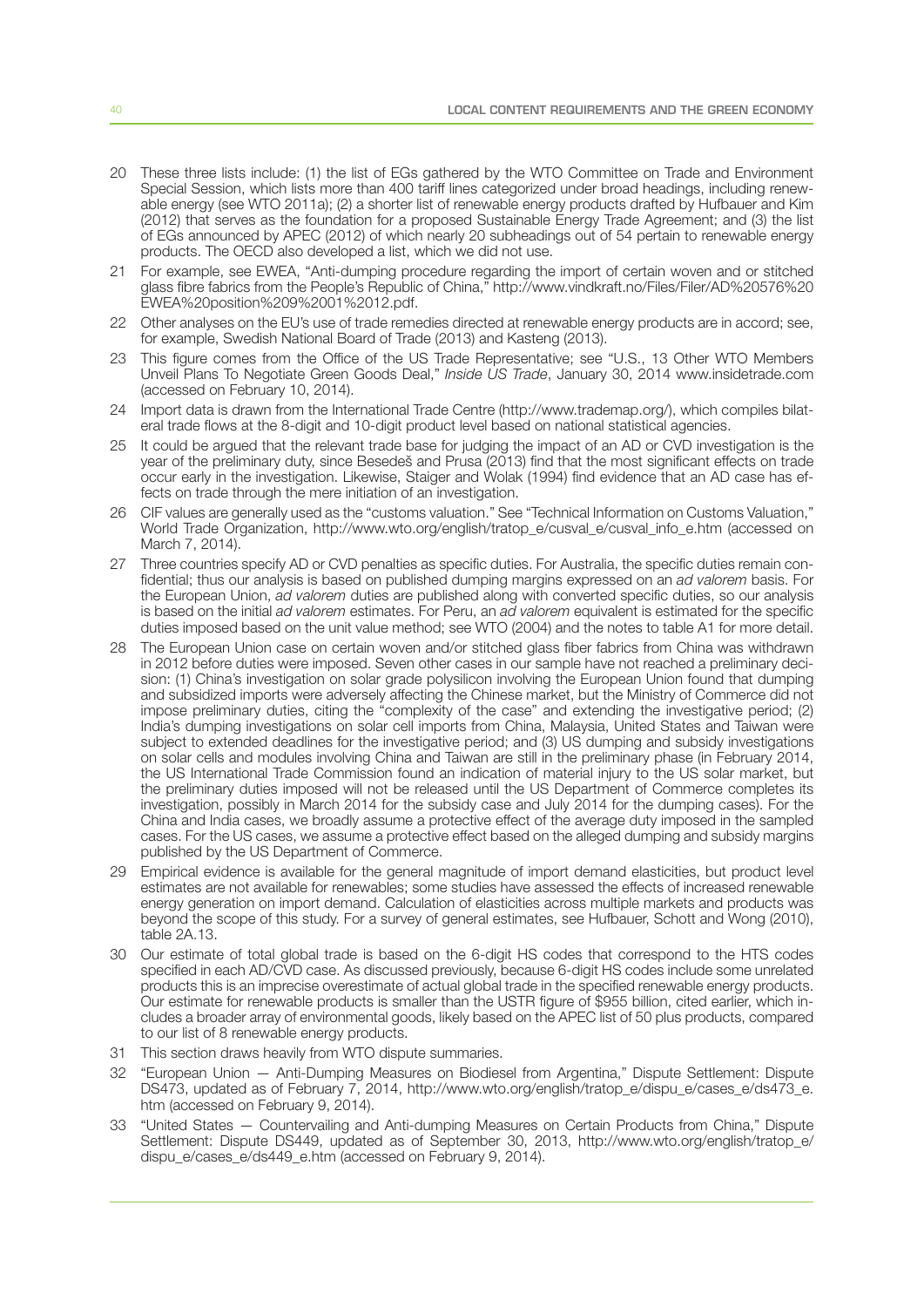20 These three lists include: (1) the list of EGs gathered by the WTO Committee on Trade and Environment Special Session, which lists more than 400 tariff lines categorized under broad headings, including renewable energy (see WTO 2011a); (2) a shorter list of renewable energy products drafted by Hufbauer and Kim (2012) that serves as the foundation for a proposed Sustainable Energy Trade Agreement; and (3) the list of EGs announced by APEC (2012) of which nearly 20 subheadings out of 54 pertain to renewable energy products. The OECD also developed a list, which we did not use.

21 For example, see EWEA, "Anti-dumping procedure regarding the import of certain woven and or stitched glass fibre fabrics from the People's Republic of China," http://www.vindkraft.no/Files/Filer/AD%20576%20EWEA%20position%209%2001%2012.pdf.

22 Other analyses on the EU's use of trade remedies directed at renewable energy products are in accord; see, for example, Swedish National Board of Trade (2013) and Kasteng (2013).

23 This figure comes from the Office of the US Trade Representative; see "U.S., 13 Other WTO Members Unveil Plans To Negotiate Green Goods Deal," *Inside US Trade*, January 30, 2014 www.insidetrade.com (accessed on February 10, 2014).

24 Import data is drawn from the International Trade Centre (http://www.trademap.org/), which compiles bilateral trade flows at the 8-digit and 10-digit product level based on national statistical agencies.

25 It could be argued that the relevant trade base for judging the impact of an AD or CVD investigation is the year of the preliminary duty, since Besedeš and Prusa (2013) find that the most significant effects on trade occur early in the investigation. Likewise, Staiger and Wolak (1994) find evidence that an AD case has effects on trade through the mere initiation of an investigation.

26 CIF values are generally used as the "customs valuation." See "Technical Information on Customs Valuation," World Trade Organization, http://www.wto.org/english/tratop_e/cusval_e/cusval_info_e.htm (accessed on March 7, 2014).

27 Three countries specify AD or CVD penalties as specific duties. For Australia, the specific duties remain confidential; thus our analysis is based on published dumping margins expressed on an *ad valorem* basis. For the European Union, *ad valorem* duties are published along with converted specific duties, so our analysis is based on the initial *ad valorem* estimates. For Peru, an *ad valorem* equivalent is estimated for the specific duties imposed based on the unit value method; see WTO (2004) and the notes to table A1 for more detail.

28 The European Union case on certain woven and/or stitched glass fiber fabrics from China was withdrawn in 2012 before duties were imposed. Seven other cases in our sample have not reached a preliminary decision: (1) China's investigation on solar grade polysilicon involving the European Union found that dumping and subsidized imports were adversely affecting the Chinese market, but the Ministry of Commerce did not impose preliminary duties, citing the "complexity of the case" and extending the investigative period; (2) India's dumping investigations on solar cell imports from China, Malaysia, United States and Taiwan were subject to extended deadlines for the investigative period; and (3) US dumping and subsidy investigations on solar cells and modules involving China and Taiwan are still in the preliminary phase (in February 2014, the US International Trade Commission found an indication of material injury to the US solar market, but the preliminary duties imposed will not be released until the US Department of Commerce completes its investigation, possibly in March 2014 for the subsidy case and July 2014 for the dumping cases). For the China and India cases, we broadly assume a protective effect of the average duty imposed in the sampled cases. For the US cases, we assume a protective effect based on the alleged dumping and subsidy margins published by the US Department of Commerce.

29 Empirical evidence is available for the general magnitude of import demand elasticities, but product level estimates are not available for renewables; some studies have assessed the effects of increased renewable energy generation on import demand. Calculation of elasticities across multiple markets and products was beyond the scope of this study. For a survey of general estimates, see Hufbauer, Schott and Wong (2010), table 2A.13.

30 Our estimate of total global trade is based on the 6-digit HS codes that correspond to the HTS codes specified in each AD/CVD case. As discussed previously, because 6-digit HS codes include some unrelated products this is an imprecise overestimate of actual global trade in the specified renewable energy products. Our estimate for renewable products is smaller than the USTR figure of $955 billion, cited earlier, which includes a broader array of environmental goods, likely based on the APEC list of 50 plus products, compared to our list of 8 renewable energy products.

31 This section draws heavily from WTO dispute summaries.

32 "European Union — Anti-Dumping Measures on Biodiesel from Argentina," Dispute Settlement: Dispute DS473, updated as of February 7, 2014, http://www.wto.org/english/tratop_e/dispu_e/cases_e/ds473_e.htm (accessed on February 9, 2014).

33 "United States — Countervailing and Anti-dumping Measures on Certain Products from China," Dispute Settlement: Dispute DS449, updated as of September 30, 2013, http://www.wto.org/english/tratop_e/dispu_e/cases_e/ds449_e.htm (accessed on February 9, 2014).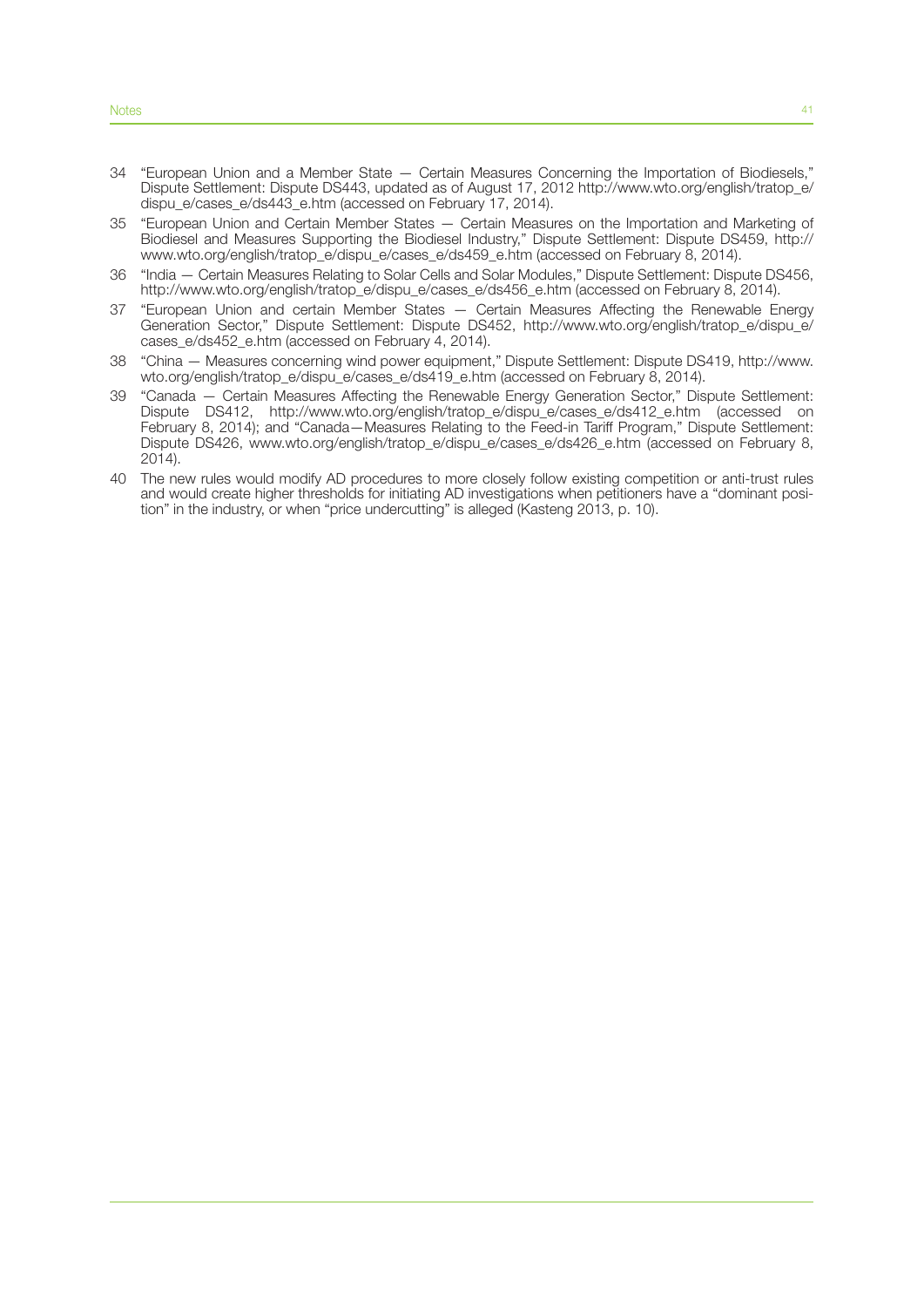34 "European Union and a Member State — Certain Measures Concerning the Importation of Biodiesels," Dispute Settlement: Dispute DS443, updated as of August 17, 2012 http://www.wto.org/english/tratop_e/dispu_e/cases_e/ds443_e.htm (accessed on February 17, 2014).

35 "European Union and Certain Member States — Certain Measures on the Importation and Marketing of Biodiesel and Measures Supporting the Biodiesel Industry," Dispute Settlement: Dispute DS459, http://www.wto.org/english/tratop_e/dispu_e/cases_e/ds459_e.htm (accessed on February 8, 2014).

36 "India — Certain Measures Relating to Solar Cells and Solar Modules," Dispute Settlement: Dispute DS456, http://www.wto.org/english/tratop_e/dispu_e/cases_e/ds456_e.htm (accessed on February 8, 2014).

37 "European Union and certain Member States — Certain Measures Affecting the Renewable Energy Generation Sector," Dispute Settlement: Dispute DS452, http://www.wto.org/english/tratop_e/dispu_e/cases_e/ds452_e.htm (accessed on February 4, 2014).

38 "China — Measures concerning wind power equipment," Dispute Settlement: Dispute DS419, http://www.wto.org/english/tratop_e/dispu_e/cases_e/ds419_e.htm (accessed on February 8, 2014).

39 "Canada — Certain Measures Affecting the Renewable Energy Generation Sector," Dispute Settlement: Dispute DS412, http://www.wto.org/english/tratop_e/dispu_e/cases_e/ds412_e.htm (accessed on February 8, 2014); and "Canada—Measures Relating to the Feed-in Tariff Program," Dispute Settlement: Dispute DS426, www.wto.org/english/tratop_e/dispu_e/cases_e/ds426_e.htm (accessed on February 8, 2014).

40 The new rules would modify AD procedures to more closely follow existing competition or anti-trust rules and would create higher thresholds for initiating AD investigations when petitioners have a "dominant position" in the industry, or when "price undercutting" is alleged (Kasteng 2013, p. 10).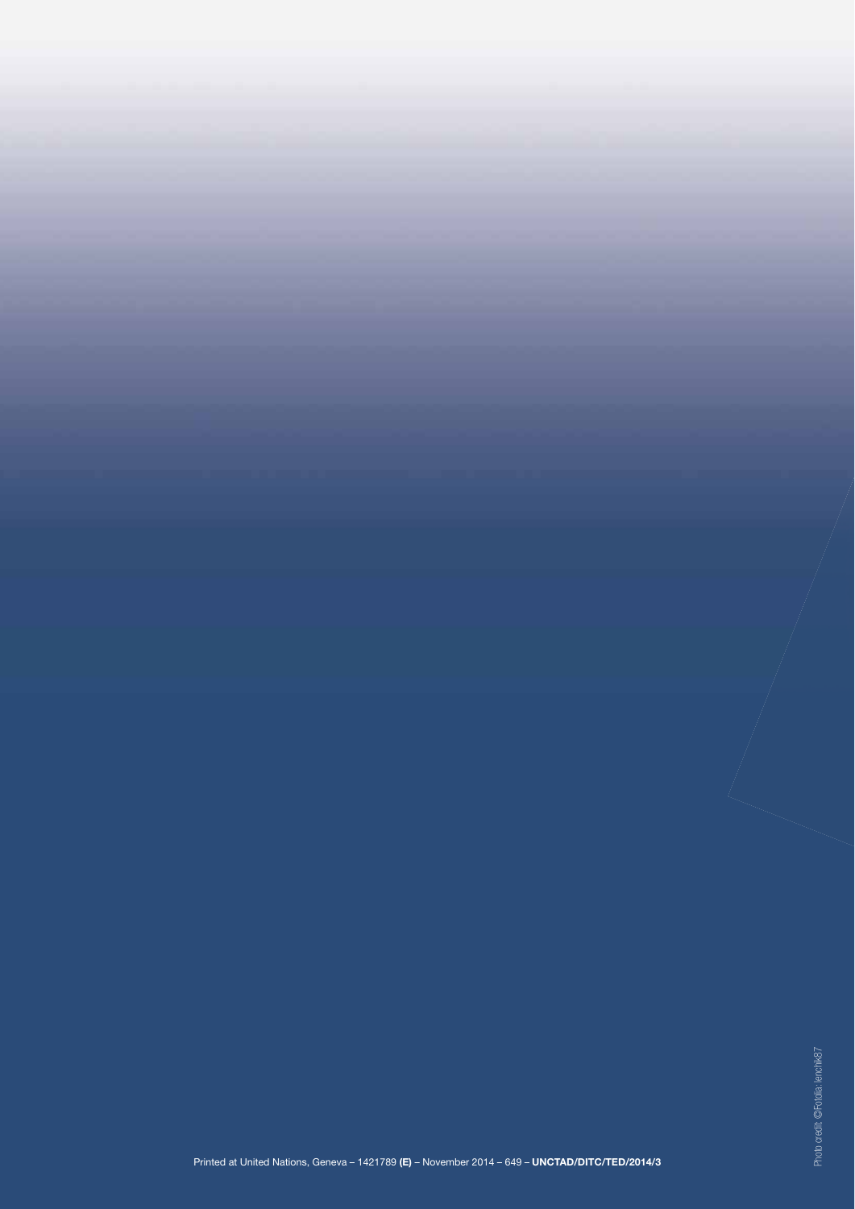Printed at United Nations, Geneva – 1421789 **(E)** – November 2014 – 649 – **UNCTAD/DITC/TED/2014/3**

Photo credit: ©Fotolia: lenchik87